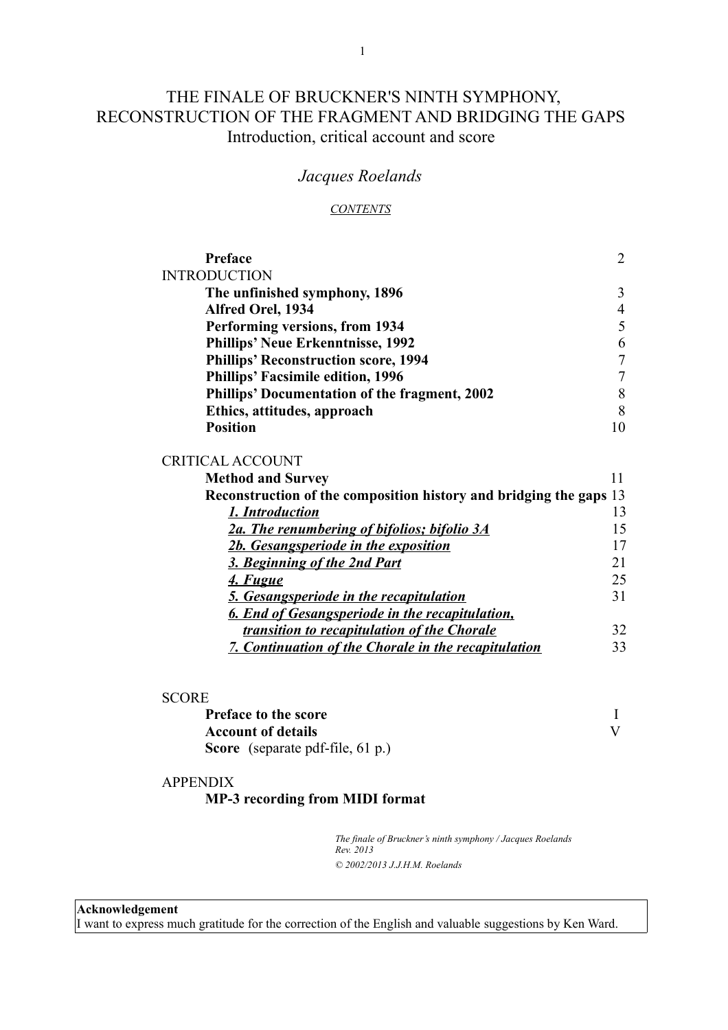# THE FINALE OF BRUCKNER'S NINTH SYMPHONY, RECONSTRUCTION OF THE FRAGMENT AND BRIDGING THE GAPS

Introduction, critical account and score

*Jacques Roelands*

*CONTENTS*

| | |
|---|---|
| **Preface** | 2 |
| INTRODUCTION | |
| **The unfinished symphony, 1896** | 3 |
| **Alfred Orel, 1934** | 4 |
| **Performing versions, from 1934** | 5 |
| **Phillips' Neue Erkenntnisse, 1992** | 6 |
| **Phillips' Reconstruction score, 1994** | 7 |
| **Phillips' Facsimile edition, 1996** | 7 |
| **Phillips' Documentation of the fragment, 2002** | 8 |
| **Ethics, attitudes, approach** | 8 |
| **Position** | 10 |
| CRITICAL ACCOUNT | |
| **Method and Survey** | 11 |
| **Reconstruction of the composition history and bridging the gaps** | 13 |
| ***1. Introduction*** | 13 |
| ***2a. The renumbering of bifolios; bifolio 3A*** | 15 |
| ***2b. Gesangsperiode in the exposition*** | 17 |
| ***3. Beginning of the 2nd Part*** | 21 |
| ***4. Fugue*** | 25 |
| ***5. Gesangsperiode in the recapitulation*** | 31 |
| ***6. End of Gesangsperiode in the recapitulation, transition to recapitulation of the Chorale*** | 32 |
| ***7. Continuation of the Chorale in the recapitulation*** | 33 |
| SCORE | |
| **Preface to the score** | I |
| **Account of details** | V |
| **Score** (separate pdf-file, 61 p.) | |
| APPENDIX | |
| **MP-3 recording from MIDI format** | |

*The finale of Bruckner's ninth symphony / Jacques Roelands*
*Rev. 2013*
*© 2002/2013 J.J.H.M. Roelands*

**Acknowledgement**
I want to express much gratitude for the correction of the English and valuable suggestions by Ken Ward.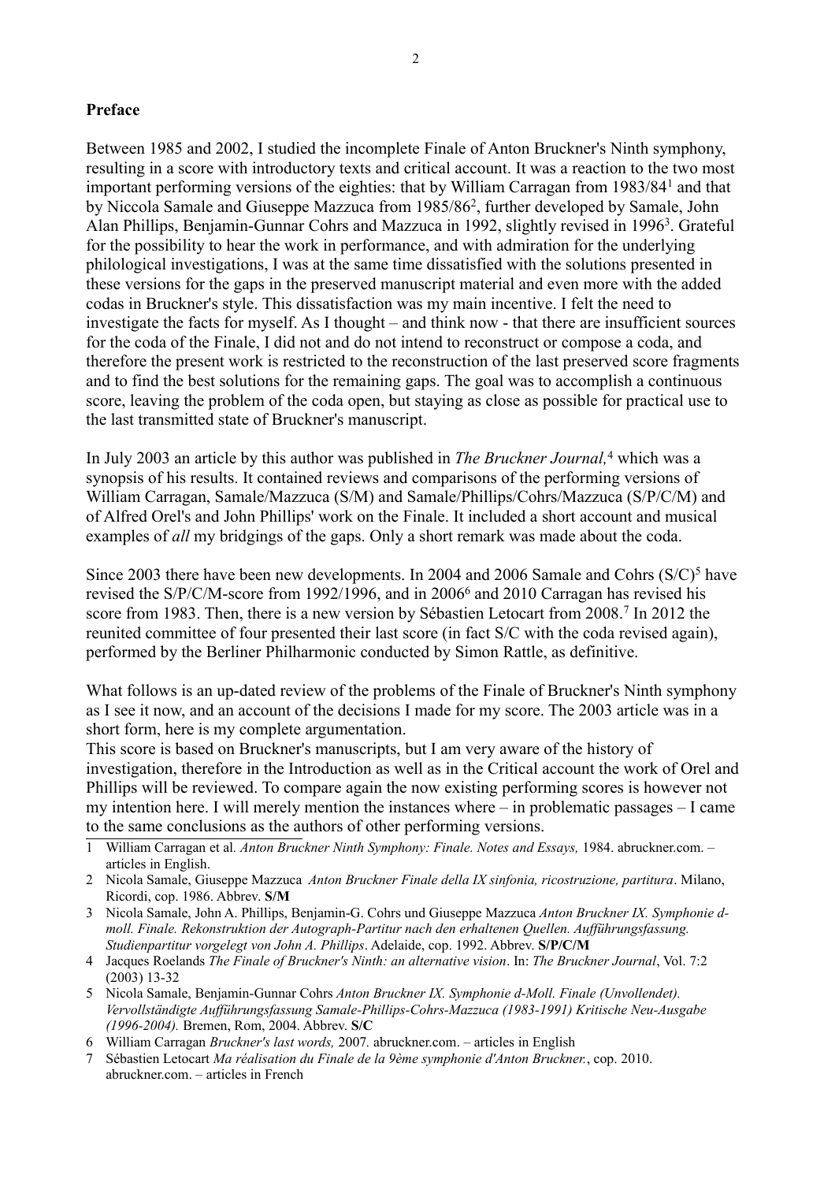**Preface**

Between 1985 and 2002, I studied the incomplete Finale of Anton Bruckner's Ninth symphony, resulting in a score with introductory texts and critical account. It was a reaction to the two most important performing versions of the eighties: that by William Carragan from 1983/84[1] and that by Niccola Samale and Giuseppe Mazzuca from 1985/86[2], further developed by Samale, John Alan Phillips, Benjamin-Gunnar Cohrs and Mazzuca in 1992, slightly revised in 1996[3]. Grateful for the possibility to hear the work in performance, and with admiration for the underlying philological investigations, I was at the same time dissatisfied with the solutions presented in these versions for the gaps in the preserved manuscript material and even more with the added codas in Bruckner's style. This dissatisfaction was my main incentive. I felt the need to investigate the facts for myself. As I thought – and think now - that there are insufficient sources for the coda of the Finale, I did not and do not intend to reconstruct or compose a coda, and therefore the present work is restricted to the reconstruction of the last preserved score fragments and to find the best solutions for the remaining gaps. The goal was to accomplish a continuous score, leaving the problem of the coda open, but staying as close as possible for practical use to the last transmitted state of Bruckner's manuscript.

In July 2003 an article by this author was published in *The Bruckner Journal,*[4] which was a synopsis of his results. It contained reviews and comparisons of the performing versions of William Carragan, Samale/Mazzuca (S/M) and Samale/Phillips/Cohrs/Mazzuca (S/P/C/M) and of Alfred Orel's and John Phillips' work on the Finale. It included a short account and musical examples of *all* my bridgings of the gaps. Only a short remark was made about the coda.

Since 2003 there have been new developments. In 2004 and 2006 Samale and Cohrs (S/C)[5] have revised the S/P/C/M-score from 1992/1996, and in 2006[6] and 2010 Carragan has revised his score from 1983. Then, there is a new version by Sébastien Letocart from 2008.[7] In 2012 the reunited committee of four presented their last score (in fact S/C with the coda revised again), performed by the Berliner Philharmonic conducted by Simon Rattle, as definitive.

What follows is an up-dated review of the problems of the Finale of Bruckner's Ninth symphony as I see it now, and an account of the decisions I made for my score. The 2003 article was in a short form, here is my complete argumentation.
This score is based on Bruckner's manuscripts, but I am very aware of the history of investigation, therefore in the Introduction as well as in the Critical account the work of Orel and Phillips will be reviewed. To compare again the now existing performing scores is however not my intention here. I will merely mention the instances where – in problematic passages – I came to the same conclusions as the authors of other performing versions.

---

1 William Carragan et al. *Anton Bruckner Ninth Symphony: Finale. Notes and Essays,* 1984. abruckner.com. – articles in English.

2 Nicola Samale, Giuseppe Mazzuca *Anton Bruckner Finale della IX sinfonia, ricostruzione, partitura*. Milano, Ricordi, cop. 1986. Abbrev. **S/M**

3 Nicola Samale, John A. Phillips, Benjamin-G. Cohrs und Giuseppe Mazzuca *Anton Bruckner IX. Symphonie d-moll. Finale. Rekonstruktion der Autograph-Partitur nach den erhaltenen Quellen. Aufführungsfassung. Studienpartitur vorgelegt von John A. Phillips*. Adelaide, cop. 1992. Abbrev. **S/P/C/M**

4 Jacques Roelands *The Finale of Bruckner's Ninth: an alternative vision*. In: *The Bruckner Journal*, Vol. 7:2 (2003) 13-32

5 Nicola Samale, Benjamin-Gunnar Cohrs *Anton Bruckner IX. Symphonie d-Moll. Finale (Unvollendet). Vervollständigte Aufführungsfassung Samale-Phillips-Cohrs-Mazzuca (1983-1991) Kritische Neu-Ausgabe (1996-2004).* Bremen, Rom, 2004. Abbrev. **S/C**

6 William Carragan *Bruckner's last words,* 2007*.* abruckner.com. – articles in English

7 Sébastien Letocart *Ma réalisation du Finale de la 9ème symphonie d'Anton Bruckner.*, cop. 2010. abruckner.com. – articles in French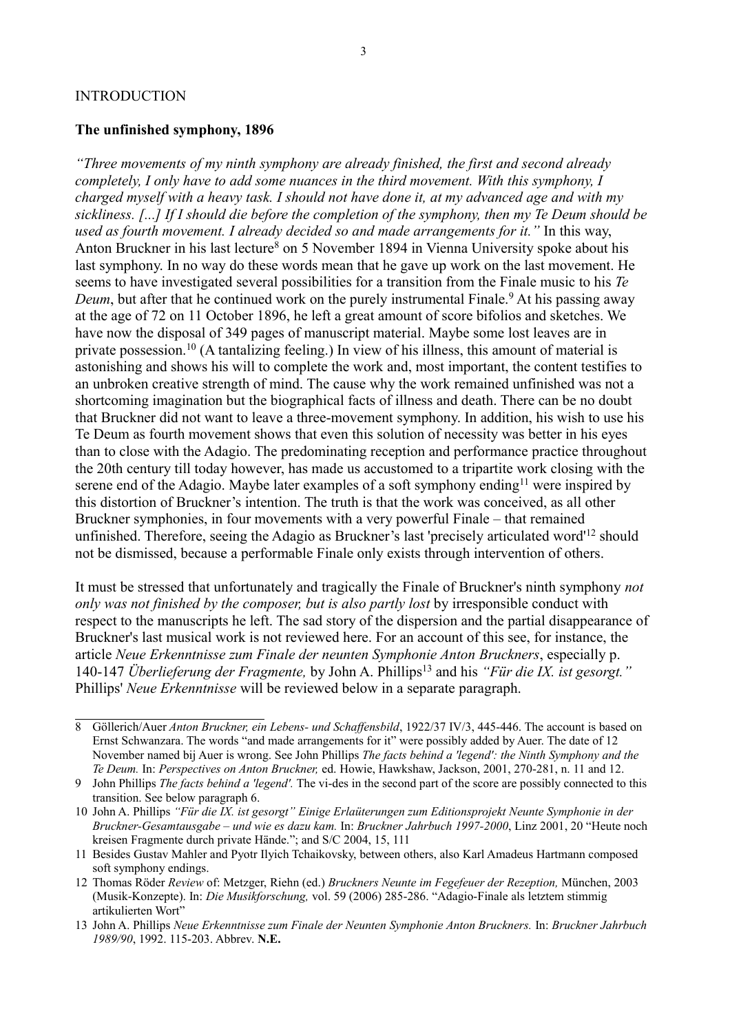INTRODUCTION

**The unfinished symphony, 1896**

*"Three movements of my ninth symphony are already finished, the first and second already completely, I only have to add some nuances in the third movement. With this symphony, I charged myself with a heavy task. I should not have done it, at my advanced age and with my sickliness. [...] If I should die before the completion of the symphony, then my Te Deum should be used as fourth movement. I already decided so and made arrangements for it."* In this way, Anton Bruckner in his last lecture[8] on 5 November 1894 in Vienna University spoke about his last symphony. In no way do these words mean that he gave up work on the last movement. He seems to have investigated several possibilities for a transition from the Finale music to his *Te Deum*, but after that he continued work on the purely instrumental Finale.[9] At his passing away at the age of 72 on 11 October 1896, he left a great amount of score bifolios and sketches. We have now the disposal of 349 pages of manuscript material. Maybe some lost leaves are in private possession.[10] (A tantalizing feeling.) In view of his illness, this amount of material is astonishing and shows his will to complete the work and, most important, the content testifies to an unbroken creative strength of mind. The cause why the work remained unfinished was not a shortcoming imagination but the biographical facts of illness and death. There can be no doubt that Bruckner did not want to leave a three-movement symphony. In addition, his wish to use his Te Deum as fourth movement shows that even this solution of necessity was better in his eyes than to close with the Adagio. The predominating reception and performance practice throughout the 20th century till today however, has made us accustomed to a tripartite work closing with the serene end of the Adagio. Maybe later examples of a soft symphony ending[11] were inspired by this distortion of Bruckner's intention. The truth is that the work was conceived, as all other Bruckner symphonies, in four movements with a very powerful Finale – that remained unfinished. Therefore, seeing the Adagio as Bruckner's last 'precisely articulated word'[12] should not be dismissed, because a performable Finale only exists through intervention of others.

It must be stressed that unfortunately and tragically the Finale of Bruckner's ninth symphony *not only was not finished by the composer, but is also partly lost* by irresponsible conduct with respect to the manuscripts he left. The sad story of the dispersion and the partial disappearance of Bruckner's last musical work is not reviewed here. For an account of this see, for instance, the article *Neue Erkenntnisse zum Finale der neunten Symphonie Anton Bruckners*, especially p. 140-147 *Überlieferung der Fragmente,* by John A. Phillips[13] and his *"Für die IX. ist gesorgt."* Phillips' *Neue Erkenntnisse* will be reviewed below in a separate paragraph.

---

8 Göllerich/Auer *Anton Bruckner, ein Lebens- und Schaffensbild*, 1922/37 IV/3, 445-446. The account is based on Ernst Schwanzara. The words "and made arrangements for it" were possibly added by Auer. The date of 12 November named bij Auer is wrong. See John Phillips *The facts behind a 'legend': the Ninth Symphony and the Te Deum.* In: *Perspectives on Anton Bruckner,* ed. Howie, Hawkshaw, Jackson, 2001, 270-281, n. 11 and 12.

9 John Phillips *The facts behind a 'legend'.* The vi-des in the second part of the score are possibly connected to this transition. See below paragraph 6.

10 John A. Phillips *"Für die IX. ist gesorgt" Einige Erlaüterungen zum Editionsprojekt Neunte Symphonie in der Bruckner-Gesamtausgabe – und wie es dazu kam.* In: *Bruckner Jahrbuch 1997-2000*, Linz 2001, 20 "Heute noch kreisen Fragmente durch private Hände."; and S/C 2004, 15, 111

11 Besides Gustav Mahler and Pyotr Ilyich Tchaikovsky, between others, also Karl Amadeus Hartmann composed soft symphony endings.

12 Thomas Röder *Review* of: Metzger, Riehn (ed.) *Bruckners Neunte im Fegefeuer der Rezeption,* München, 2003 (Musik-Konzepte). In: *Die Musikforschung,* vol. 59 (2006) 285-286. "Adagio-Finale als letztem stimmig artikulierten Wort"

13 John A. Phillips *Neue Erkenntnisse zum Finale der Neunten Symphonie Anton Bruckners.* In: *Bruckner Jahrbuch 1989/90*, 1992. 115-203. Abbrev. **N.E.**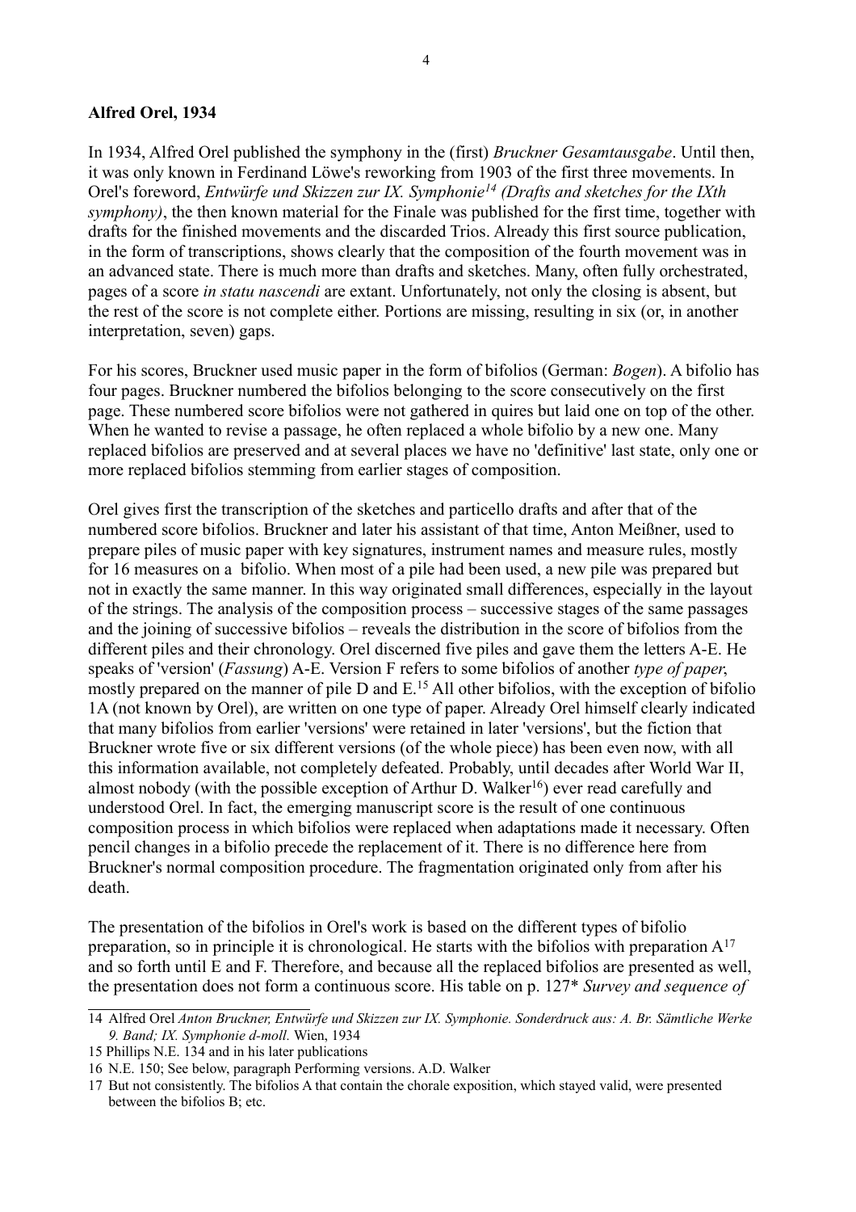**Alfred Orel, 1934**

In 1934, Alfred Orel published the symphony in the (first) *Bruckner Gesamtausgabe*. Until then, it was only known in Ferdinand Löwe's reworking from 1903 of the first three movements. In Orel's foreword, *Entwürfe und Skizzen zur IX. Symphonie*[14] *(Drafts and sketches for the IXth symphony)*, the then known material for the Finale was published for the first time, together with drafts for the finished movements and the discarded Trios. Already this first source publication, in the form of transcriptions, shows clearly that the composition of the fourth movement was in an advanced state. There is much more than drafts and sketches. Many, often fully orchestrated, pages of a score *in statu nascendi* are extant. Unfortunately, not only the closing is absent, but the rest of the score is not complete either. Portions are missing, resulting in six (or, in another interpretation, seven) gaps.

For his scores, Bruckner used music paper in the form of bifolios (German: *Bogen*). A bifolio has four pages. Bruckner numbered the bifolios belonging to the score consecutively on the first page. These numbered score bifolios were not gathered in quires but laid one on top of the other. When he wanted to revise a passage, he often replaced a whole bifolio by a new one. Many replaced bifolios are preserved and at several places we have no 'definitive' last state, only one or more replaced bifolios stemming from earlier stages of composition.

Orel gives first the transcription of the sketches and particello drafts and after that of the numbered score bifolios. Bruckner and later his assistant of that time, Anton Meißner, used to prepare piles of music paper with key signatures, instrument names and measure rules, mostly for 16 measures on a bifolio. When most of a pile had been used, a new pile was prepared but not in exactly the same manner. In this way originated small differences, especially in the layout of the strings. The analysis of the composition process – successive stages of the same passages and the joining of successive bifolios – reveals the distribution in the score of bifolios from the different piles and their chronology. Orel discerned five piles and gave them the letters A-E. He speaks of 'version' (*Fassung*) A-E. Version F refers to some bifolios of another *type of paper*, mostly prepared on the manner of pile D and E.[15] All other bifolios, with the exception of bifolio 1A (not known by Orel), are written on one type of paper. Already Orel himself clearly indicated that many bifolios from earlier 'versions' were retained in later 'versions', but the fiction that Bruckner wrote five or six different versions (of the whole piece) has been even now, with all this information available, not completely defeated. Probably, until decades after World War II, almost nobody (with the possible exception of Arthur D. Walker[16]) ever read carefully and understood Orel. In fact, the emerging manuscript score is the result of one continuous composition process in which bifolios were replaced when adaptations made it necessary. Often pencil changes in a bifolio precede the replacement of it. There is no difference here from Bruckner's normal composition procedure. The fragmentation originated only from after his death.

The presentation of the bifolios in Orel's work is based on the different types of bifolio preparation, so in principle it is chronological. He starts with the bifolios with preparation A[17] and so forth until E and F. Therefore, and because all the replaced bifolios are presented as well, the presentation does not form a continuous score. His table on p. 127* *Survey and sequence of*

---

14 Alfred Orel *Anton Bruckner, Entwürfe und Skizzen zur IX. Symphonie. Sonderdruck aus: A. Br. Sämtliche Werke 9. Band; IX. Symphonie d-moll.* Wien, 1934

15 Phillips N.E. 134 and in his later publications

16 N.E. 150; See below, paragraph Performing versions. A.D. Walker

17 But not consistently. The bifolios A that contain the chorale exposition, which stayed valid, were presented between the bifolios B; etc.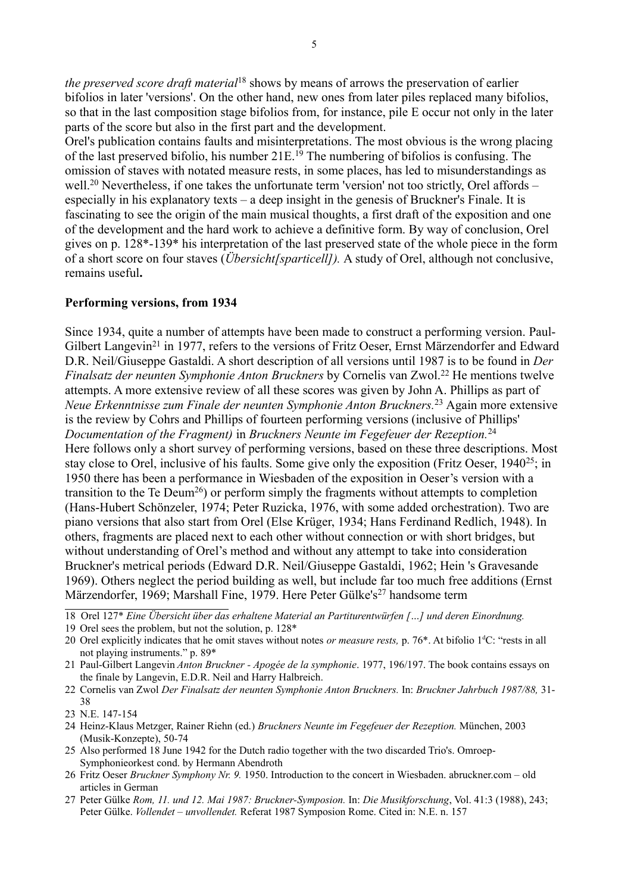*the preserved score draft material*[18] shows by means of arrows the preservation of earlier bifolios in later 'versions'. On the other hand, new ones from later piles replaced many bifolios, so that in the last composition stage bifolios from, for instance, pile E occur not only in the later parts of the score but also in the first part and the development.

Orel's publication contains faults and misinterpretations. The most obvious is the wrong placing of the last preserved bifolio, his number 21E.[19] The numbering of bifolios is confusing. The omission of staves with notated measure rests, in some places, has led to misunderstandings as well.[20] Nevertheless, if one takes the unfortunate term 'version' not too strictly, Orel affords – especially in his explanatory texts – a deep insight in the genesis of Bruckner's Finale. It is fascinating to see the origin of the main musical thoughts, a first draft of the exposition and one of the development and the hard work to achieve a definitive form. By way of conclusion, Orel gives on p. 128*-139* his interpretation of the last preserved state of the whole piece in the form of a short score on four staves (*Übersicht[sparticell]).* A study of Orel, although not conclusive, remains useful**.**

**Performing versions, from 1934**

Since 1934, quite a number of attempts have been made to construct a performing version. Paul-Gilbert Langevin[21] in 1977, refers to the versions of Fritz Oeser, Ernst Märzendorfer and Edward D.R. Neil/Giuseppe Gastaldi. A short description of all versions until 1987 is to be found in *Der Finalsatz der neunten Symphonie Anton Bruckners* by Cornelis van Zwol.[22] He mentions twelve attempts. A more extensive review of all these scores was given by John A. Phillips as part of *Neue Erkenntnisse zum Finale der neunten Symphonie Anton Bruckners.*[23] Again more extensive is the review by Cohrs and Phillips of fourteen performing versions (inclusive of Phillips' *Documentation of the Fragment)* in *Bruckners Neunte im Fegefeuer der Rezeption.*[24]

Here follows only a short survey of performing versions, based on these three descriptions. Most stay close to Orel, inclusive of his faults. Some give only the exposition (Fritz Oeser, 1940[25]; in 1950 there has been a performance in Wiesbaden of the exposition in Oeser's version with a transition to the Te Deum[26]) or perform simply the fragments without attempts to completion (Hans-Hubert Schönzeler, 1974; Peter Ruzicka, 1976, with some added orchestration). Two are piano versions that also start from Orel (Else Krüger, 1934; Hans Ferdinand Redlich, 1948). In others, fragments are placed next to each other without connection or with short bridges, but without understanding of Orel's method and without any attempt to take into consideration Bruckner's metrical periods (Edward D.R. Neil/Giuseppe Gastaldi, 1962; Hein 's Gravesande 1969). Others neglect the period building as well, but include far too much free additions (Ernst Märzendorfer, 1969; Marshall Fine, 1979. Here Peter Gülke's[27] handsome term

---

18 Orel 127* *Eine Übersicht über das erhaltene Material an Partiturentwürfen […] und deren Einordnung.*

19 Orel sees the problem, but not the solution, p. 128*

20 Orel explicitly indicates that he omit staves without notes *or measure rests,* p. 76*. At bifolio 1$^{d}$C: "rests in all not playing instruments." p. 89*

21 Paul-Gilbert Langevin *Anton Bruckner - Apogée de la symphonie*. 1977, 196/197. The book contains essays on the finale by Langevin, E.D.R. Neil and Harry Halbreich.

22 Cornelis van Zwol *Der Finalsatz der neunten Symphonie Anton Bruckners.* In: *Bruckner Jahrbuch 1987/88,* 31-38

23 N.E. 147-154

24 Heinz-Klaus Metzger, Rainer Riehn (ed.) *Bruckners Neunte im Fegefeuer der Rezeption.* München, 2003 (Musik-Konzepte), 50-74

25 Also performed 18 June 1942 for the Dutch radio together with the two discarded Trio's. Omroep-Symphonieorkest cond. by Hermann Abendroth

26 Fritz Oeser *Bruckner Symphony Nr. 9.* 1950. Introduction to the concert in Wiesbaden. abruckner.com – old articles in German

27 Peter Gülke *Rom, 11. und 12. Mai 1987: Bruckner-Symposion.* In: *Die Musikforschung*, Vol. 41:3 (1988), 243; Peter Gülke. *Vollendet – unvollendet.* Referat 1987 Symposion Rome. Cited in: N.E. n. 157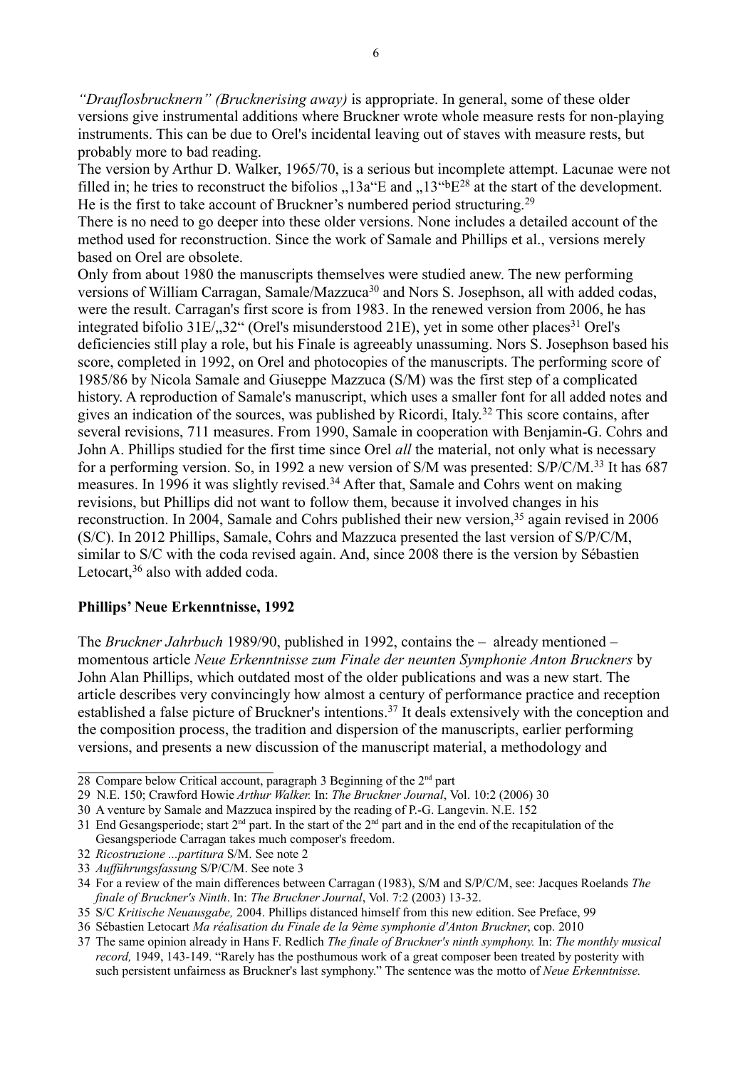*"Drauflosbrucknern" (Brucknerising away)* is appropriate. In general, some of these older versions give instrumental additions where Bruckner wrote whole measure rests for non-playing instruments. This can be due to Orel's incidental leaving out of staves with measure rests, but probably more to bad reading.

The version by Arthur D. Walker, 1965/70, is a serious but incomplete attempt. Lacunae were not filled in; he tries to reconstruct the bifolios „13a"E and „13"bE[28] at the start of the development. He is the first to take account of Bruckner's numbered period structuring.[29]

There is no need to go deeper into these older versions. None includes a detailed account of the method used for reconstruction. Since the work of Samale and Phillips et al., versions merely based on Orel are obsolete.

Only from about 1980 the manuscripts themselves were studied anew. The new performing versions of William Carragan, Samale/Mazzuca[30] and Nors S. Josephson, all with added codas, were the result. Carragan's first score is from 1983. In the renewed version from 2006, he has integrated bifolio 31E/„32" (Orel's misunderstood 21E), yet in some other places[31] Orel's deficiencies still play a role, but his Finale is agreeably unassuming. Nors S. Josephson based his score, completed in 1992, on Orel and photocopies of the manuscripts. The performing score of 1985/86 by Nicola Samale and Giuseppe Mazzuca (S/M) was the first step of a complicated history. A reproduction of Samale's manuscript, which uses a smaller font for all added notes and gives an indication of the sources, was published by Ricordi, Italy.[32] This score contains, after several revisions, 711 measures. From 1990, Samale in cooperation with Benjamin-G. Cohrs and John A. Phillips studied for the first time since Orel *all* the material, not only what is necessary for a performing version. So, in 1992 a new version of S/M was presented: S/P/C/M.[33] It has 687 measures. In 1996 it was slightly revised.[34] After that, Samale and Cohrs went on making revisions, but Phillips did not want to follow them, because it involved changes in his reconstruction. In 2004, Samale and Cohrs published their new version,[35] again revised in 2006 (S/C). In 2012 Phillips, Samale, Cohrs and Mazzuca presented the last version of S/P/C/M, similar to S/C with the coda revised again. And, since 2008 there is the version by Sébastien Letocart,[36] also with added coda.

## Phillips' Neue Erkenntnisse, 1992

The *Bruckner Jahrbuch* 1989/90, published in 1992, contains the – already mentioned – momentous article *Neue Erkenntnisse zum Finale der neunten Symphonie Anton Bruckners* by John Alan Phillips, which outdated most of the older publications and was a new start. The article describes very convincingly how almost a century of performance practice and reception established a false picture of Bruckner's intentions.[37] It deals extensively with the conception and the composition process, the tradition and dispersion of the manuscripts, earlier performing versions, and presents a new discussion of the manuscript material, a methodology and

---

28 Compare below Critical account, paragraph 3 Beginning of the 2nd part

29 N.E. 150; Crawford Howie *Arthur Walker.* In: *The Bruckner Journal*, Vol. 10:2 (2006) 30

30 A venture by Samale and Mazzuca inspired by the reading of P.-G. Langevin. N.E. 152

31 End Gesangsperiode; start 2nd part. In the start of the 2nd part and in the end of the recapitulation of the Gesangsperiode Carragan takes much composer's freedom.

32 *Ricostruzione ...partitura* S/M. See note 2

33 *Aufführungsfassung* S/P/C/M. See note 3

34 For a review of the main differences between Carragan (1983), S/M and S/P/C/M, see: Jacques Roelands *The finale of Bruckner's Ninth*. In: *The Bruckner Journal*, Vol. 7:2 (2003) 13-32.

35 S/C *Kritische Neuausgabe,* 2004. Phillips distanced himself from this new edition. See Preface, 99

36 Sébastien Letocart *Ma réalisation du Finale de la 9ème symphonie d'Anton Bruckner*, cop. 2010

37 The same opinion already in Hans F. Redlich *The finale of Bruckner's ninth symphony.* In: *The monthly musical record,* 1949, 143-149. "Rarely has the posthumous work of a great composer been treated by posterity with such persistent unfairness as Bruckner's last symphony." The sentence was the motto of *Neue Erkenntnisse.*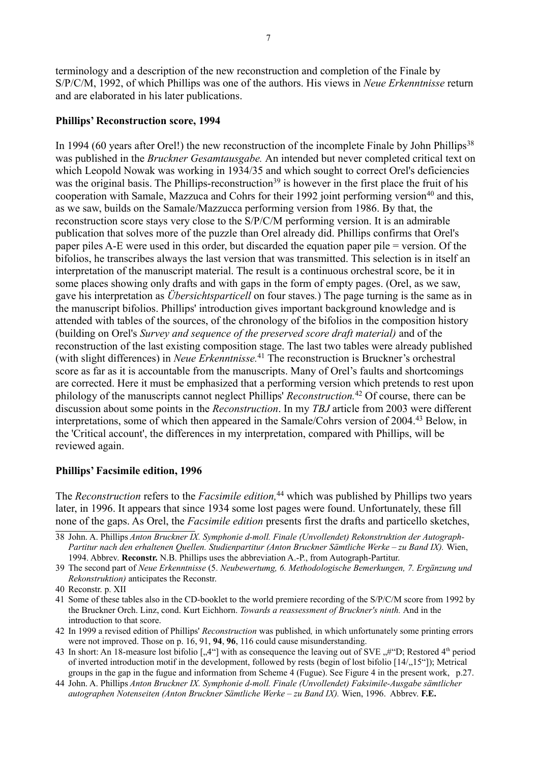terminology and a description of the new reconstruction and completion of the Finale by S/P/C/M, 1992, of which Phillips was one of the authors. His views in *Neue Erkenntnisse* return and are elaborated in his later publications.

**Phillips' Reconstruction score, 1994**

In 1994 (60 years after Orel!) the new reconstruction of the incomplete Finale by John Phillips[38] was published in the *Bruckner Gesamtausgabe.* An intended but never completed critical text on which Leopold Nowak was working in 1934/35 and which sought to correct Orel's deficiencies was the original basis. The Phillips-reconstruction[39] is however in the first place the fruit of his cooperation with Samale, Mazzuca and Cohrs for their 1992 joint performing version[40] and this, as we saw, builds on the Samale/Mazzucca performing version from 1986. By that, the reconstruction score stays very close to the S/P/C/M performing version. It is an admirable publication that solves more of the puzzle than Orel already did. Phillips confirms that Orel's paper piles A-E were used in this order, but discarded the equation paper pile = version. Of the bifolios, he transcribes always the last version that was transmitted. This selection is in itself an interpretation of the manuscript material. The result is a continuous orchestral score, be it in some places showing only drafts and with gaps in the form of empty pages. (Orel, as we saw, gave his interpretation as *Übersichtsparticell* on four staves.) The page turning is the same as in the manuscript bifolios. Phillips' introduction gives important background knowledge and is attended with tables of the sources, of the chronology of the bifolios in the composition history (building on Orel's *Survey and sequence of the preserved score draft material)* and of the reconstruction of the last existing composition stage. The last two tables were already published (with slight differences) in *Neue Erkenntnisse.*[41] The reconstruction is Bruckner's orchestral score as far as it is accountable from the manuscripts. Many of Orel's faults and shortcomings are corrected. Here it must be emphasized that a performing version which pretends to rest upon philology of the manuscripts cannot neglect Phillips' *Reconstruction.*[42] Of course, there can be discussion about some points in the *Reconstruction*. In my *TBJ* article from 2003 were different interpretations, some of which then appeared in the Samale/Cohrs version of 2004.[43] Below, in the 'Critical account', the differences in my interpretation, compared with Phillips, will be reviewed again.

**Phillips' Facsimile edition, 1996**

The *Reconstruction* refers to the *Facsimile edition,*[44] which was published by Phillips two years later, in 1996. It appears that since 1934 some lost pages were found. Unfortunately, these fill none of the gaps. As Orel, the *Facsimile edition* presents first the drafts and particello sketches,

---

38 John. A. Phillips *Anton Bruckner IX. Symphonie d-moll. Finale (Unvollendet) Rekonstruktion der Autograph-Partitur nach den erhaltenen Quellen. Studienpartitur (Anton Bruckner Sämtliche Werke – zu Band IX).* Wien, 1994. Abbrev. **Reconstr.** N.B. Phillips uses the abbreviation A.-P., from Autograph-Partitur.

39 The second part of *Neue Erkenntnisse* (5. *Neubewertumg, 6. Methodologische Bemerkungen, 7. Ergänzung und Rekonstruktion)* anticipates the Reconstr.

40 Reconstr. p. XII

41 Some of these tables also in the CD-booklet to the world premiere recording of the S/P/C/M score from 1992 by the Bruckner Orch. Linz, cond. Kurt Eichhorn. *Towards a reassessment of Bruckner's ninth.* And in the introduction to that score.

42 In 1999 a revised edition of Phillips' *Reconstruction* was published*,* in which unfortunately some printing errors were not improved. Those on p. 16, 91, **94**, **96**, 116 could cause misunderstanding.

43 In short: An 18-measure lost bifolio [„4"] with as consequence the leaving out of SVE „#"D; Restored 4th period of inverted introduction motif in the development, followed by rests (begin of lost bifolio [14/„15"]); Metrical groups in the gap in the fugue and information from Scheme 4 (Fugue). See Figure 4 in the present work, p.27.

44 John. A. Phillips *Anton Bruckner IX. Symphonie d-moll. Finale (Unvollendet) Faksimile-Ausgabe sämtlicher autographen Notenseiten (Anton Bruckner Sämtliche Werke – zu Band IX).* Wien, 1996. Abbrev. **F.E.**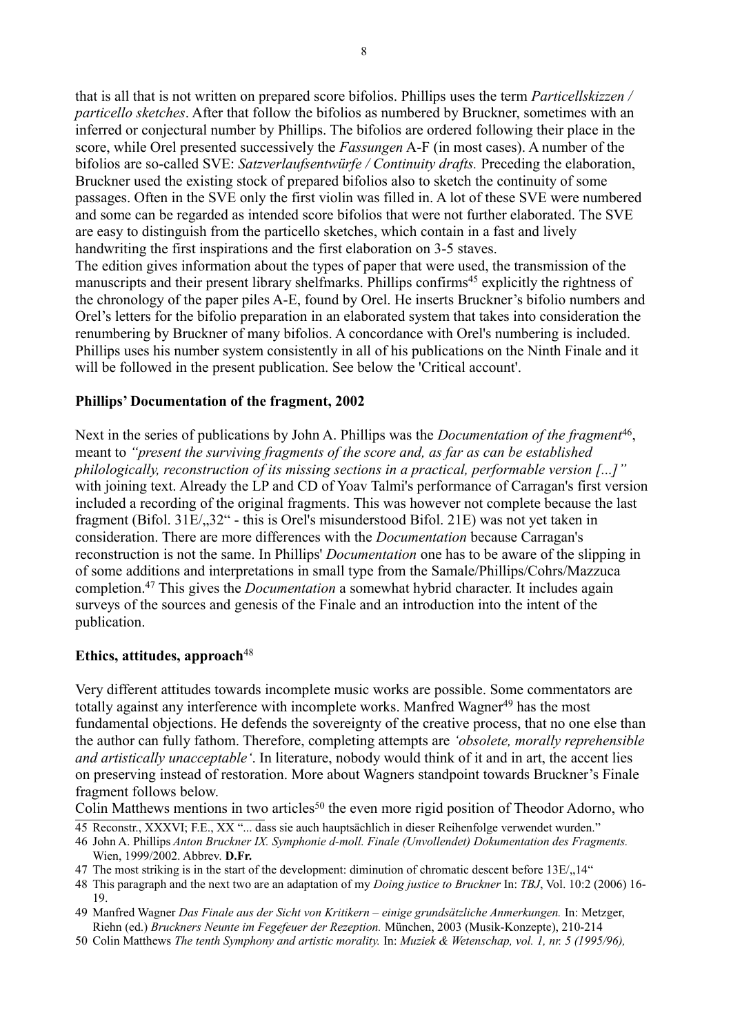that is all that is not written on prepared score bifolios. Phillips uses the term *Particellskizzen / particello sketches*. After that follow the bifolios as numbered by Bruckner, sometimes with an inferred or conjectural number by Phillips. The bifolios are ordered following their place in the score, while Orel presented successively the *Fassungen* A-F (in most cases). A number of the bifolios are so-called SVE: *Satzverlaufsentwürfe / Continuity drafts.* Preceding the elaboration, Bruckner used the existing stock of prepared bifolios also to sketch the continuity of some passages. Often in the SVE only the first violin was filled in. A lot of these SVE were numbered and some can be regarded as intended score bifolios that were not further elaborated. The SVE are easy to distinguish from the particello sketches, which contain in a fast and lively handwriting the first inspirations and the first elaboration on 3-5 staves.
The edition gives information about the types of paper that were used, the transmission of the manuscripts and their present library shelfmarks. Phillips confirms[45] explicitly the rightness of the chronology of the paper piles A-E, found by Orel. He inserts Bruckner's bifolio numbers and Orel's letters for the bifolio preparation in an elaborated system that takes into consideration the renumbering by Bruckner of many bifolios. A concordance with Orel's numbering is included. Phillips uses his number system consistently in all of his publications on the Ninth Finale and it will be followed in the present publication. See below the 'Critical account'.

**Phillips' Documentation of the fragment, 2002**

Next in the series of publications by John A. Phillips was the *Documentation of the fragment*[46], meant to *"present the surviving fragments of the score and, as far as can be established philologically, reconstruction of its missing sections in a practical, performable version [...]"* with joining text. Already the LP and CD of Yoav Talmi's performance of Carragan's first version included a recording of the original fragments. This was however not complete because the last fragment (Bifol. 31E/„32" - this is Orel's misunderstood Bifol. 21E) was not yet taken in consideration. There are more differences with the *Documentation* because Carragan's reconstruction is not the same. In Phillips' *Documentation* one has to be aware of the slipping in of some additions and interpretations in small type from the Samale/Phillips/Cohrs/Mazzuca completion.[47] This gives the *Documentation* a somewhat hybrid character. It includes again surveys of the sources and genesis of the Finale and an introduction into the intent of the publication.

**Ethics, attitudes, approach**[48]

Very different attitudes towards incomplete music works are possible. Some commentators are totally against any interference with incomplete works. Manfred Wagner[49] has the most fundamental objections. He defends the sovereignty of the creative process, that no one else than the author can fully fathom. Therefore, completing attempts are *'obsolete, morally reprehensible and artistically unacceptable'*. In literature, nobody would think of it and in art, the accent lies on preserving instead of restoration. More about Wagners standpoint towards Bruckner's Finale fragment follows below.
Colin Matthews mentions in two articles[50] the even more rigid position of Theodor Adorno, who

---

45 Reconstr., XXXVI; F.E., XX "... dass sie auch hauptsächlich in dieser Reihenfolge verwendet wurden."

46 John A. Phillips *Anton Bruckner IX. Symphonie d-moll. Finale (Unvollendet) Dokumentation des Fragments.* Wien, 1999/2002. Abbrev. **D.Fr.**

47 The most striking is in the start of the development: diminution of chromatic descent before 13E/„14"

48 This paragraph and the next two are an adaptation of my *Doing justice to Bruckner* In: *TBJ*, Vol. 10:2 (2006) 16-19.

49 Manfred Wagner *Das Finale aus der Sicht von Kritikern – einige grundsätzliche Anmerkungen.* In: Metzger, Riehn (ed.) *Bruckners Neunte im Fegefeuer der Rezeption.* München, 2003 (Musik-Konzepte), 210-214

50 Colin Matthews *The tenth Symphony and artistic morality.* In: *Muziek & Wetenschap, vol. 1, nr. 5 (1995/96),*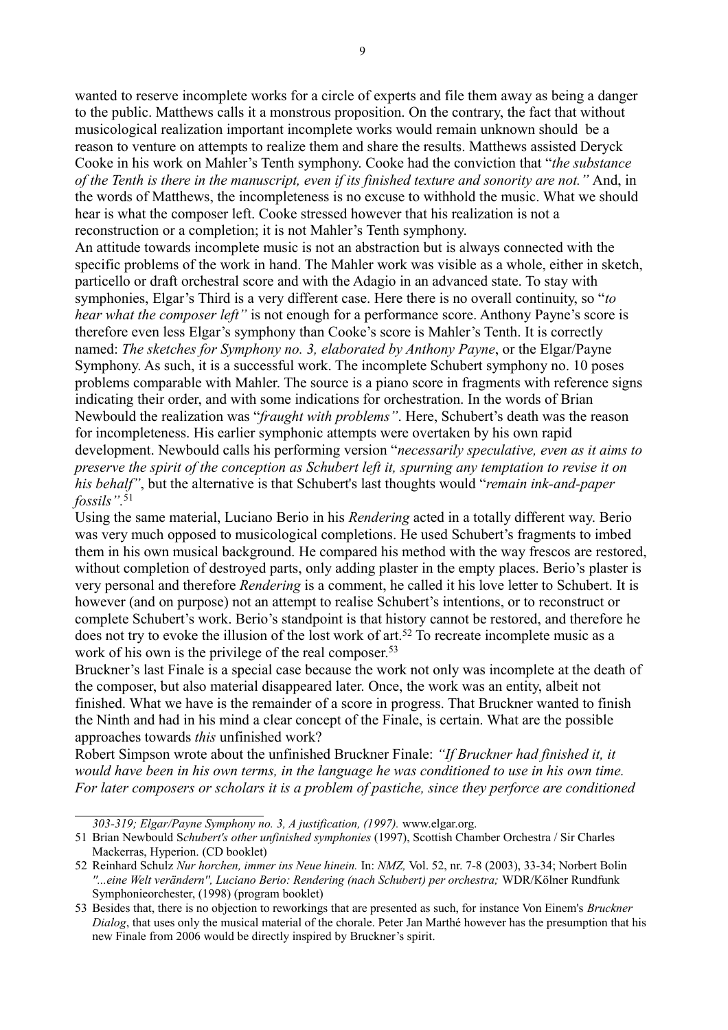wanted to reserve incomplete works for a circle of experts and file them away as being a danger to the public. Matthews calls it a monstrous proposition. On the contrary, the fact that without musicological realization important incomplete works would remain unknown should be a reason to venture on attempts to realize them and share the results. Matthews assisted Deryck Cooke in his work on Mahler's Tenth symphony. Cooke had the conviction that "*the substance of the Tenth is there in the manuscript, even if its finished texture and sonority are not.*" And, in the words of Matthews, the incompleteness is no excuse to withhold the music. What we should hear is what the composer left. Cooke stressed however that his realization is not a reconstruction or a completion; it is not Mahler's Tenth symphony.

An attitude towards incomplete music is not an abstraction but is always connected with the specific problems of the work in hand. The Mahler work was visible as a whole, either in sketch, particello or draft orchestral score and with the Adagio in an advanced state. To stay with symphonies, Elgar's Third is a very different case. Here there is no overall continuity, so "*to hear what the composer left*" is not enough for a performance score. Anthony Payne's score is therefore even less Elgar's symphony than Cooke's score is Mahler's Tenth. It is correctly named: *The sketches for Symphony no. 3, elaborated by Anthony Payne*, or the Elgar/Payne Symphony. As such, it is a successful work. The incomplete Schubert symphony no. 10 poses problems comparable with Mahler. The source is a piano score in fragments with reference signs indicating their order, and with some indications for orchestration. In the words of Brian Newbould the realization was "*fraught with problems*". Here, Schubert's death was the reason for incompleteness. His earlier symphonic attempts were overtaken by his own rapid development. Newbould calls his performing version "*necessarily speculative, even as it aims to preserve the spirit of the conception as Schubert left it, spurning any temptation to revise it on his behalf*", but the alternative is that Schubert's last thoughts would "*remain ink-and-paper fossils*".[51]

Using the same material, Luciano Berio in his *Rendering* acted in a totally different way. Berio was very much opposed to musicological completions. He used Schubert's fragments to imbed them in his own musical background. He compared his method with the way frescos are restored, without completion of destroyed parts, only adding plaster in the empty places. Berio's plaster is very personal and therefore *Rendering* is a comment, he called it his love letter to Schubert. It is however (and on purpose) not an attempt to realise Schubert's intentions, or to reconstruct or complete Schubert's work. Berio's standpoint is that history cannot be restored, and therefore he does not try to evoke the illusion of the lost work of art.[52] To recreate incomplete music as a work of his own is the privilege of the real composer.[53]

Bruckner's last Finale is a special case because the work not only was incomplete at the death of the composer, but also material disappeared later. Once, the work was an entity, albeit not finished. What we have is the remainder of a score in progress. That Bruckner wanted to finish the Ninth and had in his mind a clear concept of the Finale, is certain. What are the possible approaches towards *this* unfinished work?

Robert Simpson wrote about the unfinished Bruckner Finale: *"If Bruckner had finished it, it would have been in his own terms, in the language he was conditioned to use in his own time. For later composers or scholars it is a problem of pastiche, since they perforce are conditioned*

---

*303-319; Elgar/Payne Symphony no. 3, A justification, (1997).* www.elgar.org.

51 Brian Newbould S*chubert's other unfinished symphonies* (1997), Scottish Chamber Orchestra / Sir Charles Mackerras, Hyperion. (CD booklet)

52 Reinhard Schulz *Nur horchen, immer ins Neue hinein.* In: *NMZ,* Vol. 52, nr. 7-8 (2003), 33-34; Norbert Bolin *"...eine Welt verändern", Luciano Berio: Rendering (nach Schubert) per orchestra;* WDR/Kölner Rundfunk Symphonieorchester, (1998) (program booklet)

53 Besides that, there is no objection to reworkings that are presented as such, for instance Von Einem's *Bruckner Dialog*, that uses only the musical material of the chorale. Peter Jan Marthé however has the presumption that his new Finale from 2006 would be directly inspired by Bruckner's spirit.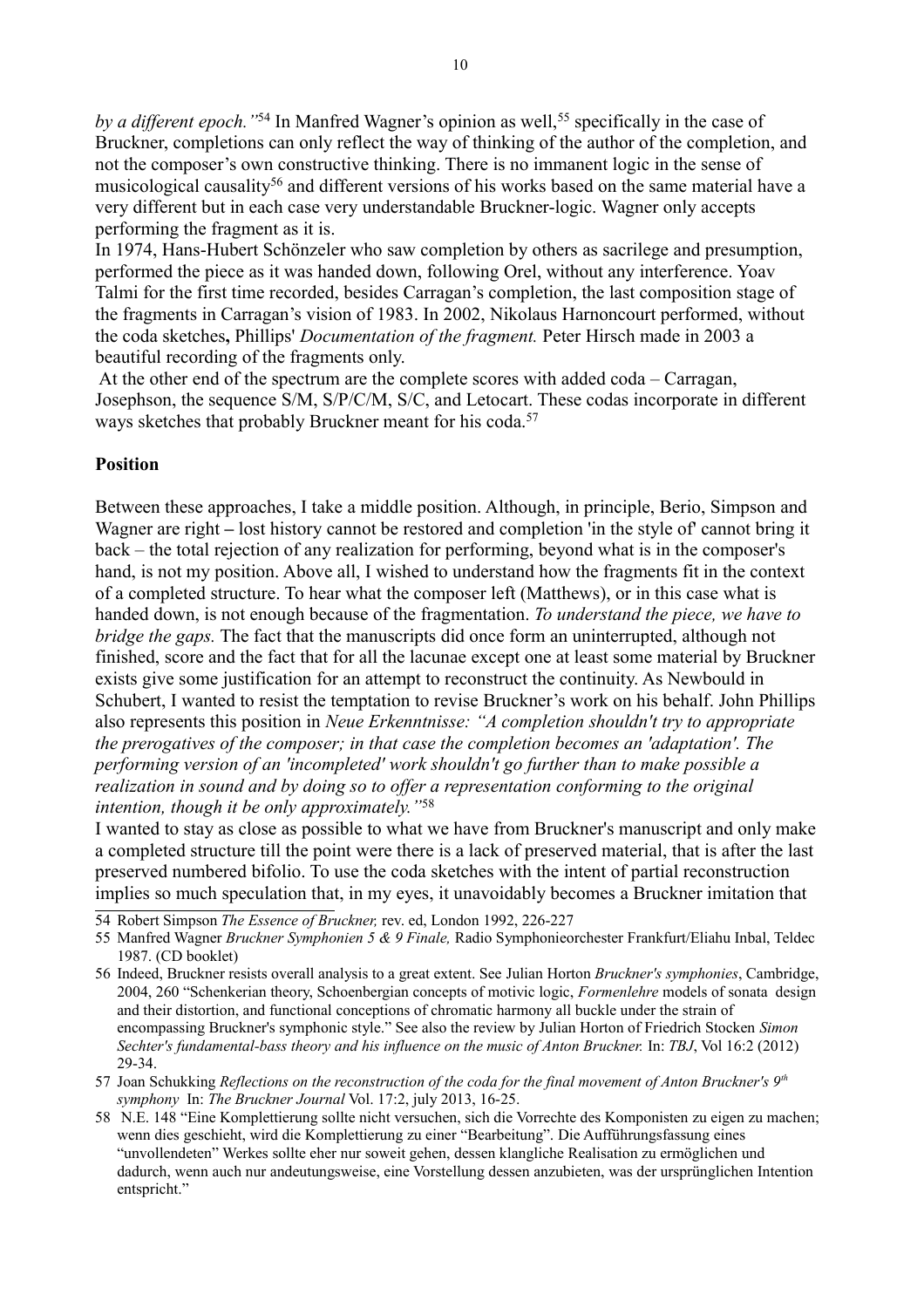*by a different epoch."*[54] In Manfred Wagner's opinion as well,[55] specifically in the case of Bruckner, completions can only reflect the way of thinking of the author of the completion, and not the composer's own constructive thinking. There is no immanent logic in the sense of musicological causality[56] and different versions of his works based on the same material have a very different but in each case very understandable Bruckner-logic. Wagner only accepts performing the fragment as it is.

In 1974, Hans-Hubert Schönzeler who saw completion by others as sacrilege and presumption, performed the piece as it was handed down, following Orel, without any interference. Yoav Talmi for the first time recorded, besides Carragan's completion, the last composition stage of the fragments in Carragan's vision of 1983. In 2002, Nikolaus Harnoncourt performed, without the coda sketches**,** Phillips' *Documentation of the fragment.* Peter Hirsch made in 2003 a beautiful recording of the fragments only.

At the other end of the spectrum are the complete scores with added coda – Carragan, Josephson, the sequence S/M, S/P/C/M, S/C, and Letocart. These codas incorporate in different ways sketches that probably Bruckner meant for his coda.[57]

**Position**

Between these approaches, I take a middle position. Although, in principle, Berio, Simpson and Wagner are right **–** lost history cannot be restored and completion 'in the style of' cannot bring it back – the total rejection of any realization for performing, beyond what is in the composer's hand, is not my position. Above all, I wished to understand how the fragments fit in the context of a completed structure. To hear what the composer left (Matthews), or in this case what is handed down, is not enough because of the fragmentation. *To understand the piece, we have to bridge the gaps.* The fact that the manuscripts did once form an uninterrupted, although not finished, score and the fact that for all the lacunae except one at least some material by Bruckner exists give some justification for an attempt to reconstruct the continuity. As Newbould in Schubert, I wanted to resist the temptation to revise Bruckner's work on his behalf. John Phillips also represents this position in *Neue Erkenntnisse: "A completion shouldn't try to appropriate the prerogatives of the composer; in that case the completion becomes an 'adaptation'. The performing version of an 'incompleted' work shouldn't go further than to make possible a realization in sound and by doing so to offer a representation conforming to the original intention, though it be only approximately."*[58]

I wanted to stay as close as possible to what we have from Bruckner's manuscript and only make a completed structure till the point were there is a lack of preserved material, that is after the last preserved numbered bifolio. To use the coda sketches with the intent of partial reconstruction implies so much speculation that, in my eyes, it unavoidably becomes a Bruckner imitation that

---

54 Robert Simpson *The Essence of Bruckner,* rev. ed, London 1992, 226-227

55 Manfred Wagner *Bruckner Symphonien 5 & 9 Finale,* Radio Symphonieorchester Frankfurt/Eliahu Inbal, Teldec 1987. (CD booklet)

56 Indeed, Bruckner resists overall analysis to a great extent. See Julian Horton *Bruckner's symphonies*, Cambridge, 2004, 260 "Schenkerian theory, Schoenbergian concepts of motivic logic, *Formenlehre* models of sonata design and their distortion, and functional conceptions of chromatic harmony all buckle under the strain of encompassing Bruckner's symphonic style." See also the review by Julian Horton of Friedrich Stocken *Simon Sechter's fundamental-bass theory and his influence on the music of Anton Bruckner.* In: *TBJ*, Vol 16:2 (2012) 29-34.

57 Joan Schukking *Reflections on the reconstruction of the coda for the final movement of Anton Bruckner's 9th symphony* In: *The Bruckner Journal* Vol. 17:2, july 2013, 16-25.

58 N.E. 148 "Eine Komplettierung sollte nicht versuchen, sich die Vorrechte des Komponisten zu eigen zu machen; wenn dies geschieht, wird die Komplettierung zu einer "Bearbeitung". Die Aufführungsfassung eines "unvollendeten" Werkes sollte eher nur soweit gehen, dessen klangliche Realisation zu ermöglichen und dadurch, wenn auch nur andeutungsweise, eine Vorstellung dessen anzubieten, was der ursprünglichen Intention entspricht."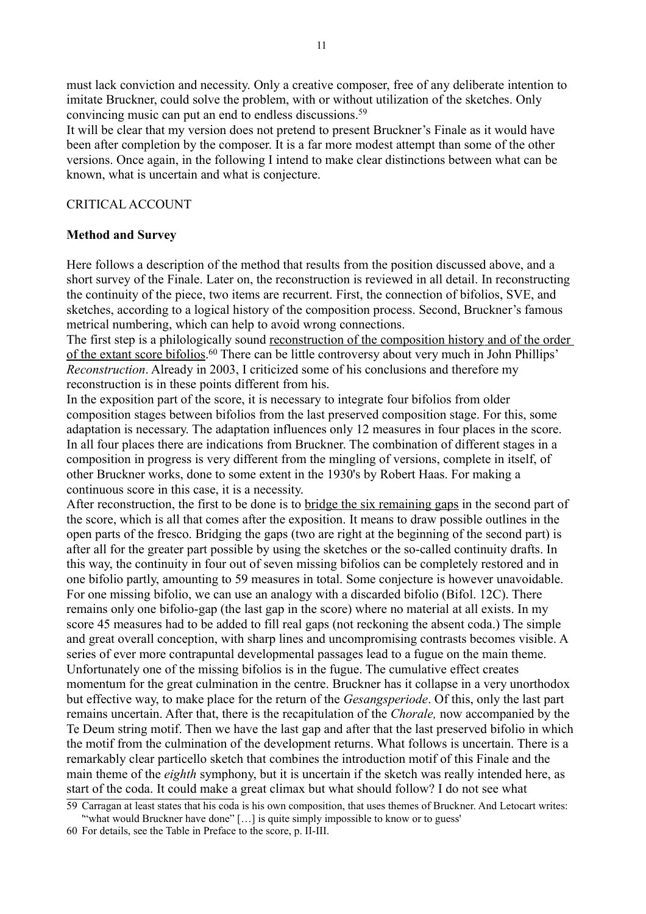must lack conviction and necessity. Only a creative composer, free of any deliberate intention to imitate Bruckner, could solve the problem, with or without utilization of the sketches. Only convincing music can put an end to endless discussions.[59]

It will be clear that my version does not pretend to present Bruckner's Finale as it would have been after completion by the composer. It is a far more modest attempt than some of the other versions. Once again, in the following I intend to make clear distinctions between what can be known, what is uncertain and what is conjecture.

CRITICAL ACCOUNT

**Method and Survey**

Here follows a description of the method that results from the position discussed above, and a short survey of the Finale. Later on, the reconstruction is reviewed in all detail. In reconstructing the continuity of the piece, two items are recurrent. First, the connection of bifolios, SVE, and sketches, according to a logical history of the composition process. Second, Bruckner's famous metrical numbering, which can help to avoid wrong connections.

The first step is a philologically sound reconstruction of the composition history and of the order of the extant score bifolios.[60] There can be little controversy about very much in John Phillips' *Reconstruction*. Already in 2003, I criticized some of his conclusions and therefore my reconstruction is in these points different from his.

In the exposition part of the score, it is necessary to integrate four bifolios from older composition stages between bifolios from the last preserved composition stage. For this, some adaptation is necessary. The adaptation influences only 12 measures in four places in the score. In all four places there are indications from Bruckner. The combination of different stages in a composition in progress is very different from the mingling of versions, complete in itself, of other Bruckner works, done to some extent in the 1930's by Robert Haas. For making a continuous score in this case, it is a necessity.

After reconstruction, the first to be done is to bridge the six remaining gaps in the second part of the score, which is all that comes after the exposition. It means to draw possible outlines in the open parts of the fresco. Bridging the gaps (two are right at the beginning of the second part) is after all for the greater part possible by using the sketches or the so-called continuity drafts. In this way, the continuity in four out of seven missing bifolios can be completely restored and in one bifolio partly, amounting to 59 measures in total. Some conjecture is however unavoidable. For one missing bifolio, we can use an analogy with a discarded bifolio (Bifol. 12C). There remains only one bifolio-gap (the last gap in the score) where no material at all exists. In my score 45 measures had to be added to fill real gaps (not reckoning the absent coda.) The simple and great overall conception, with sharp lines and uncompromising contrasts becomes visible. A series of ever more contrapuntal developmental passages lead to a fugue on the main theme. Unfortunately one of the missing bifolios is in the fugue. The cumulative effect creates momentum for the great culmination in the centre. Bruckner has it collapse in a very unorthodox but effective way, to make place for the return of the *Gesangsperiode*. Of this, only the last part remains uncertain. After that, there is the recapitulation of the *Chorale,* now accompanied by the Te Deum string motif. Then we have the last gap and after that the last preserved bifolio in which the motif from the culmination of the development returns. What follows is uncertain. There is a remarkably clear particello sketch that combines the introduction motif of this Finale and the main theme of the *eighth* symphony, but it is uncertain if the sketch was really intended here, as start of the coda. It could make a great climax but what should follow? I do not see what

59 Carragan at least states that his coda is his own composition, that uses themes of Bruckner. And Letocart writes: '"what would Bruckner have done" […] is quite simply impossible to know or to guess'

60 For details, see the Table in Preface to the score, p. II-III.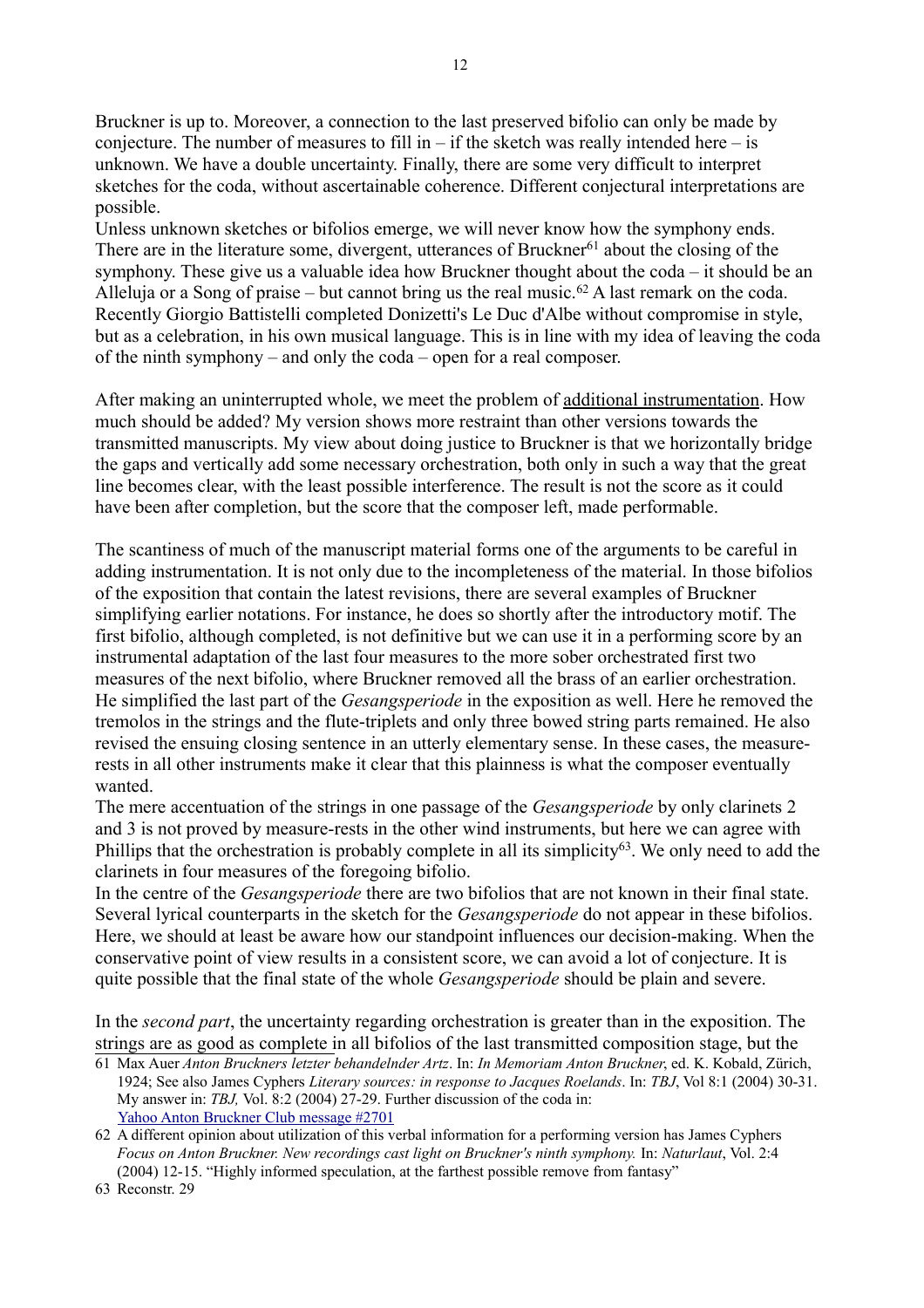Bruckner is up to. Moreover, a connection to the last preserved bifolio can only be made by conjecture. The number of measures to fill in – if the sketch was really intended here – is unknown. We have a double uncertainty. Finally, there are some very difficult to interpret sketches for the coda, without ascertainable coherence. Different conjectural interpretations are possible.

Unless unknown sketches or bifolios emerge, we will never know how the symphony ends. There are in the literature some, divergent, utterances of Bruckner[61] about the closing of the symphony. These give us a valuable idea how Bruckner thought about the coda – it should be an Alleluja or a Song of praise – but cannot bring us the real music.[62] A last remark on the coda. Recently Giorgio Battistelli completed Donizetti's Le Duc d'Albe without compromise in style, but as a celebration, in his own musical language. This is in line with my idea of leaving the coda of the ninth symphony – and only the coda – open for a real composer.

After making an uninterrupted whole, we meet the problem of additional instrumentation. How much should be added? My version shows more restraint than other versions towards the transmitted manuscripts. My view about doing justice to Bruckner is that we horizontally bridge the gaps and vertically add some necessary orchestration, both only in such a way that the great line becomes clear, with the least possible interference. The result is not the score as it could have been after completion, but the score that the composer left, made performable.

The scantiness of much of the manuscript material forms one of the arguments to be careful in adding instrumentation. It is not only due to the incompleteness of the material. In those bifolios of the exposition that contain the latest revisions, there are several examples of Bruckner simplifying earlier notations. For instance, he does so shortly after the introductory motif. The first bifolio, although completed, is not definitive but we can use it in a performing score by an instrumental adaptation of the last four measures to the more sober orchestrated first two measures of the next bifolio, where Bruckner removed all the brass of an earlier orchestration. He simplified the last part of the *Gesangsperiode* in the exposition as well. Here he removed the tremolos in the strings and the flute-triplets and only three bowed string parts remained. He also revised the ensuing closing sentence in an utterly elementary sense. In these cases, the measure-rests in all other instruments make it clear that this plainness is what the composer eventually wanted.

The mere accentuation of the strings in one passage of the *Gesangsperiode* by only clarinets 2 and 3 is not proved by measure-rests in the other wind instruments, but here we can agree with Phillips that the orchestration is probably complete in all its simplicity[63]. We only need to add the clarinets in four measures of the foregoing bifolio.

In the centre of the *Gesangsperiode* there are two bifolios that are not known in their final state. Several lyrical counterparts in the sketch for the *Gesangsperiode* do not appear in these bifolios. Here, we should at least be aware how our standpoint influences our decision-making. When the conservative point of view results in a consistent score, we can avoid a lot of conjecture. It is quite possible that the final state of the whole *Gesangsperiode* should be plain and severe.

In the *second part*, the uncertainty regarding orchestration is greater than in the exposition. The strings are as good as complete in all bifolios of the last transmitted composition stage, but the

---

61 Max Auer *Anton Bruckners letzter behandelnder Artz*. In: *In Memoriam Anton Bruckner*, ed. K. Kobald, Zürich, 1924; See also James Cyphers *Literary sources: in response to Jacques Roelands*. In: *TBJ*, Vol 8:1 (2004) 30-31. My answer in: *TBJ,* Vol. 8:2 (2004) 27-29. Further discussion of the coda in: Yahoo Anton Bruckner Club message #2701

62 A different opinion about utilization of this verbal information for a performing version has James Cyphers *Focus on Anton Bruckner. New recordings cast light on Bruckner's ninth symphony.* In: *Naturlaut*, Vol. 2:4 (2004) 12-15. "Highly informed speculation, at the farthest possible remove from fantasy"

63 Reconstr. 29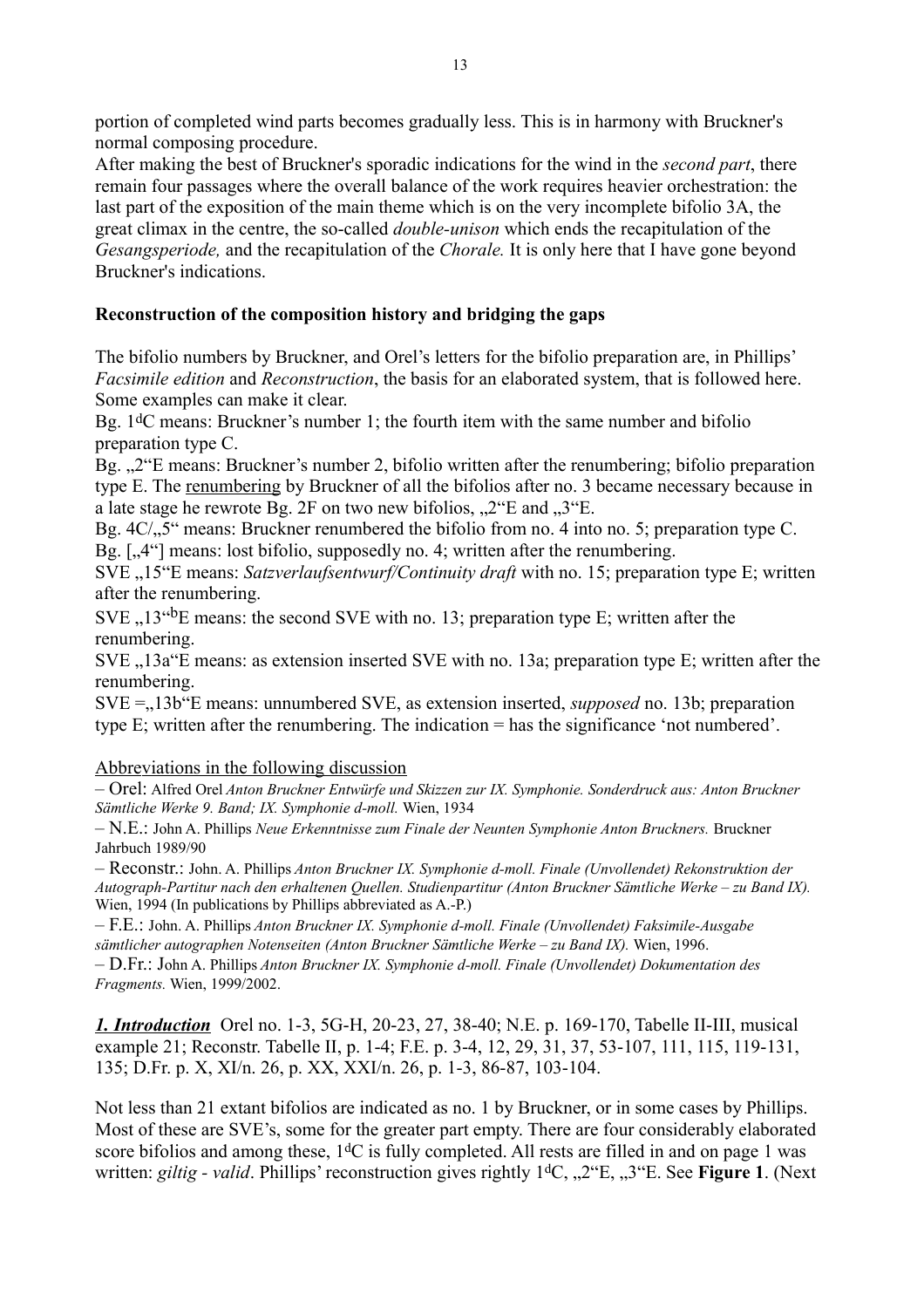portion of completed wind parts becomes gradually less. This is in harmony with Bruckner's normal composing procedure.

After making the best of Bruckner's sporadic indications for the wind in the *second part*, there remain four passages where the overall balance of the work requires heavier orchestration: the last part of the exposition of the main theme which is on the very incomplete bifolio 3A, the great climax in the centre, the so-called *double-unison* which ends the recapitulation of the *Gesangsperiode,* and the recapitulation of the *Chorale.* It is only here that I have gone beyond Bruckner's indications.

### Reconstruction of the composition history and bridging the gaps

The bifolio numbers by Bruckner, and Orel's letters for the bifolio preparation are, in Phillips' *Facsimile edition* and *Reconstruction*, the basis for an elaborated system, that is followed here. Some examples can make it clear.

Bg. $1^d$C means: Bruckner's number 1; the fourth item with the same number and bifolio preparation type C.

Bg. „2"E means: Bruckner's number 2, bifolio written after the renumbering; bifolio preparation type E. The renumbering by Bruckner of all the bifolios after no. 3 became necessary because in a late stage he rewrote Bg. 2F on two new bifolios, „2"E and „3"E.

Bg. 4C/„5" means: Bruckner renumbered the bifolio from no. 4 into no. 5; preparation type C.

Bg. [„4"] means: lost bifolio, supposedly no. 4; written after the renumbering.

SVE „15"E means: *Satzverlaufsentwurf/Continuity draft* with no. 15; preparation type E; written after the renumbering.

SVE „13"$^b$E means: the second SVE with no. 13; preparation type E; written after the renumbering.

SVE „13a"E means: as extension inserted SVE with no. 13a; preparation type E; written after the renumbering.

SVE =„13b"E means: unnumbered SVE, as extension inserted, *supposed* no. 13b; preparation type E; written after the renumbering. The indication = has the significance 'not numbered'.

Abbreviations in the following discussion

– Orel: Alfred Orel *Anton Bruckner Entwürfe und Skizzen zur IX. Symphonie. Sonderdruck aus: Anton Bruckner Sämtliche Werke 9. Band; IX. Symphonie d-moll.* Wien, 1934

– N.E.: John A. Phillips *Neue Erkenntnisse zum Finale der Neunten Symphonie Anton Bruckners.* Bruckner Jahrbuch 1989/90

– Reconstr.: John. A. Phillips *Anton Bruckner IX. Symphonie d-moll. Finale (Unvollendet) Rekonstruktion der Autograph-Partitur nach den erhaltenen Quellen. Studienpartitur (Anton Bruckner Sämtliche Werke – zu Band IX).* Wien, 1994 (In publications by Phillips abbreviated as A.-P.)

– F.E.: John. A. Phillips *Anton Bruckner IX. Symphonie d-moll. Finale (Unvollendet) Faksimile-Ausgabe sämtlicher autographen Notenseiten (Anton Bruckner Sämtliche Werke – zu Band IX).* Wien, 1996.

– D.Fr.: John A. Phillips *Anton Bruckner IX. Symphonie d-moll. Finale (Unvollendet) Dokumentation des Fragments.* Wien, 1999/2002.

***1. Introduction*** Orel no. 1-3, 5G-H, 20-23, 27, 38-40; N.E. p. 169-170, Tabelle II-III, musical example 21; Reconstr. Tabelle II, p. 1-4; F.E. p. 3-4, 12, 29, 31, 37, 53-107, 111, 115, 119-131, 135; D.Fr. p. X, XI/n. 26, p. XX, XXI/n. 26, p. 1-3, 86-87, 103-104.

Not less than 21 extant bifolios are indicated as no. 1 by Bruckner, or in some cases by Phillips. Most of these are SVE's, some for the greater part empty. There are four considerably elaborated score bifolios and among these, $1^d$C is fully completed. All rests are filled in and on page 1 was written: *giltig - valid*. Phillips' reconstruction gives rightly $1^d$C, „2"E, „3"E. See **Figure 1**. (Next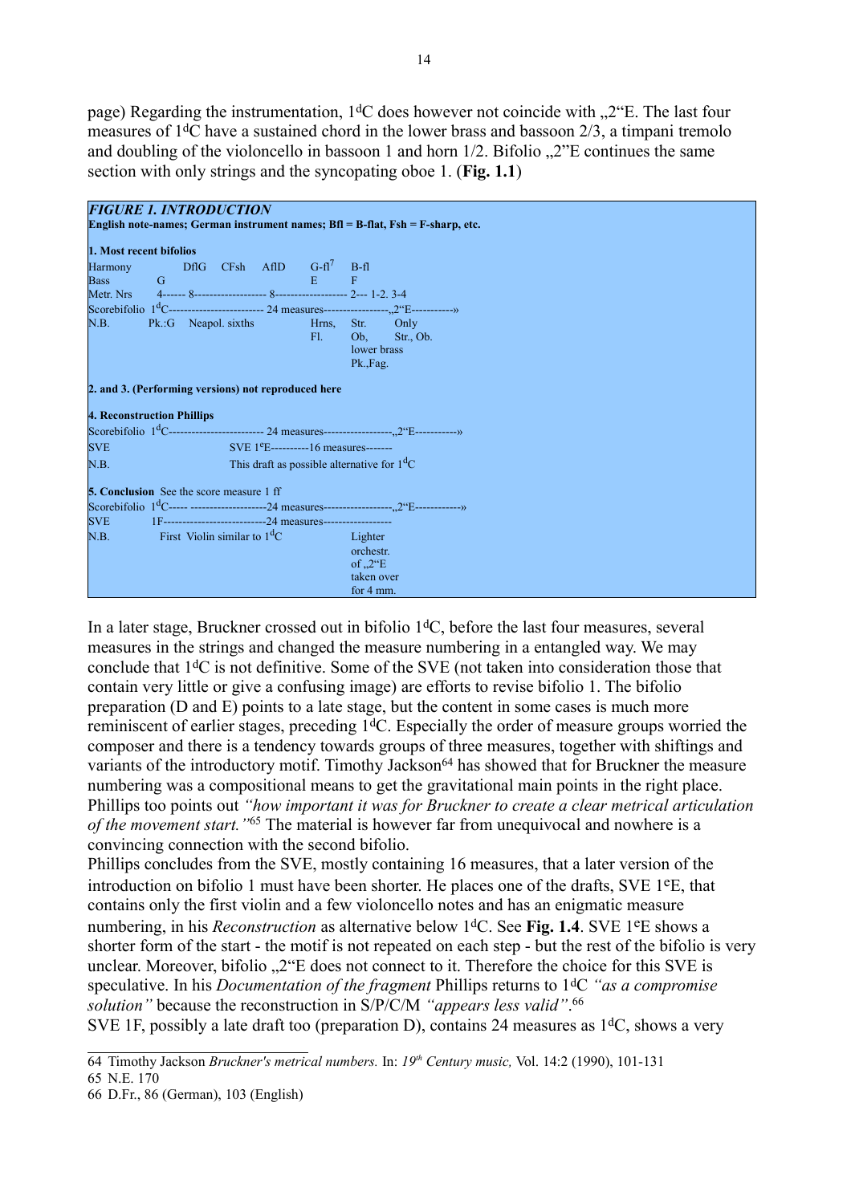page) Regarding the instrumentation, 1$^{d}$C does however not coincide with „2"E. The last four measures of 1$^{d}$C have a sustained chord in the lower brass and bassoon 2/3, a timpani tremolo and doubling of the violoncello in bassoon 1 and horn 1/2. Bifolio „2"E continues the same section with only strings and the syncopating oboe 1. (**Fig. 1.1**)

***FIGURE 1. INTRODUCTION***
**English note-names; German instrument names; Bfl = B-flat, Fsh = F-sharp, etc.**

**1. Most recent bifolios**

| | | | | | | | |
|---|---|---|---|---|---|---|---|
| Harmony | | DflG | CFsh | AflD | G-fl$^{7}$ | B-fl | |
| Bass | G | | | | E | F | |
| Metr. Nrs | 4------ 8------------------- 8------------------- 2--- 1-2. 3-4 | | | | | | |
| Scorebifolio | 1$^{d}$C------------------------ 24 measures----------------„2"E----------» | | | | | | |
| N.B. | Pk.:G | Neapol. sixths | | | Hrns, Fl. | Str. Ob, lower brass Pk.,Fag. | Only Str., Ob. |

**2. and 3. (Performing versions) not reproduced here**

**4. Reconstruction Phillips**

| | |
|---|---|
| Scorebifolio | 1$^{d}$C------------------------ 24 measures-----------------„2"E----------» |
| SVE | SVE 1$^{e}$E----------16 measures------- |
| N.B. | This draft as possible alternative for 1$^{d}$C |

**5. Conclusion** See the score measure 1 ff

| | | |
|---|---|---|
| Scorebifolio | 1$^{d}$C----- --------------------24 measures-----------------„2"E-----------» | |
| SVE | 1F--------------------------24 measures----------------- | |
| N.B. | First Violin similar to 1$^{d}$C | Lighter orchestr. of „2"E taken over for 4 mm. |

In a later stage, Bruckner crossed out in bifolio 1$^{d}$C, before the last four measures, several measures in the strings and changed the measure numbering in a entangled way. We may conclude that 1$^{d}$C is not definitive. Some of the SVE (not taken into consideration those that contain very little or give a confusing image) are efforts to revise bifolio 1. The bifolio preparation (D and E) points to a late stage, but the content in some cases is much more reminiscent of earlier stages, preceding 1$^{d}$C. Especially the order of measure groups worried the composer and there is a tendency towards groups of three measures, together with shiftings and variants of the introductory motif. Timothy Jackson[64] has showed that for Bruckner the measure numbering was a compositional means to get the gravitational main points in the right place. Phillips too points out *"how important it was for Bruckner to create a clear metrical articulation of the movement start."*[65] The material is however far from unequivocal and nowhere is a convincing connection with the second bifolio.
Phillips concludes from the SVE, mostly containing 16 measures, that a later version of the introduction on bifolio 1 must have been shorter. He places one of the drafts, SVE 1$^{e}$E, that contains only the first violin and a few violoncello notes and has an enigmatic measure numbering, in his *Reconstruction* as alternative below 1$^{d}$C. See **Fig. 1.4**. SVE 1$^{e}$E shows a shorter form of the start - the motif is not repeated on each step - but the rest of the bifolio is very unclear. Moreover, bifolio „2"E does not connect to it. Therefore the choice for this SVE is speculative. In his *Documentation of the fragment* Phillips returns to 1$^{d}$C *"as a compromise solution"* because the reconstruction in S/P/C/M *"appears less valid"*.[66]
SVE 1F, possibly a late draft too (preparation D), contains 24 measures as 1$^{d}$C, shows a very

64 Timothy Jackson *Bruckner's metrical numbers.* In: *19$^{th}$ Century music,* Vol. 14:2 (1990), 101-131
65 N.E. 170
66 D.Fr., 86 (German), 103 (English)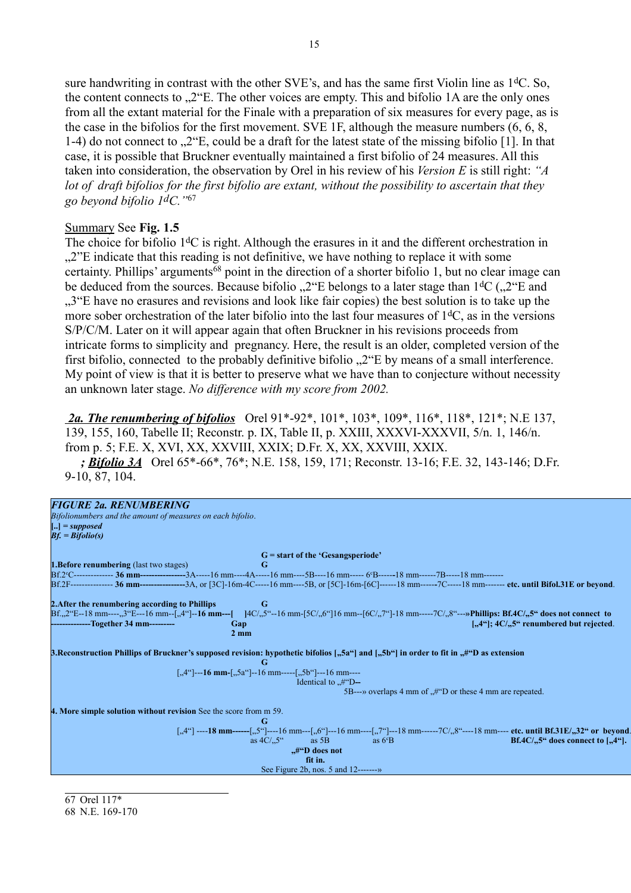sure handwriting in contrast with the other SVE's, and has the same first Violin line as 1$^d$C. So, the content connects to „2"E. The other voices are empty. This and bifolio 1A are the only ones from all the extant material for the Finale with a preparation of six measures for every page, as is the case in the bifolios for the first movement. SVE 1F, although the measure numbers (6, 6, 8, 1-4) do not connect to „2"E, could be a draft for the latest state of the missing bifolio [1]. In that case, it is possible that Bruckner eventually maintained a first bifolio of 24 measures. All this taken into consideration, the observation by Orel in his review of his *Version E* is still right: *"A lot of draft bifolios for the first bifolio are extant, without the possibility to ascertain that they go beyond bifolio 1$^d$C."*[67]

Summary See **Fig. 1.5**

The choice for bifolio 1$^d$C is right. Although the erasures in it and the different orchestration in „2"E indicate that this reading is not definitive, we have nothing to replace it with some certainty. Phillips' arguments[68] point in the direction of a shorter bifolio 1, but no clear image can be deduced from the sources. Because bifolio „2"E belongs to a later stage than 1$^d$C („2"E and „3"E have no erasures and revisions and look like fair copies) the best solution is to take up the more sober orchestration of the later bifolio into the last four measures of 1$^d$C, as in the versions S/P/C/M. Later on it will appear again that often Bruckner in his revisions proceeds from intricate forms to simplicity and pregnancy. Here, the result is an older, completed version of the first bifolio, connected to the probably definitive bifolio „2"E by means of a small interference. My point of view is that it is better to preserve what we have than to conjecture without necessity an unknown later stage. *No difference with my score from 2002.*

***2a. The renumbering of bifolios*** Orel 91*-92*, 101*, 103*, 109*, 116*, 118*, 121*; N.E 137, 139, 155, 160, Tabelle II; Reconstr. p. IX, Table II, p. XXIII, XXXVI-XXXVII, 5/n. 1, 146/n. from p. 5; F.E. X, XVI, XX, XXVIII, XXIX; D.Fr. X, XX, XXVIII, XXIX.

***; Bifolio 3A*** Orel 65*-66*, 76*; N.E. 158, 159, 171; Reconstr. 13-16; F.E. 32, 143-146; D.Fr. 9-10, 87, 104.

***FIGURE 2a. RENUMBERING***
*Bifolionumbers and the amount of measures on each bifolio.*
***[..] = supposed***
***Bf. = Bifolio(s)***

**G = start of the 'Gesangsperiode'**

**1.Before renumbering** (last two stages) **G**
Bf.2$^c$C------------- **36 mm---------------**3A-----16 mm----4A-----16 mm----5B----16 mm----- 6$^c$B------18 mm------7B-----18 mm-------
Bf.2F-------------- **36 mm---------------**3A, or [3C]-16m-4C-----16 mm----5B, or [5C]-16m-[6C]------18 mm------7C-----18 mm------- **etc. until Bifol.31E or beyond**.

**2.After the renumbering according to Phillips** **G**
Bf.„2"E--18 mm----„3"E---16 mm--[„4"]--**16 mm---[** **]**4C/„5"--16 mm-[5C/„6"]16 mm--[6C/„7"]-18 mm-----7C/„8"---»**Phillips: Bf.4C/„5" does not connect to**
**-------------Together 34 mm---------** **Gap** **[„4"]; 4C/„5" renumbered but rejected**.
**2 mm**

**3.Reconstruction Phillips of Bruckner's supposed revision: hypothetic bifolios [„5a"] and [„5b"] in order to fit in „#"D as extension**
**G**
[„4"]--**16 mm**-[„5a"]--16 mm-----[„5b"]---16 mm----
Identical to „#"D--
5B---» overlaps 4 mm of „#"D or these 4 mm are repeated.

**4. More simple solution without revision** See the score from m 59.
**G**
[„4"] ----**18 mm------**[„5"]----16 mm---[„6"]---16 mm----[„7"]---18 mm------7C/„8"----18 mm---- **etc. until Bf.31E/„32" or beyond**.
as 4C/„5" as 5B as 6$^c$B **Bf.4C/„5" does connect to [„4"]**.
**„#"D does not fit in.**
See Figure 2b, nos. 5 and 12-------»

---

67 Orel 117*
68 N.E. 169-170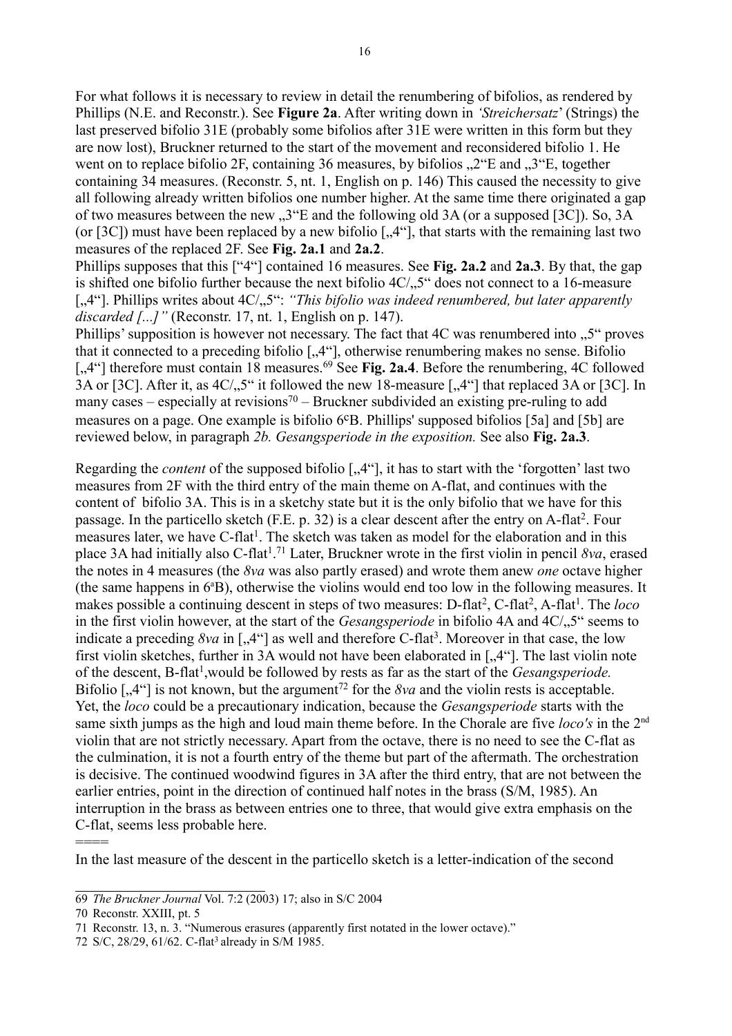For what follows it is necessary to review in detail the renumbering of bifolios, as rendered by Phillips (N.E. and Reconstr.). See **Figure 2a**. After writing down in *'Streichersatz'* (Strings) the last preserved bifolio 31E (probably some bifolios after 31E were written in this form but they are now lost), Bruckner returned to the start of the movement and reconsidered bifolio 1. He went on to replace bifolio 2F, containing 36 measures, by bifolios „2"E and „3"E, together containing 34 measures. (Reconstr. 5, nt. 1, English on p. 146) This caused the necessity to give all following already written bifolios one number higher. At the same time there originated a gap of two measures between the new „3"E and the following old 3A (or a supposed [3C]). So, 3A (or [3C]) must have been replaced by a new bifolio [„4"], that starts with the remaining last two measures of the replaced 2F. See **Fig. 2a.1** and **2a.2**.
Phillips supposes that this ["4"] contained 16 measures. See **Fig. 2a.2** and **2a.3**. By that, the gap is shifted one bifolio further because the next bifolio 4C/„5" does not connect to a 16-measure [„4"]. Phillips writes about 4C/„5": *"This bifolio was indeed renumbered, but later apparently discarded [...]"* (Reconstr. 17, nt. 1, English on p. 147).
Phillips' supposition is however not necessary. The fact that 4C was renumbered into „5" proves that it connected to a preceding bifolio [„4"], otherwise renumbering makes no sense. Bifolio [„4"] therefore must contain 18 measures.[69] See **Fig. 2a.4**. Before the renumbering, 4C followed 3A or [3C]. After it, as 4C/„5" it followed the new 18-measure [„4"] that replaced 3A or [3C]. In many cases – especially at revisions[70] – Bruckner subdivided an existing pre-ruling to add measures on a page. One example is bifolio 6$^c$B. Phillips' supposed bifolios [5a] and [5b] are reviewed below, in paragraph *2b. Gesangsperiode in the exposition.* See also **Fig. 2a.3**.

Regarding the *content* of the supposed bifolio [„4"], it has to start with the 'forgotten' last two measures from 2F with the third entry of the main theme on A-flat, and continues with the content of bifolio 3A. This is in a sketchy state but it is the only bifolio that we have for this passage. In the particello sketch (F.E. p. 32) is a clear descent after the entry on A-flat$^2$. Four measures later, we have C-flat$^1$. The sketch was taken as model for the elaboration and in this place 3A had initially also C-flat$^1$.[71] Later, Bruckner wrote in the first violin in pencil *8va*, erased the notes in 4 measures (the *8va* was also partly erased) and wrote them anew *one* octave higher (the same happens in 6$^a$B), otherwise the violins would end too low in the following measures. It makes possible a continuing descent in steps of two measures: D-flat$^2$, C-flat$^2$, A-flat$^1$. The *loco* in the first violin however, at the start of the *Gesangsperiode* in bifolio 4A and 4C/„5" seems to indicate a preceding *8va* in [„4"] as well and therefore C-flat$^3$. Moreover in that case, the low first violin sketches, further in 3A would not have been elaborated in [„4"]. The last violin note of the descent, B-flat$^1$,would be followed by rests as far as the start of the *Gesangsperiode.* Bifolio [„4"] is not known, but the argument[72] for the *8va* and the violin rests is acceptable. Yet, the *loco* could be a precautionary indication, because the *Gesangsperiode* starts with the same sixth jumps as the high and loud main theme before. In the Chorale are five *loco's* in the 2$^{nd}$ violin that are not strictly necessary. Apart from the octave, there is no need to see the C-flat as the culmination, it is not a fourth entry of the theme but part of the aftermath. The orchestration is decisive. The continued woodwind figures in 3A after the third entry, that are not between the earlier entries, point in the direction of continued half notes in the brass (S/M, 1985). An interruption in the brass as between entries one to three, that would give extra emphasis on the C-flat, seems less probable here.
====
In the last measure of the descent in the particello sketch is a letter-indication of the second

69 *The Bruckner Journal* Vol. 7:2 (2003) 17; also in S/C 2004

70 Reconstr. XXIII, pt. 5

71 Reconstr. 13, n. 3. "Numerous erasures (apparently first notated in the lower octave)."

72 S/C, 28/29, 61/62. C-flat$^3$ already in S/M 1985.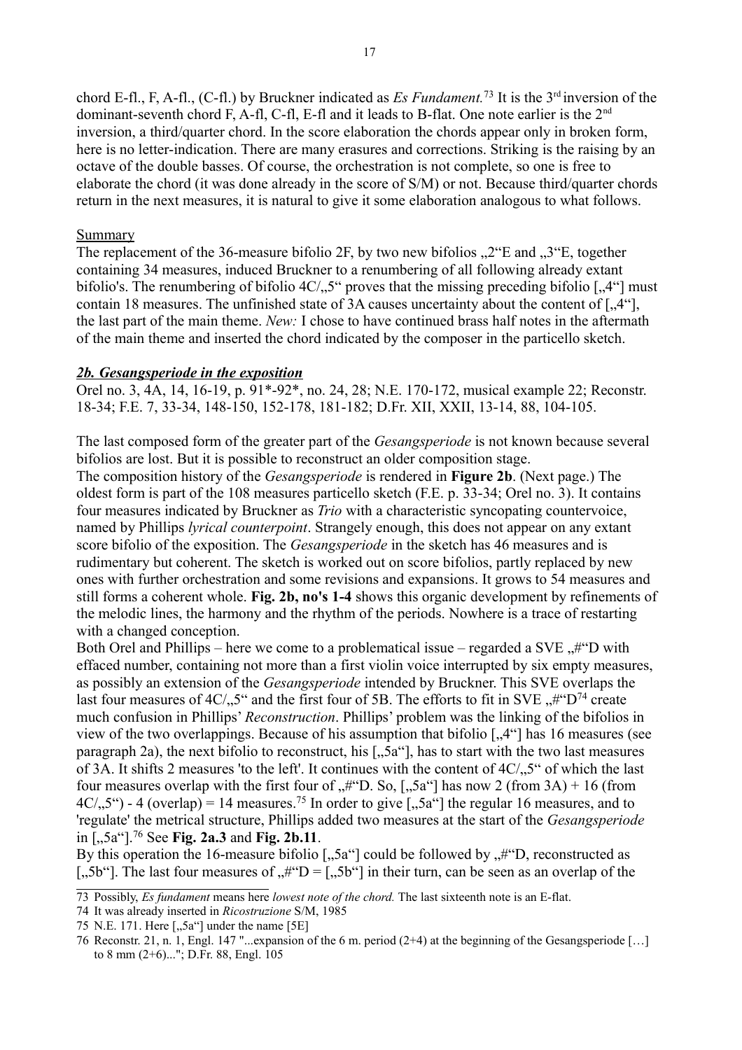chord E-fl., F, A-fl., (C-fl.) by Bruckner indicated as *Es Fundament.*[73] It is the 3rd inversion of the dominant-seventh chord F, A-fl, C-fl, E-fl and it leads to B-flat. One note earlier is the 2nd inversion, a third/quarter chord. In the score elaboration the chords appear only in broken form, here is no letter-indication. There are many erasures and corrections. Striking is the raising by an octave of the double basses. Of course, the orchestration is not complete, so one is free to elaborate the chord (it was done already in the score of S/M) or not. Because third/quarter chords return in the next measures, it is natural to give it some elaboration analogous to what follows.

Summary

The replacement of the 36-measure bifolio 2F, by two new bifolios „2"E and „3"E, together containing 34 measures, induced Bruckner to a renumbering of all following already extant bifolio's. The renumbering of bifolio 4C/„5" proves that the missing preceding bifolio [„4"] must contain 18 measures. The unfinished state of 3A causes uncertainty about the content of [„4"], the last part of the main theme. *New:* I chose to have continued brass half notes in the aftermath of the main theme and inserted the chord indicated by the composer in the particello sketch.

### *2b. Gesangsperiode in the exposition*

Orel no. 3, 4A, 14, 16-19, p. 91\*-92\*, no. 24, 28; N.E. 170-172, musical example 22; Reconstr. 18-34; F.E. 7, 33-34, 148-150, 152-178, 181-182; D.Fr. XII, XXII, 13-14, 88, 104-105.

The last composed form of the greater part of the *Gesangsperiode* is not known because several bifolios are lost. But it is possible to reconstruct an older composition stage.

The composition history of the *Gesangsperiode* is rendered in **Figure 2b**. (Next page.) The oldest form is part of the 108 measures particello sketch (F.E. p. 33-34; Orel no. 3). It contains four measures indicated by Bruckner as *Trio* with a characteristic syncopating countervoice, named by Phillips *lyrical counterpoint*. Strangely enough, this does not appear on any extant score bifolio of the exposition. The *Gesangsperiode* in the sketch has 46 measures and is rudimentary but coherent. The sketch is worked out on score bifolios, partly replaced by new ones with further orchestration and some revisions and expansions. It grows to 54 measures and still forms a coherent whole. **Fig. 2b, no's 1-4** shows this organic development by refinements of the melodic lines, the harmony and the rhythm of the periods. Nowhere is a trace of restarting with a changed conception.

Both Orel and Phillips – here we come to a problematical issue – regarded a SVE „#"D with effaced number, containing not more than a first violin voice interrupted by six empty measures, as possibly an extension of the *Gesangsperiode* intended by Bruckner. This SVE overlaps the last four measures of 4C/„5" and the first four of 5B. The efforts to fit in SVE „#"D[74] create much confusion in Phillips' *Reconstruction*. Phillips' problem was the linking of the bifolios in view of the two overlappings. Because of his assumption that bifolio [„4"] has 16 measures (see paragraph 2a), the next bifolio to reconstruct, his [„5a"], has to start with the two last measures of 3A. It shifts 2 measures 'to the left'. It continues with the content of 4C/„5" of which the last four measures overlap with the first four of „#"D. So, [„5a"] has now 2 (from 3A) + 16 (from 4C/„5") - 4 (overlap) = 14 measures.[75] In order to give [„5a"] the regular 16 measures, and to 'regulate' the metrical structure, Phillips added two measures at the start of the *Gesangsperiode* in [„5a"].[76] See **Fig. 2a.3** and **Fig. 2b.11**.

By this operation the 16-measure bifolio [„5a"] could be followed by „#"D, reconstructed as [„5b"]. The last four measures of „#"D = [„5b"] in their turn, can be seen as an overlap of the

---

73 Possibly, *Es fundament* means here *lowest note of the chord.* The last sixteenth note is an E-flat.

74 It was already inserted in *Ricostruzione* S/M, 1985

75 N.E. 171. Here [„5a"] under the name [5E]

76 Reconstr. 21, n. 1, Engl. 147 "...expansion of the 6 m. period (2+4) at the beginning of the Gesangsperiode […] to 8 mm (2+6)..."; D.Fr. 88, Engl. 105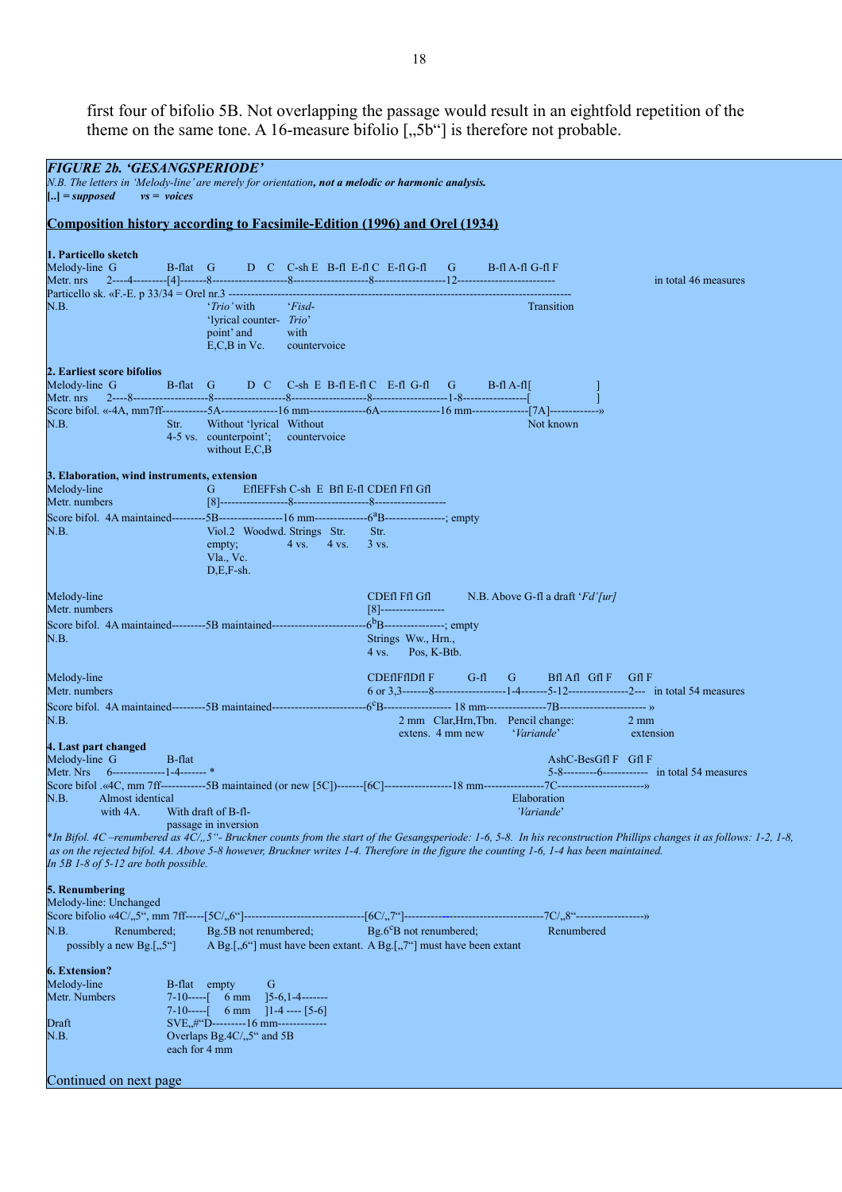first four of bifolio 5B. Not overlapping the passage would result in an eightfold repetition of the theme on the same tone. A 16-measure bifolio [„5b"] is therefore not probable.

***FIGURE 2b. 'GESANGSPERIODE'***

*N.B. The letters in 'Melody-line' are merely for orientation, **not a melodic or harmonic analysis.***

***[..] = supposed    vs = voices***

**Composition history according to Facsimile-Edition (1996) and Orel (1934)**

**1. Particello sketch**

```
Melody-line G           B-flat   G         D   C    C-sh E  B-fl  E-fl C   E-fl G-fl     G         B-fl A-fl G-fl F
Metr. nrs    2----4---------[4]-------8--------------------8--------------------8-------------------12-------------------------          in total 46 measures
Particello sk. «F.-E. p 33/34 = Orel nr.3 -----------------------------------------------------------------------------------------
N.B.                              'Trio' with        'Fisd-                                                      Transition
                                  'lyrical counter-  Trio'
                                  point' and         with
                                  E,C,B in Vc.       countervoice
```

**2. Earliest score bifolios**

```
Melody-line G           B-flat   G         D   C    C-sh  E  B-fl E-fl C   E-fl  G-fl     G         B-fl A-fl[                 ]
Metr. nrs    2----8--------------------8-------------------8--------------------8--------------------1-8-----------------[                 ]
Score bifol. «-4A, mm7ff-----------5A---------------16 mm---------------6A----------------16 mm---------------[7A]-------------»
N.B.                     Str.     Without 'lyrical  Without                                              Not known
                         4-5 vs.  counterpoint';    countervoice
                                  without E,C,B
```

**3. Elaboration, wind instruments, extension**

```
Melody-line                       G       EflEFFsh C-sh  E  Bfl E-fl CDEfl Ffl Gfl
Metr. numbers                     [8]------------------8--------------------8-------------------
Score bifol.  4A maintained---------5B-----------------16 mm--------------6aB----------------; empty
N.B.                              Viol.2  Woodwd. Strings  Str.     Str.
                                  empty;         4 vs.    4 vs.    3 vs.
                                  Vla., Vc.
                                  D,E,F-sh.

Melody-line                                                         CDEfl Ffl Gfl         N.B. Above G-fl a draft 'Fd'[ur]
Metr. numbers                                                       [8]-----------------
Score bifol.  4A maintained---------5B maintained------------------------6bB----------------; empty
N.B.                                                                Strings  Ww., Hrn.,
                                                                    4 vs.    Pos, K-Btb.

Melody-line                                                         CDEflFflDfl F        G-fl     G        Bfl Afl  Gfl F     Gfl F
Metr. numbers                                                       6 or 3,3-------8-------------------1-4-------5-12----------------2---  in total 54 measures
Score bifol.  4A maintained---------5B maintained------------------------6cB------------------ 18 mm----------------7B----------------------- »
N.B.                                                                    2 mm  Clar,Hrn,Tbn.  Pencil change:         2 mm
                                                                        extens.  4 mm new    'Variande'             extension
```

**4. Last part changed**

```
Melody-line  G           B-flat                                                                               AshC-BesGfl F   Gfl F
Metr. Nrs     6--------------1-4------- *                                                                     5-8---------6------------  in total 54 measures
Score bifol .«4C, mm 7ff------------5B maintained (or new [5C])-------[6C]------------------18 mm----------------7C----------------------»
N.B.          Almost identical                                                                        Elaboration
              with 4A.        With draft of B-fl-                                                     'Variande'
                              passage in inversion
```

**In Bifol. 4C –renumbered as 4C/„5"- Bruckner counts from the start of the Gesangsperiode: 1-6, 5-8. In his reconstruction Phillips changes it as follows: 1-2, 1-8, as on the rejected bifol. 4A. Above 5-8 however, Bruckner writes 1-4. Therefore in the figure the counting 1-6, 1-4 has been maintained.*
*In 5B 1-8 of 5-12 are both possible.*

**5. Renumbering**

```
Melody-line: Unchanged
Score bifol «4C/„5", mm 7ff-----[5C/„6"]--------------------------------[6C/„7"]--------------------------------------7C/„8"------------------»
N.B.           Renumbered;        Bg.5B not renumbered;              Bg.6cB not renumbered;               Renumbered
     possibly a new Bg.[„5"]      A Bg.[„6"] must have been extant.  A Bg.[„7"] must have been extant
```

**6. Extension?**

```
Melody-line               B-flat    empty          G
Metr. Numbers             7-10-----[    6 mm    ]5-6,1-4-------
                          7-10-----[    6 mm    ]1-4 ---- [5-6]
Draft                     SVE„#"D---------16 mm-------------
N.B.                      Overlaps Bg.4C/„5" and 5B
                          each for 4 mm
```

Continued on next page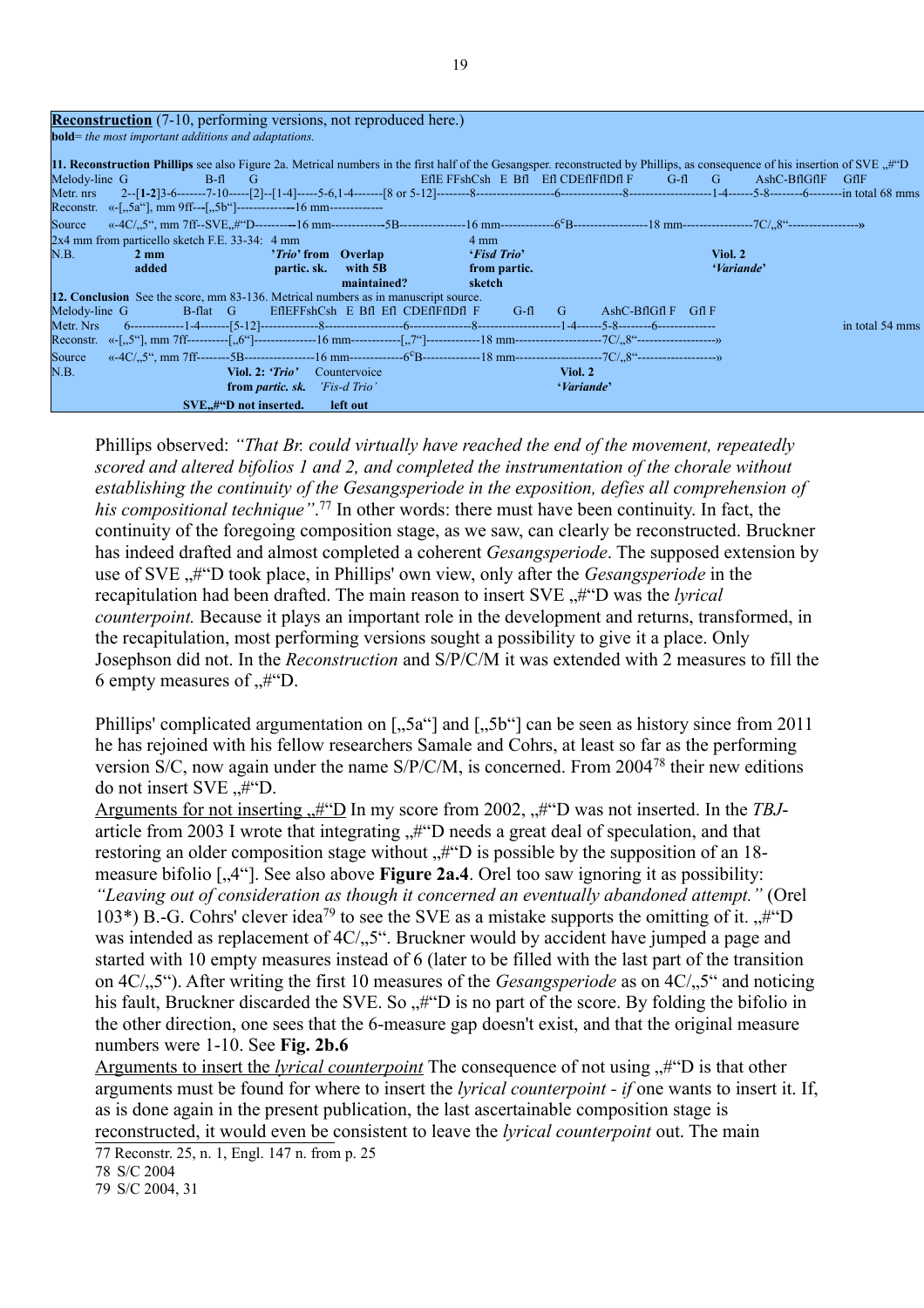**Reconstruction** (7-10, performing versions, not reproduced here.)
**bold**= *the most important additions and adaptations.*

**11. Reconstruction Phillips** see also Figure 2a. Metrical numbers in the first half of the Gesangsper. reconstructed by Phillips, as consequence of his insertion of SVE „#“D

Melody-line G B-fl G EflE FFshCsh E Bfl Efl CDEflFflDfl F G-fl G AshC-BflGflF GflF

Metr. nrs 2--[**1-2**]3-6-------7-10-----[2]--[1-4]-----5-6,1-4-------[8 or 5-12]--------8-------------------6---------------8--------------------1-4------5-8--------6--------in total 68 mms

Reconstr. «-[„5a“], mm 9ff---[„5b“]-------------16 mm-------------

Source «-4C/„5“, mm 7ff--SVE„#“D---------5B----------------16 mm------------6^cB-----------------18 mm-----------------7C/„8“-----------------»

2x4 mm from particello sketch F.E. 33-34: 4 mm 4 mm

N.B. **2 mm added** **'*Trio*' from partic. sk.** **Overlap with 5B maintained?** **'*Fisd Trio*' from partic. sketch** **Viol. 2 '*Variande*'**

**12. Conclusion** See the score, mm 83-136. Metrical numbers as in manuscript source.

Melody-line G B-flat G EflEFFshCsh E Bfl Efl CDEflFflDfl F G-fl G AshC-BflGfl F Gfl F

Metr. Nrs 6-------------1-4-------[5-12]--------------8-------------------6---------------8--------------------1-4------5-8--------6-------------- in total 54 mms

Reconstr. «-[„5“], mm 7ff---------[„6“]--------------16 mm-----------[„7“]------------18 mm--------------------7C/„8“-------------------»

Source «-4C/„5“, mm 7ff--------5B----------------16 mm------------6^cB-------------18 mm--------------------7C/„8“-------------------»

N.B. **Viol. 2: '*Trio*' from *partic. sk.*** Countervoice *'Fis-d Trio'* **Viol. 2 '*Variande*'**

**SVE„#“D not inserted.** **left out**

Phillips observed: *"That Br. could virtually have reached the end of the movement, repeatedly scored and altered bifolios 1 and 2, and completed the instrumentation of the chorale without establishing the continuity of the Gesangsperiode in the exposition, defies all comprehension of his compositional technique".*[77] In other words: there must have been continuity. In fact, the continuity of the foregoing composition stage, as we saw, can clearly be reconstructed. Bruckner has indeed drafted and almost completed a coherent *Gesangsperiode*. The supposed extension by use of SVE „#“D took place, in Phillips' own view, only after the *Gesangsperiode* in the recapitulation had been drafted. The main reason to insert SVE „#“D was the *lyrical counterpoint.* Because it plays an important role in the development and returns, transformed, in the recapitulation, most performing versions sought a possibility to give it a place. Only Josephson did not. In the *Reconstruction* and S/P/C/M it was extended with 2 measures to fill the 6 empty measures of „#“D.

Phillips' complicated argumentation on [„5a“] and [„5b“] can be seen as history since from 2011 he has rejoined with his fellow researchers Samale and Cohrs, at least so far as the performing version S/C, now again under the name S/P/C/M, is concerned. From 2004[78] their new editions do not insert SVE „#“D.

Arguments for not inserting „#“D In my score from 2002, „#“D was not inserted. In the *TBJ*-article from 2003 I wrote that integrating „#“D needs a great deal of speculation, and that restoring an older composition stage without „#“D is possible by the supposition of an 18-measure bifolio [„4“]. See also above **Figure 2a.4**. Orel too saw ignoring it as possibility: *"Leaving out of consideration as though it concerned an eventually abandoned attempt."* (Orel 103*) B.-G. Cohrs' clever idea[79] to see the SVE as a mistake supports the omitting of it. „#“D was intended as replacement of 4C/„5“. Bruckner would by accident have jumped a page and started with 10 empty measures instead of 6 (later to be filled with the last part of the transition on 4C/„5“). After writing the first 10 measures of the *Gesangsperiode* as on 4C/„5“ and noticing his fault, Bruckner discarded the SVE. So „#“D is no part of the score. By folding the bifolio in the other direction, one sees that the 6-measure gap doesn't exist, and that the original measure numbers were 1-10. See **Fig. 2b.6**

Arguments to insert the *lyrical counterpoint* The consequence of not using „#“D is that other arguments must be found for where to insert the *lyrical counterpoint* - *if* one wants to insert it. If, as is done again in the present publication, the last ascertainable composition stage is reconstructed, it would even be consistent to leave the *lyrical counterpoint* out. The main

77 Reconstr. 25, n. 1, Engl. 147 n. from p. 25

78 S/C 2004

79 S/C 2004, 31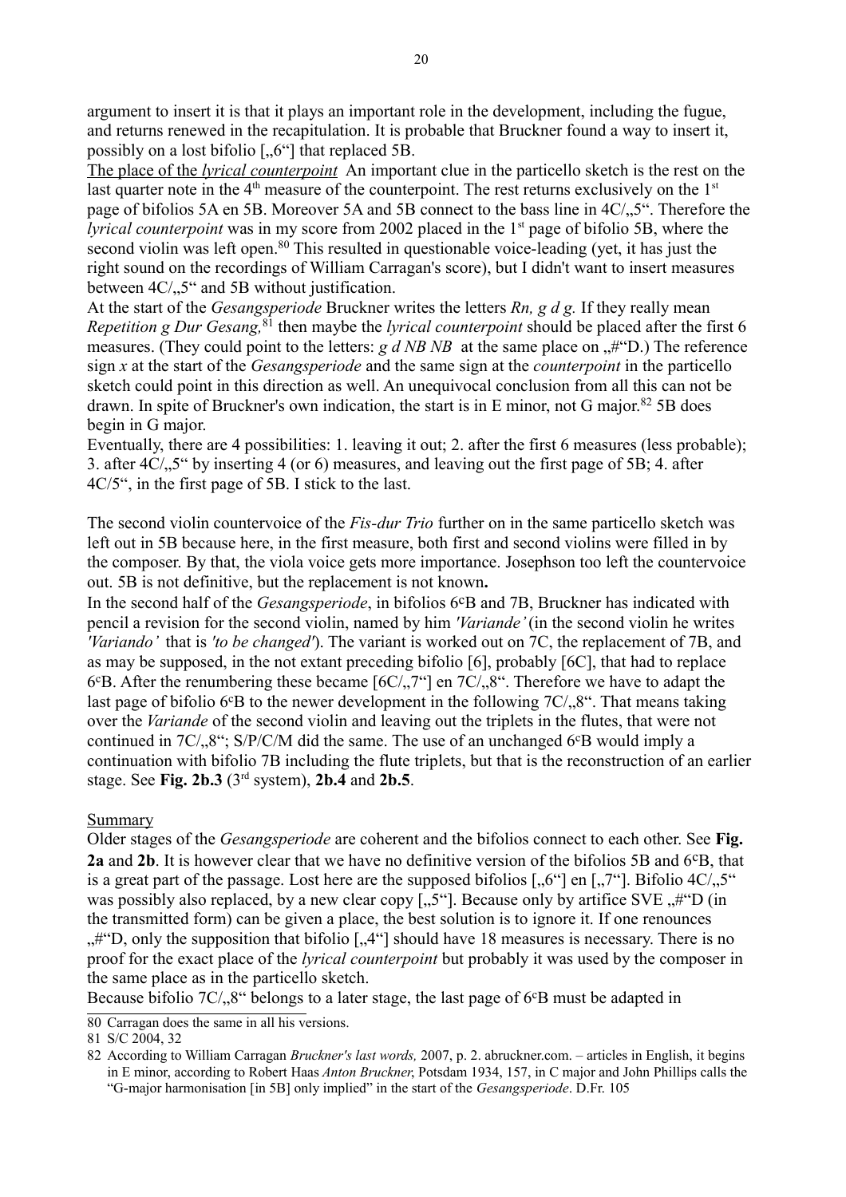argument to insert it is that it plays an important role in the development, including the fugue, and returns renewed in the recapitulation. It is probable that Bruckner found a way to insert it, possibly on a lost bifolio [„6“] that replaced 5B.

The place of the *lyrical counterpoint* An important clue in the particello sketch is the rest on the last quarter note in the 4th measure of the counterpoint. The rest returns exclusively on the 1st page of bifolios 5A en 5B. Moreover 5A and 5B connect to the bass line in 4C/„5“. Therefore the *lyrical counterpoint* was in my score from 2002 placed in the 1st page of bifolio 5B, where the second violin was left open.[80] This resulted in questionable voice-leading (yet, it has just the right sound on the recordings of William Carragan's score), but I didn't want to insert measures between 4C/„5“ and 5B without justification.

At the start of the *Gesangsperiode* Bruckner writes the letters *Rn, g d g.* If they really mean *Repetition g Dur Gesang,*[81] then maybe the *lyrical counterpoint* should be placed after the first 6 measures. (They could point to the letters: *g d NB NB* at the same place on „#“D.) The reference sign *x* at the start of the *Gesangsperiode* and the same sign at the *counterpoint* in the particello sketch could point in this direction as well. An unequivocal conclusion from all this can not be drawn. In spite of Bruckner's own indication, the start is in E minor, not G major.[82] 5B does begin in G major.

Eventually, there are 4 possibilities: 1. leaving it out; 2. after the first 6 measures (less probable); 3. after 4C/„5“ by inserting 4 (or 6) measures, and leaving out the first page of 5B; 4. after 4C/5“, in the first page of 5B. I stick to the last.

The second violin countervoice of the *Fis-dur Trio* further on in the same particello sketch was left out in 5B because here, in the first measure, both first and second violins were filled in by the composer. By that, the viola voice gets more importance. Josephson too left the countervoice out. 5B is not definitive, but the replacement is not known**.**

In the second half of the *Gesangsperiode*, in bifolios 6cB and 7B, Bruckner has indicated with pencil a revision for the second violin, named by him *'Variande'* (in the second violin he writes *'Variando'* that is *'to be changed'*). The variant is worked out on 7C, the replacement of 7B, and as may be supposed, in the not extant preceding bifolio [6], probably [6C], that had to replace 6cB. After the renumbering these became [6C/„7“] en 7C/„8“. Therefore we have to adapt the last page of bifolio 6cB to the newer development in the following 7C/„8“. That means taking over the *Variande* of the second violin and leaving out the triplets in the flutes, that were not continued in 7C/„8“; S/P/C/M did the same. The use of an unchanged 6cB would imply a continuation with bifolio 7B including the flute triplets, but that is the reconstruction of an earlier stage. See **Fig. 2b.3** (3rd system), **2b.4** and **2b.5**.

## Summary

Older stages of the *Gesangsperiode* are coherent and the bifolios connect to each other. See **Fig. 2a** and **2b**. It is however clear that we have no definitive version of the bifolios 5B and 6cB, that is a great part of the passage. Lost here are the supposed bifolios [„6“] en [„7“]. Bifolio 4C/„5“ was possibly also replaced, by a new clear copy [„5“]. Because only by artifice SVE „#“D (in the transmitted form) can be given a place, the best solution is to ignore it. If one renounces „#“D, only the supposition that bifolio [„4“] should have 18 measures is necessary. There is no proof for the exact place of the *lyrical counterpoint* but probably it was used by the composer in the same place as in the particello sketch.

Because bifolio 7C/„8“ belongs to a later stage, the last page of 6cB must be adapted in

---

80 Carragan does the same in all his versions.

81 S/C 2004, 32

82 According to William Carragan *Bruckner's last words,* 2007, p. 2. abruckner.com. – articles in English, it begins in E minor, according to Robert Haas *Anton Bruckner*, Potsdam 1934, 157, in C major and John Phillips calls the “G-major harmonisation [in 5B] only implied” in the start of the *Gesangsperiode*. D.Fr. 105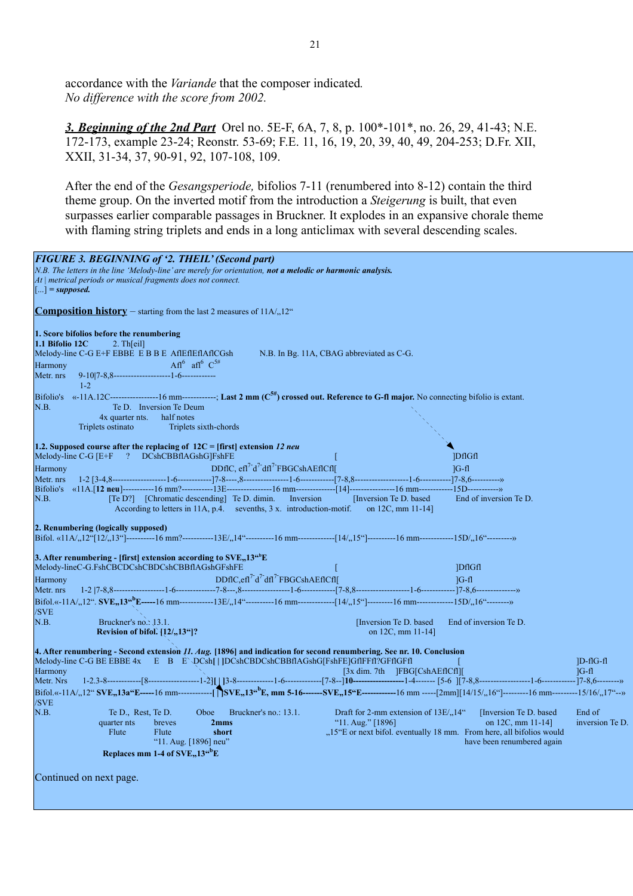accordance with the *Variande* that the composer indicated.
*No difference with the score from 2002.*

***3. Beginning of the 2nd Part*** Orel no. 5E-F, 6A, 7, 8, p. 100*-101*, no. 26, 29, 41-43; N.E. 172-173, example 23-24; Reonstr. 53-69; F.E. 11, 16, 19, 20, 39, 40, 49, 204-253; D.Fr. XII, XXII, 31-34, 37, 90-91, 92, 107-108, 109.

After the end of the *Gesangsperiode,* bifolios 7-11 (renumbered into 8-12) contain the third theme group. On the inverted motif from the introduction a *Steigerung* is built, that even surpasses earlier comparable passages in Bruckner. It explodes in an expansive chorale theme with flaming string triplets and ends in a long anticlimax with several descending scales.

***FIGURE 3. BEGINNING of '2. THEIL' (Second part)***
*N.B. The letters in the line 'Melody-line' are merely for orientation,* ***not a melodic or harmonic analysis.***
*At | metrical periods or musical fragments does not connect.*
*[...] =* ***supposed.***

**Composition history** – starting from the last 2 measures of 11A/„12"

**1. Score bifolios before the renumbering**
**1.1 Bifolio 12C** 2. Th[eil]
Melody-line C-G E+F EBBE E B B E AflEflEflAflCGsh N.B. In Bg. 11A, CBAG abbreviated as C-G.
Harmony Afl$^6$ afl$^6$ C$^{5\#}$
Metr. nrs 9-10|7-8,8--------------------1-6------------
1-2
Bifolio's «-11A.12C-----------------16 mm------------; **Last 2 mm (C$^{5\#}$) crossed out. Reference to G-fl major.** No connecting bifolio is extant.
N.B. Te D. Inversion Te Deum
4x quarter nts. half notes
Triplets ostinato Triplets sixth-chords

**1.2. Supposed course after the replacing of 12C = [first] extension *12 neu***
Melody-line C-G [E+F ? DCshCBBflAGshG]FshFE [ ]DflGfl
Harmony DDflC, efl$^{7}$d$^{7}$dfl$^{7}$FBGCshAEflCfl[ ]G-fl
Metr. nrs 1-2 [3-4,8-------------------1-6------------]7-8----,8----------------1-6------------[7-8,8-------------------1-6-----------]7-8,6----------»
Bifolio's «11A.[**12 neu**]-----------16 mm?-----------13E----------------16 mm-------------[14]----------------16 mm-----------15D-----------»
N.B. [Te D?] [Chromatic descending] Te D. dimin. Inversion [Inversion Te D. based End of inversion Te D.
According to letters in 11A, p.4. sevenths, 3 x. introduction-motif. on 12C, mm 11-14]

**2. Renumbering (logically supposed)**
Bifol. «11A/„12"[12/„13"]----------16 mm?-----------13E/„14"----------16 mm-------------[14/„15"]----------16 mm------------15D/„16"---------»

**3. After renumbering - [first] extension according to SVE„13"$^b$E**
Melody-lineC-G.FshCBCDCshCBDCshCBBflAGshGFshFE [ ]DflGfl
Harmony DDflC,efl$^{7}$d$^{7}$dfl$^{7}$FBGCshAEflCfl[ ]G-fl
Metr. nrs 1-2 |7-8,8------------------1-6--------------7-8---,8-----------------1-6------------[7-8,8-------------------1-6------------]7-8,6--------------»
Bifol.«-11A/„12". **SVE„13"$^b$E-----**16 mm------------13E/„14"----------16 mm-------------[14/„15"]---------16 mm-------------15D/„16"--------»
/SVE
N.B. Bruckner's no.: 13.1. [Inversion Te D. based End of inversion Te D.
**Revision of bifol. [12/„13"]?** on 12C, mm 11-14]

**4. After renumbering - Second extension *11. Aug.* [1896] and indication for second renumbering. See nr. 10. Conclusion**
Melody-line C-G BE EBBE 4x E B E DCsh[ | ]DCshCBDCshCBBflAGshG[FshFE]GflFFfl?GFflGFfl [ ]D-flG-fl
Harmony [3x dim. 7th ]FBG[CshAEflCfl]][ ]G-fl
Metr. Nrs 1-2.3-8------------[8------------------1-2][ | ]3-8-------------1-6-------------[7-8--]**10------------------**1-4------- [5-6 ][7-8,8------------------1-6------------]7-8,6--------»
Bifol.«-11A/„12" **SVE„13a"E-----**16 mm------------**[ | ]SVE„13"$^b$E, mm 5-16-------SVE„15"E------------**16 mm -----[2mm][14/15/„16"]---------16 mm---------15/16/„17"--»
/SVE
N.B. Te D., Rest, Te D. Oboe Bruckner's no.: 13.1. Draft for 2-mm extension of 13E/„14" [Inversion Te D. based End of
quarter nts breves **2mms** "11. Aug." [1896] on 12C, mm 11-14] inversion Te D.
Flute Flute **short** „15"E or next bifol. eventually 18 mm. From here, all bifolios would
"11. Aug. [1896] neu" have been renumbered again
**Replaces mm 1-4 of SVE„13"$^b$E**

Continued on next page.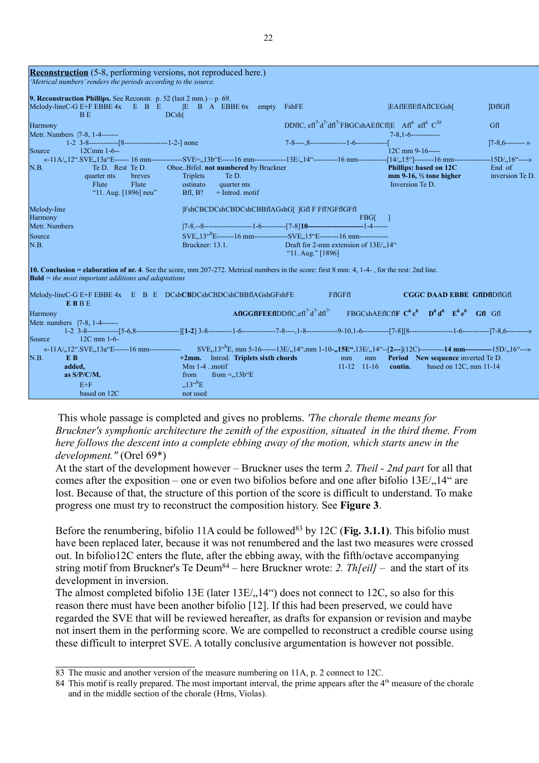**Reconstruction** (5-8, performing versions, not reproduced here.)
*'Metrical numbers' renders the periods according to the source.*

**9. Reconstruction Phillips.** See Reconstr. p. 52 (last 2 mm.) – p. 69.

```
Melody-lineC-G E+F EBBE 4x    E  B  E        |E   B  A  EBBE 6x   empty   FshFE                    |EAflEflEflAflCEGsh[          ]DflGfl
                BE                      DCsh|
Harmony                                                     DDflC, efl7-d7-dfl7-FBGCshAEflCfl||E   Afl6 afl6 C5#             Gfl
Metr. Numbers  |7-8, 1-4-------                                                                7-8,1-6------------
        1-2  3-8------------[8------------------1-2-] none                7-8----,8---------------1-6-------------[                          ]7-8,6-------- »
Source         12Cmm 1-6--                                                                     12C mm 9-16-----
   «-11A/„12".SVE„13a"E------ 16 mm-------------SVE=„13b"E-----16 mm-------------13E/„14"----------16 mm------------[14/„15"]--------16 mm---------------15D/„16"----»
N.B.              Te D.  Rest  Te D.       Oboe..Bifol. not numbered by Bruckner                  Phillips: based on 12C       End of
               quarter nts     breves        Triplets        Te D.                              mm 9-16, ½ tone higher      inversion Te D.
                 Flute          Flute        ostinato     quarter nts                           Inversion Te D.
                "11. Aug. [1896] neu"       Bfl, B?      + Introd. motif

Melody-line                                 |FshCBCDCshCBDCshCBBflAGshG[ ]Gfl F Ffl?GFflGFfl
Harmony                                                                         FBG[    ]
Metr. Numbers                               |7-8,--8---------------------1-6----------[7-8]10------------------------1-4------
Source                                      SVE„13"bE-------16 mm--------------SVE„15"E--------16 mm-----------
N.B.                                        Bruckner: 13.1.              Draft for 2-mm extension of 13E/„14"
                                                                           "11. Aug." [1896]
```

**10. Conclusion = elaboration of nr. 4**. See the score, mm 207-272. Metrical numbers in the score: first 8 mm: 4, 1-4- , for the rest: 2nd line.
**Bold** = *the most important additions and adaptations*

```
Melody-lineC-G E+F EBBE 4x    E  B  E   DCshCBDCshCBDCshCBBflAGshGFshFE          FflGFfl          CGGC DAAD EBBE  GflDflDflGfl
          E B B E
Harmony                                           AflGGflFEEflDDflC,efl7-d7-dfl7-    FBGCshAEflCflF  C6 c6    D6 d6   E6 e6   Gfl  Gfl
Metr. numbers  |7-8, 1-4-------
        1-2  3-8-------------[5-6,8-----------------][1-2] 3-8----------1-6--------------7-8----,1-8-------------9-10,1-6-----------[7-8][8------------------1-6-----------]7-8,6---------»
Source         12C mm 1-6-
   «-11A/„12".SVE„13a"E------16 mm-------------       SVE„13"bE, mm 5-16------13E/„14",mm 1-10-„15E",13E/„14"--[2---](12C)----------14 mm-----------15D/„16"---»
N.B.           E B                       +2mm.   Introd.  Triplets sixth chords          mm     mm      Period   New sequence inverted Te D.
             added,                      Mm 1-4 ..motif                                  11-12  11-16   contin.    based on 12C, mm 11-14
            as S/P/C/M.                  from     from =„13b"E
                E+F                      „13"bE
             based on 12C                not used
```

This whole passage is completed and gives no problems. *'The chorale theme means for Bruckner's symphonic architecture the zenith of the exposition, situated in the third theme. From here follows the descent into a complete ebbing away of the motion, which starts anew in the development."* (Orel 69*)

At the start of the development however – Bruckner uses the term *2. Theil - 2nd part* for all that comes after the exposition – one or even two bifolios before and one after bifolio 13E/„14" are lost. Because of that, the structure of this portion of the score is difficult to understand. To make progress one must try to reconstruct the composition history. See **Figure 3**.

Before the renumbering, bifolio 11A could be followed[83] by 12C (**Fig. 3.1.1)**. This bifolio must have been replaced later, because it was not renumbered and the last two measures were crossed out. In bifolio12C enters the flute, after the ebbing away, with the fifth/octave accompanying string motif from Bruckner's Te Deum[84] – here Bruckner wrote: *2. Th[eil] –* and the start of its development in inversion.

The almost completed bifolio 13E (later 13E/„14") does not connect to 12C, so also for this reason there must have been another bifolio [12]. If this had been preserved, we could have regarded the SVE that will be reviewed hereafter, as drafts for expansion or revision and maybe not insert them in the performing score. We are compelled to reconstruct a credible course using these difficult to interpret SVE. A totally conclusive argumentation is however not possible.

83 The music and another version of the measure numbering on 11A, p. 2 connect to 12C.
84 This motif is really prepared. The most important interval, the prime appears after the 4th measure of the chorale and in the middle section of the chorale (Hrns, Violas).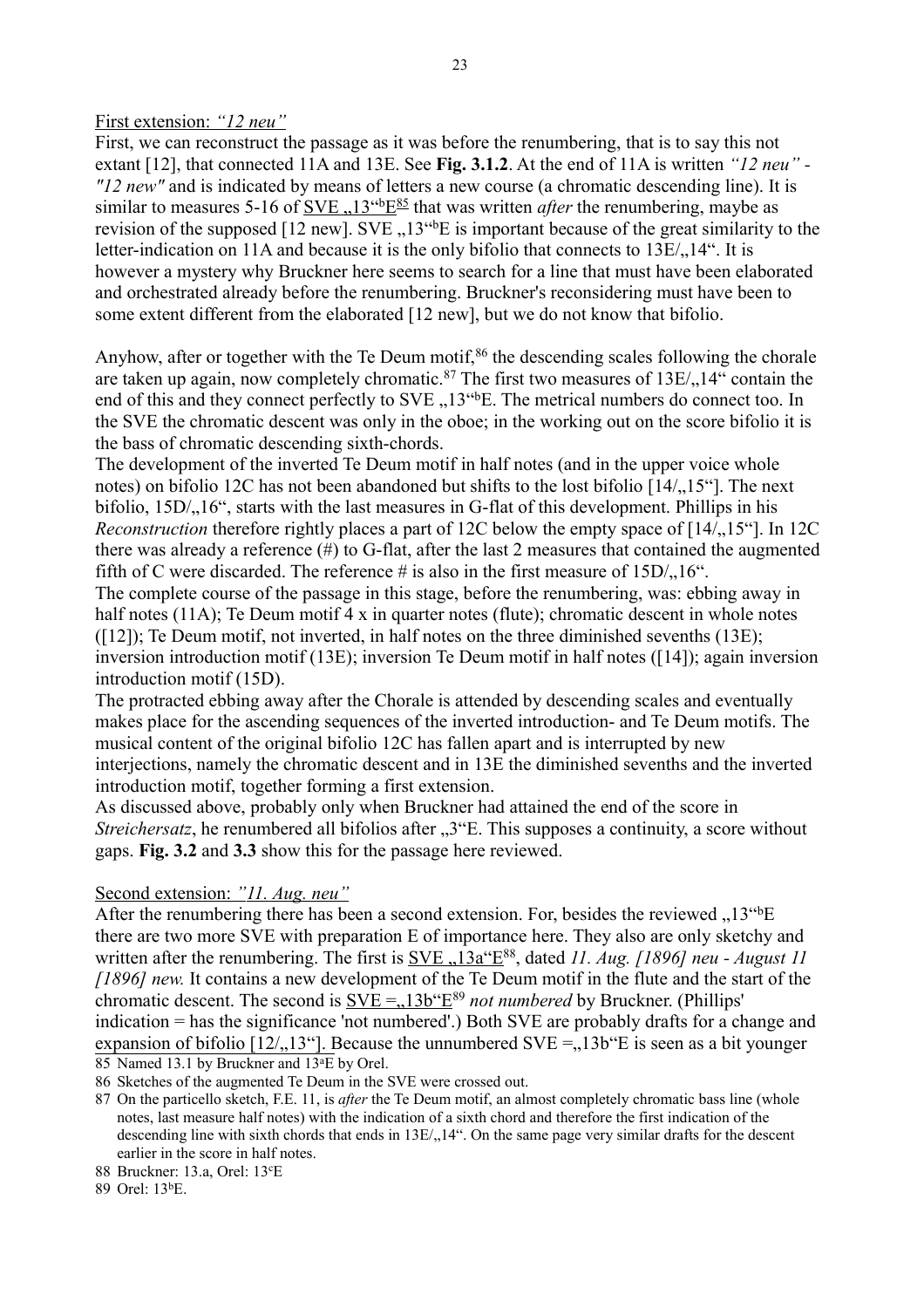First extension: *"12 neu"*

First, we can reconstruct the passage as it was before the renumbering, that is to say this not extant [12], that connected 11A and 13E. See **Fig. 3.1.2**. At the end of 11A is written *"12 neu" - "12 new"* and is indicated by means of letters a new course (a chromatic descending line). It is similar to measures 5-16 of SVE „13"bE[85] that was written *after* the renumbering, maybe as revision of the supposed [12 new]. SVE „13"bE is important because of the great similarity to the letter-indication on 11A and because it is the only bifolio that connects to 13E/„14". It is however a mystery why Bruckner here seems to search for a line that must have been elaborated and orchestrated already before the renumbering. Bruckner's reconsidering must have been to some extent different from the elaborated [12 new], but we do not know that bifolio.

Anyhow, after or together with the Te Deum motif,[86] the descending scales following the chorale are taken up again, now completely chromatic.[87] The first two measures of 13E/„14" contain the end of this and they connect perfectly to SVE „13"bE. The metrical numbers do connect too. In the SVE the chromatic descent was only in the oboe; in the working out on the score bifolio it is the bass of chromatic descending sixth-chords.

The development of the inverted Te Deum motif in half notes (and in the upper voice whole notes) on bifolio 12C has not been abandoned but shifts to the lost bifolio [14/„15"]. The next bifolio, 15D/„16", starts with the last measures in G-flat of this development. Phillips in his *Reconstruction* therefore rightly places a part of 12C below the empty space of [14/„15"]. In 12C there was already a reference (#) to G-flat, after the last 2 measures that contained the augmented fifth of C were discarded. The reference # is also in the first measure of 15D/„16".

The complete course of the passage in this stage, before the renumbering, was: ebbing away in half notes (11A); Te Deum motif 4 x in quarter notes (flute); chromatic descent in whole notes ([12]); Te Deum motif, not inverted, in half notes on the three diminished sevenths (13E); inversion introduction motif (13E); inversion Te Deum motif in half notes ([14]); again inversion introduction motif (15D).

The protracted ebbing away after the Chorale is attended by descending scales and eventually makes place for the ascending sequences of the inverted introduction- and Te Deum motifs. The musical content of the original bifolio 12C has fallen apart and is interrupted by new interjections, namely the chromatic descent and in 13E the diminished sevenths and the inverted introduction motif, together forming a first extension.

As discussed above, probably only when Bruckner had attained the end of the score in *Streichersatz*, he renumbered all bifolios after „3"E. This supposes a continuity, a score without gaps. **Fig. 3.2** and **3.3** show this for the passage here reviewed.

Second extension: *"11. Aug. neu"*

After the renumbering there has been a second extension. For, besides the reviewed „13"bE there are two more SVE with preparation E of importance here. They also are only sketchy and written after the renumbering. The first is SVE „13a"E[88], dated *11. Aug. [1896] neu - August 11 [1896] new.* It contains a new development of the Te Deum motif in the flute and the start of the chromatic descent. The second is SVE =„13b"E[89] *not numbered* by Bruckner. (Phillips' indication = has the significance 'not numbered'.) Both SVE are probably drafts for a change and expansion of bifolio [12/„13"]. Because the unnumbered SVE =„13b"E is seen as a bit younger

85 Named 13.1 by Bruckner and 13aE by Orel.

86 Sketches of the augmented Te Deum in the SVE were crossed out.

87 On the particello sketch, F.E. 11, is *after* the Te Deum motif, an almost completely chromatic bass line (whole notes, last measure half notes) with the indication of a sixth chord and therefore the first indication of the descending line with sixth chords that ends in 13E/„14". On the same page very similar drafts for the descent earlier in the score in half notes.

88 Bruckner: 13.a, Orel: 13cE

89 Orel: 13bE.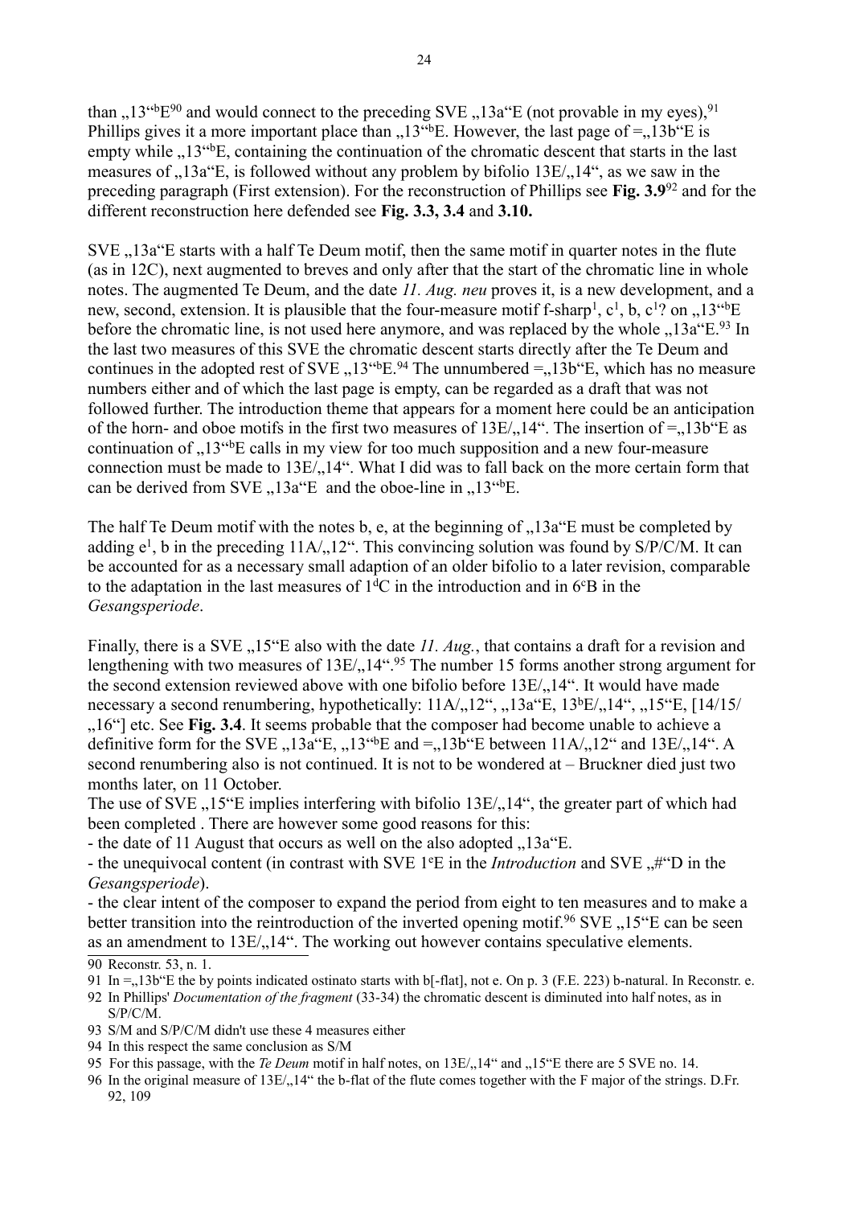than „13"ᵇE[90] and would connect to the preceding SVE „13a"E (not provable in my eyes),[91] Phillips gives it a more important place than „13"ᵇE. However, the last page of =„13b"E is empty while „13"ᵇE, containing the continuation of the chromatic descent that starts in the last measures of „13a"E, is followed without any problem by bifolio 13E/„14", as we saw in the preceding paragraph (First extension). For the reconstruction of Phillips see **Fig. 3.9**[92] and for the different reconstruction here defended see **Fig. 3.3, 3.4** and **3.10.**

SVE „13a"E starts with a half Te Deum motif, then the same motif in quarter notes in the flute (as in 12C), next augmented to breves and only after that the start of the chromatic line in whole notes. The augmented Te Deum, and the date *11. Aug. neu* proves it, is a new development, and a new, second, extension. It is plausible that the four-measure motif f-sharp$^1$, c$^1$, b, c$^1$? on „13"ᵇE before the chromatic line, is not used here anymore, and was replaced by the whole „13a"E.[93] In the last two measures of this SVE the chromatic descent starts directly after the Te Deum and continues in the adopted rest of SVE „13"ᵇE.[94] The unnumbered =„13b"E, which has no measure numbers either and of which the last page is empty, can be regarded as a draft that was not followed further. The introduction theme that appears for a moment here could be an anticipation of the horn- and oboe motifs in the first two measures of 13E/„14". The insertion of =„13b"E as continuation of „13"ᵇE calls in my view for too much supposition and a new four-measure connection must be made to 13E/„14". What I did was to fall back on the more certain form that can be derived from SVE „13a"E and the oboe-line in „13"ᵇE.

The half Te Deum motif with the notes b, e, at the beginning of „13a"E must be completed by adding e$^1$, b in the preceding 11A/„12". This convincing solution was found by S/P/C/M. It can be accounted for as a necessary small adaption of an older bifolio to a later revision, comparable to the adaptation in the last measures of 1ᵈC in the introduction and in 6ᶜB in the *Gesangsperiode*.

Finally, there is a SVE „15"E also with the date *11. Aug.*, that contains a draft for a revision and lengthening with two measures of 13E/„14".[95] The number 15 forms another strong argument for the second extension reviewed above with one bifolio before 13E/„14". It would have made necessary a second renumbering, hypothetically: 11A/„12", „13a"E, 13ᵇE/„14", „15"E, [14/15/ „16"] etc. See **Fig. 3.4**. It seems probable that the composer had become unable to achieve a definitive form for the SVE „13a"E, „13"ᵇE and =„13b"E between 11A/„12" and 13E/„14". A second renumbering also is not continued. It is not to be wondered at – Bruckner died just two months later, on 11 October.

The use of SVE „15"E implies interfering with bifolio 13E/„14", the greater part of which had been completed . There are however some good reasons for this:

- the date of 11 August that occurs as well on the also adopted „13a"E.
- the unequivocal content (in contrast with SVE 1ᵉE in the *Introduction* and SVE „#"D in the *Gesangsperiode*).
- the clear intent of the composer to expand the period from eight to ten measures and to make a better transition into the reintroduction of the inverted opening motif.[96] SVE „15"E can be seen as an amendment to 13E/„14". The working out however contains speculative elements.

---

90 Reconstr. 53, n. 1.

91 In =„13b"E the by points indicated ostinato starts with b[-flat], not e. On p. 3 (F.E. 223) b-natural. In Reconstr. e.

92 In Phillips' *Documentation of the fragment* (33-34) the chromatic descent is diminuted into half notes, as in S/P/C/M.

93 S/M and S/P/C/M didn't use these 4 measures either

94 In this respect the same conclusion as S/M

95 For this passage, with the *Te Deum* motif in half notes, on 13E/„14" and „15"E there are 5 SVE no. 14.

96 In the original measure of 13E/„14" the b-flat of the flute comes together with the F major of the strings. D.Fr. 92, 109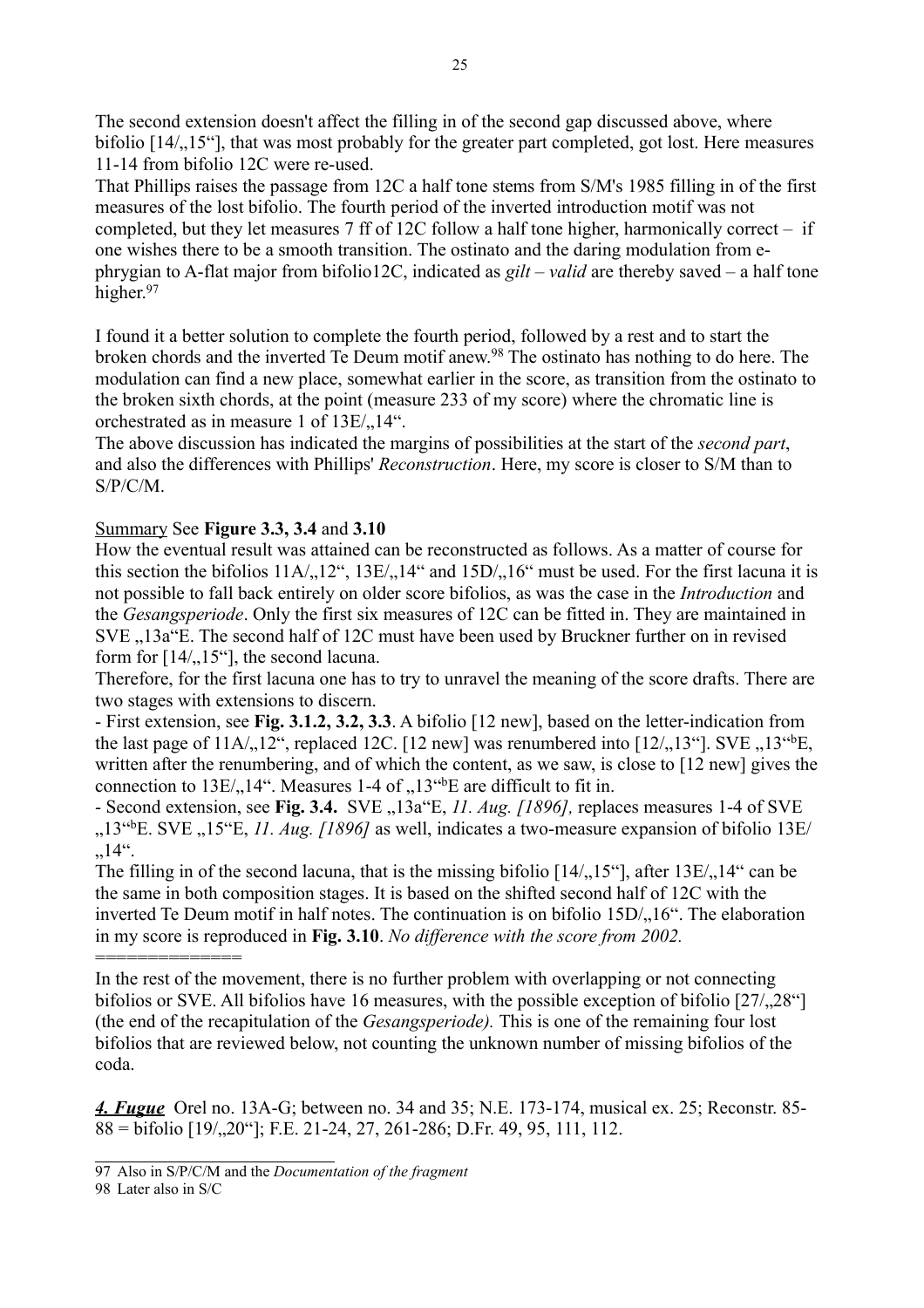The second extension doesn't affect the filling in of the second gap discussed above, where bifolio [14/„15"], that was most probably for the greater part completed, got lost. Here measures 11-14 from bifolio 12C were re-used.

That Phillips raises the passage from 12C a half tone stems from S/M's 1985 filling in of the first measures of the lost bifolio. The fourth period of the inverted introduction motif was not completed, but they let measures 7 ff of 12C follow a half tone higher, harmonically correct – if one wishes there to be a smooth transition. The ostinato and the daring modulation from e-phrygian to A-flat major from bifolio12C, indicated as *gilt* – *valid* are thereby saved – a half tone higher.[97]

I found it a better solution to complete the fourth period, followed by a rest and to start the broken chords and the inverted Te Deum motif anew.[98] The ostinato has nothing to do here. The modulation can find a new place, somewhat earlier in the score, as transition from the ostinato to the broken sixth chords, at the point (measure 233 of my score) where the chromatic line is orchestrated as in measure 1 of 13E/„14".

The above discussion has indicated the margins of possibilities at the start of the *second part*, and also the differences with Phillips' *Reconstruction*. Here, my score is closer to S/M than to S/P/C/M.

<u>Summary</u> See **Figure 3.3, 3.4** and **3.10**

How the eventual result was attained can be reconstructed as follows. As a matter of course for this section the bifolios 11A/„12", 13E/„14" and 15D/„16" must be used. For the first lacuna it is not possible to fall back entirely on older score bifolios, as was the case in the *Introduction* and the *Gesangsperiode*. Only the first six measures of 12C can be fitted in. They are maintained in SVE „13a"E. The second half of 12C must have been used by Bruckner further on in revised form for [14/„15"], the second lacuna.

Therefore, for the first lacuna one has to try to unravel the meaning of the score drafts. There are two stages with extensions to discern.

- First extension, see **Fig. 3.1.2, 3.2, 3.3**. A bifolio [12 new], based on the letter-indication from the last page of 11A/„12", replaced 12C. [12 new] was renumbered into [12/„13"]. SVE „13"bE, written after the renumbering, and of which the content, as we saw, is close to [12 new] gives the connection to 13E/„14". Measures 1-4 of „13"bE are difficult to fit in.
- Second extension, see **Fig. 3.4.** SVE „13a"E, *11. Aug. [1896],* replaces measures 1-4 of SVE „13"bE. SVE „15"E, *11. Aug. [1896]* as well, indicates a two-measure expansion of bifolio 13E/„14".

The filling in of the second lacuna, that is the missing bifolio [14/„15"], after 13E/„14" can be the same in both composition stages. It is based on the shifted second half of 12C with the inverted Te Deum motif in half notes. The continuation is on bifolio 15D/„16". The elaboration in my score is reproduced in **Fig. 3.10**. *No difference with the score from 2002.*

==============

In the rest of the movement, there is no further problem with overlapping or not connecting bifolios or SVE. All bifolios have 16 measures, with the possible exception of bifolio [27/„28"] (the end of the recapitulation of the *Gesangsperiode).* This is one of the remaining four lost bifolios that are reviewed below, not counting the unknown number of missing bifolios of the coda.

***<u>4. Fugue</u>*** Orel no. 13A-G; between no. 34 and 35; N.E. 173-174, musical ex. 25; Reconstr. 85-88 = bifolio [19/„20"]; F.E. 21-24, 27, 261-286; D.Fr. 49, 95, 111, 112.

---

97 Also in S/P/C/M and the *Documentation of the fragment*

98 Later also in S/C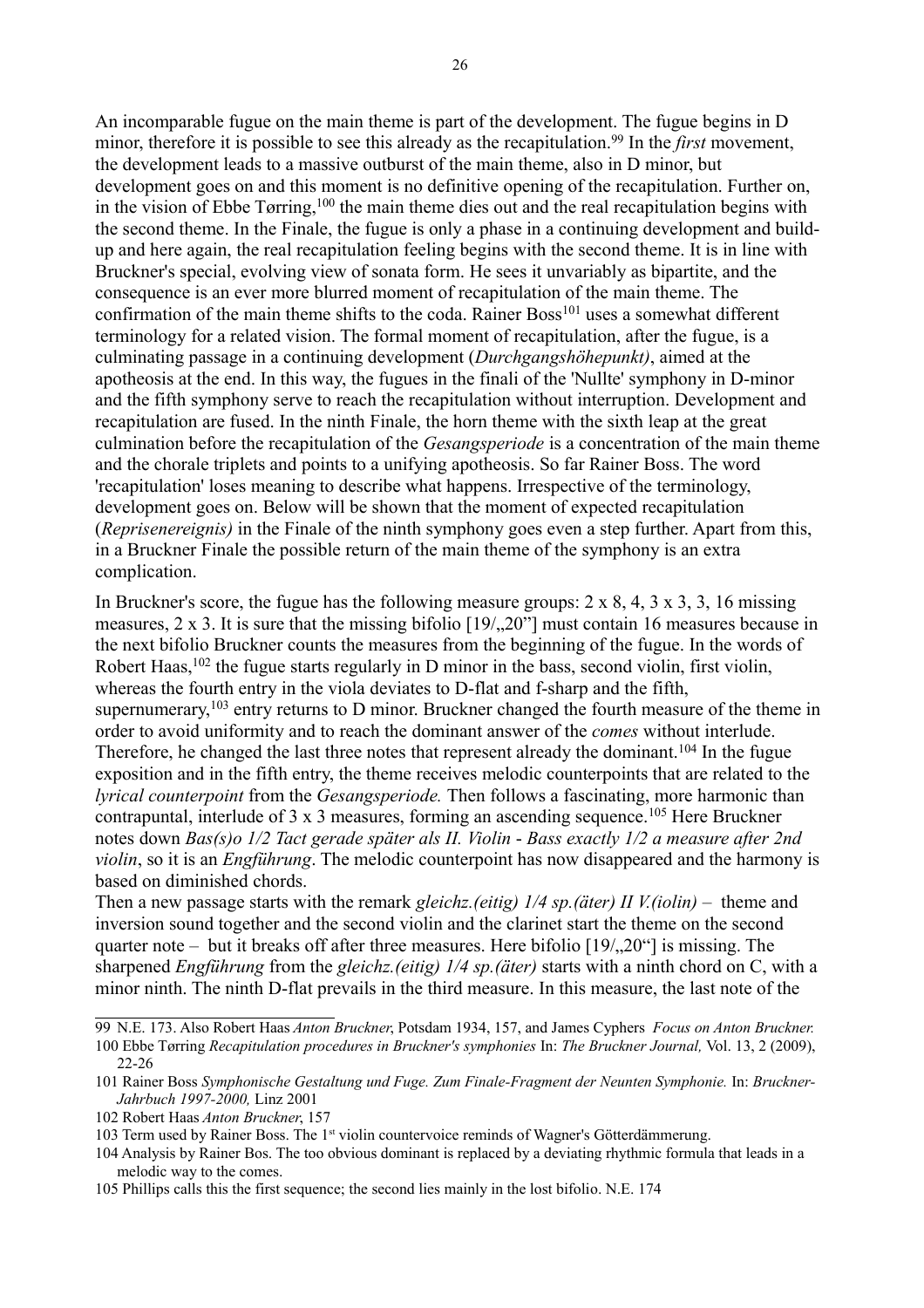An incomparable fugue on the main theme is part of the development. The fugue begins in D minor, therefore it is possible to see this already as the recapitulation.[99] In the *first* movement, the development leads to a massive outburst of the main theme, also in D minor, but development goes on and this moment is no definitive opening of the recapitulation. Further on, in the vision of Ebbe Tørring,[100] the main theme dies out and the real recapitulation begins with the second theme. In the Finale, the fugue is only a phase in a continuing development and build-up and here again, the real recapitulation feeling begins with the second theme. It is in line with Bruckner's special, evolving view of sonata form. He sees it unvariably as bipartite, and the consequence is an ever more blurred moment of recapitulation of the main theme. The confirmation of the main theme shifts to the coda. Rainer Boss[101] uses a somewhat different terminology for a related vision. The formal moment of recapitulation, after the fugue, is a culminating passage in a continuing development (*Durchgangshöhepunkt)*, aimed at the apotheosis at the end. In this way, the fugues in the finali of the 'Nullte' symphony in D-minor and the fifth symphony serve to reach the recapitulation without interruption. Development and recapitulation are fused. In the ninth Finale, the horn theme with the sixth leap at the great culmination before the recapitulation of the *Gesangsperiode* is a concentration of the main theme and the chorale triplets and points to a unifying apotheosis. So far Rainer Boss. The word 'recapitulation' loses meaning to describe what happens. Irrespective of the terminology, development goes on. Below will be shown that the moment of expected recapitulation (*Reprisenereignis)* in the Finale of the ninth symphony goes even a step further. Apart from this, in a Bruckner Finale the possible return of the main theme of the symphony is an extra complication.

In Bruckner's score, the fugue has the following measure groups: 2 x 8, 4, 3 x 3, 3, 16 missing measures, 2 x 3. It is sure that the missing bifolio [19/„20"] must contain 16 measures because in the next bifolio Bruckner counts the measures from the beginning of the fugue. In the words of Robert Haas,[102] the fugue starts regularly in D minor in the bass, second violin, first violin, whereas the fourth entry in the viola deviates to D-flat and f-sharp and the fifth, supernumerary,[103] entry returns to D minor. Bruckner changed the fourth measure of the theme in order to avoid uniformity and to reach the dominant answer of the *comes* without interlude. Therefore, he changed the last three notes that represent already the dominant.[104] In the fugue exposition and in the fifth entry, the theme receives melodic counterpoints that are related to the *lyrical counterpoint* from the *Gesangsperiode.* Then follows a fascinating, more harmonic than contrapuntal, interlude of 3 x 3 measures, forming an ascending sequence.[105] Here Bruckner notes down *Bas(s)o 1/2 Tact gerade später als II. Violin - Bass exactly 1/2 a measure after 2nd violin*, so it is an *Engführung*. The melodic counterpoint has now disappeared and the harmony is based on diminished chords.
Then a new passage starts with the remark *gleichz.(eitig) 1/4 sp.(äter) II V.(iolin)* – theme and inversion sound together and the second violin and the clarinet start the theme on the second quarter note – but it breaks off after three measures. Here bifolio [19/„20"] is missing. The sharpened *Engführung* from the *gleichz.(eitig) 1/4 sp.(äter)* starts with a ninth chord on C, with a minor ninth. The ninth D-flat prevails in the third measure. In this measure, the last note of the

99 N.E. 173. Also Robert Haas *Anton Bruckner*, Potsdam 1934, 157, and James Cyphers *Focus on Anton Bruckner.*
100 Ebbe Tørring *Recapitulation procedures in Bruckner's symphonies* In: *The Bruckner Journal,* Vol. 13, 2 (2009), 22-26
101 Rainer Boss *Symphonische Gestaltung und Fuge. Zum Finale-Fragment der Neunten Symphonie.* In: *Bruckner-Jahrbuch 1997-2000,* Linz 2001
102 Robert Haas *Anton Bruckner*, 157
103 Term used by Rainer Boss. The 1st violin countervoice reminds of Wagner's Götterdämmerung.
104 Analysis by Rainer Bos. The too obvious dominant is replaced by a deviating rhythmic formula that leads in a melodic way to the comes.
105 Phillips calls this the first sequence; the second lies mainly in the lost bifolio. N.E. 174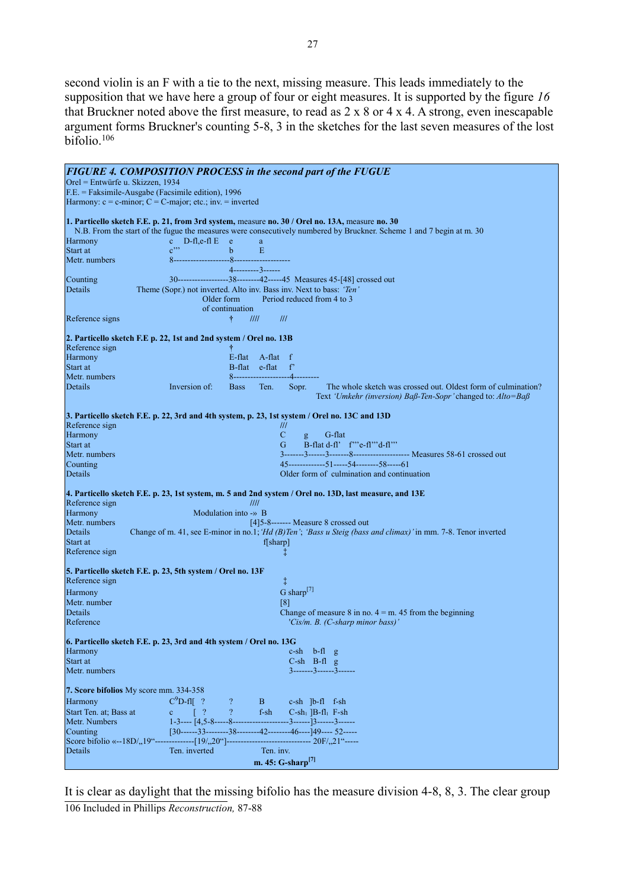second violin is an F with a tie to the next, missing measure. This leads immediately to the supposition that we have here a group of four or eight measures. It is supported by the figure *16* that Bruckner noted above the first measure, to read as 2 x 8 or 4 x 4. A strong, even inescapable argument forms Bruckner's counting 5-8, 3 in the sketches for the last seven measures of the lost bifolio.[106]

***FIGURE 4. COMPOSITION PROCESS in the second part of the FUGUE***

Orel = Entwürfe u. Skizzen, 1934
F.E. = Faksimile-Ausgabe (Facsimile edition), 1996
Harmony: c = c-minor; C = C-major; etc.; inv. = inverted

**1. Particello sketch F.E. p. 21, from 3rd system,** measure **no. 30 / Orel no. 13A,** measure **no. 30**

N.B. From the start of the fugue the measures were consecutively numbered by Bruckner. Scheme 1 and 7 begin at m. 30

```
Harmony            c   D-fl,e-fl E   e        a
Start at           c'''              b        E
Metr. numbers      8-----------------8-----------------
                                     4---------3------
Counting           30----------------38--------42-----45  Measures 45-[48] crossed out
Details        Theme (Sopr.) not inverted. Alto inv. Bass inv. Next to bass: 'Ten'
                             Older form        Period reduced from 4 to 3
                             of continuation
Reference signs                      †    ////     ///
```

**2. Particello sketch F.E p. 22, 1st and 2nd system / Orel no. 13B**

```
Reference sign                       †
Harmony                              E-flat  A-flat  f
Start at                             B-flat  e-flat  f'
Metr. numbers                        8-------------------4---------
Details            Inversion of:     Bass    Ten.    Sopr.    The whole sketch was crossed out. Oldest form of culmination?
                                              Text 'Umkehr (inversion) Baß-Ten-Sopr' changed to: Alto=Baß
```

**3. Particello sketch F.E. p. 22, 3rd and 4th system, p. 23, 1st system / Orel no. 13C and 13D**

```
Reference sign                                ///
Harmony                                       C      g      G-flat
Start at                                      G      B-flat d-fl'   f'''e-fl'''d-fl'''
Metr. numbers                                 3-------3------3-------8-------------------- Measures 58-61 crossed out
Counting                                      45-------------51-----54--------58-----61
Details                                       Older form of  culmination and continuation
```

**4. Particello sketch F.E. p. 23, 1st system, m. 5 and 2nd system / Orel no. 13D, last measure, and 13E**

```
Reference sign                          ////
Harmony                   Modulation into -» B
Metr. numbers                           [4]5-8------- Measure 8 crossed out
Details        Change of m. 41, see E-minor in no.1; 'Hd (B)Ten'; 'Bass u Steig (bass and climax)' in mm. 7-8. Tenor inverted
Start at                                  f[sharp]
Reference sign                               ‡
```

**5. Particello sketch F.E. p. 23, 5th system / Orel no. 13F**

```
Reference sign                               ‡
Harmony                                      G sharp[7]
Metr. number                                 [8]
Details                                      Change of measure 8 in no. 4 = m. 45 from the beginning
Reference                                    'Cis/m. B. (C-sharp minor bass)'
```

**6. Particello sketch F.E. p. 23, 3rd and 4th system / Orel no. 13G**

```
Harmony                                        c-sh   b-fl   g
Start at                                       C-sh   B-fl   g
Metr. numbers                                  3-------3------3------
```

**7. Score bifolios** My score mm. 334-358

```
Harmony            C9D-fl[  ?       ?      B       c-sh  ]b-fl   f-sh
Start Ten. at; Bass at  c    [  ?   ?      f-sh    C-sh1 ]B-fl1  F-sh
Metr. Numbers      1-3---- [4,5-8-----8-------------------3------]3------3------
Counting           [30------33--------38--------42--------46----]49---- 52-----
Score bifolio «--18D/„19“--------------[19/„20“]------------------------------ 20F/„21“-----
Details            Ten. inverted              Ten. inv.
                                  m. 45: G-sharp[7]
```

It is clear as daylight that the missing bifolio has the measure division 4-8, 8, 3. The clear group

106 Included in Phillips *Reconstruction,* 87-88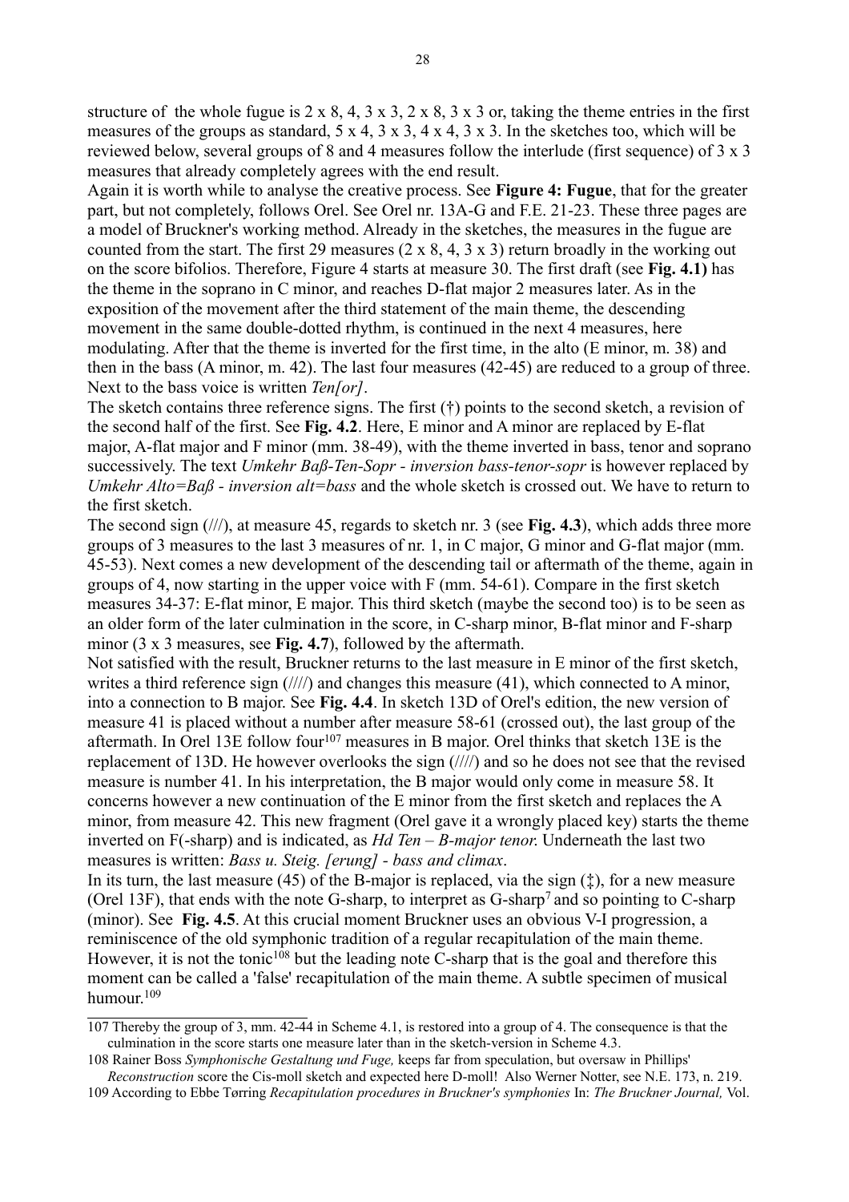structure of the whole fugue is 2 x 8, 4, 3 x 3, 2 x 8, 3 x 3 or, taking the theme entries in the first measures of the groups as standard, 5 x 4, 3 x 3, 4 x 4, 3 x 3. In the sketches too, which will be reviewed below, several groups of 8 and 4 measures follow the interlude (first sequence) of 3 x 3 measures that already completely agrees with the end result.

Again it is worth while to analyse the creative process. See **Figure 4: Fugue**, that for the greater part, but not completely, follows Orel. See Orel nr. 13A-G and F.E. 21-23. These three pages are a model of Bruckner's working method. Already in the sketches, the measures in the fugue are counted from the start. The first 29 measures (2 x 8, 4, 3 x 3) return broadly in the working out on the score bifolios. Therefore, Figure 4 starts at measure 30. The first draft (see **Fig. 4.1)** has the theme in the soprano in C minor, and reaches D-flat major 2 measures later. As in the exposition of the movement after the third statement of the main theme, the descending movement in the same double-dotted rhythm, is continued in the next 4 measures, here modulating. After that the theme is inverted for the first time, in the alto (E minor, m. 38) and then in the bass (A minor, m. 42). The last four measures (42-45) are reduced to a group of three. Next to the bass voice is written *Ten[or]*.

The sketch contains three reference signs. The first (†) points to the second sketch, a revision of the second half of the first. See **Fig. 4.2**. Here, E minor and A minor are replaced by E-flat major, A-flat major and F minor (mm. 38-49), with the theme inverted in bass, tenor and soprano successively. The text *Umkehr Baß-Ten-Sopr - inversion bass-tenor-sopr* is however replaced by *Umkehr Alto=Baß - inversion alt=bass* and the whole sketch is crossed out. We have to return to the first sketch.

The second sign (///), at measure 45, regards to sketch nr. 3 (see **Fig. 4.3**), which adds three more groups of 3 measures to the last 3 measures of nr. 1, in C major, G minor and G-flat major (mm. 45-53). Next comes a new development of the descending tail or aftermath of the theme, again in groups of 4, now starting in the upper voice with F (mm. 54-61). Compare in the first sketch measures 34-37: E-flat minor, E major. This third sketch (maybe the second too) is to be seen as an older form of the later culmination in the score, in C-sharp minor, B-flat minor and F-sharp minor (3 x 3 measures, see **Fig. 4.7**), followed by the aftermath.

Not satisfied with the result, Bruckner returns to the last measure in E minor of the first sketch, writes a third reference sign (////) and changes this measure (41), which connected to A minor, into a connection to B major. See **Fig. 4.4**. In sketch 13D of Orel's edition, the new version of measure 41 is placed without a number after measure 58-61 (crossed out), the last group of the aftermath. In Orel 13E follow four[107] measures in B major. Orel thinks that sketch 13E is the replacement of 13D. He however overlooks the sign (////) and so he does not see that the revised measure is number 41. In his interpretation, the B major would only come in measure 58. It concerns however a new continuation of the E minor from the first sketch and replaces the A minor, from measure 42. This new fragment (Orel gave it a wrongly placed key) starts the theme inverted on F(-sharp) and is indicated, as *Hd Ten – B-major tenor.* Underneath the last two measures is written: *Bass u. Steig. [erung] - bass and climax*.

In its turn, the last measure (45) of the B-major is replaced, via the sign (‡), for a new measure (Orel 13F), that ends with the note G-sharp, to interpret as G-sharp$^7$ and so pointing to C-sharp (minor). See **Fig. 4.5**. At this crucial moment Bruckner uses an obvious V-I progression, a reminiscence of the old symphonic tradition of a regular recapitulation of the main theme. However, it is not the tonic[108] but the leading note C-sharp that is the goal and therefore this moment can be called a 'false' recapitulation of the main theme. A subtle specimen of musical humour.[109]

---

107 Thereby the group of 3, mm. 42-44 in Scheme 4.1, is restored into a group of 4. The consequence is that the culmination in the score starts one measure later than in the sketch-version in Scheme 4.3.

108 Rainer Boss *Symphonische Gestaltung und Fuge,* keeps far from speculation, but oversaw in Phillips' *Reconstruction* score the Cis-moll sketch and expected here D-moll! Also Werner Notter, see N.E. 173, n. 219.

109 According to Ebbe Tørring *Recapitulation procedures in Bruckner's symphonies* In: *The Bruckner Journal,* Vol.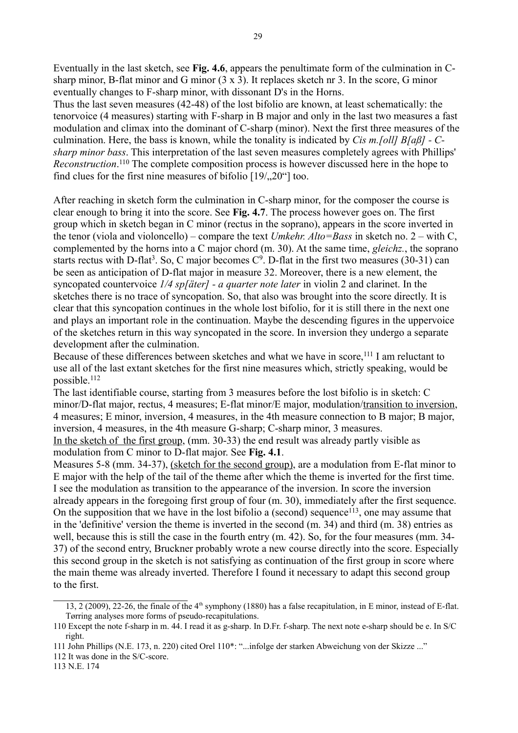Eventually in the last sketch, see **Fig. 4.6**, appears the penultimate form of the culmination in C-sharp minor, B-flat minor and G minor (3 x 3). It replaces sketch nr 3. In the score, G minor eventually changes to F-sharp minor, with dissonant D's in the Horns.

Thus the last seven measures (42-48) of the lost bifolio are known, at least schematically: the tenorvoice (4 measures) starting with F-sharp in B major and only in the last two measures a fast modulation and climax into the dominant of C-sharp (minor). Next the first three measures of the culmination. Here, the bass is known, while the tonality is indicated by *Cis m.[oll] B[aß] - C-sharp minor bass*. This interpretation of the last seven measures completely agrees with Phillips' *Reconstruction*.[110] The complete composition process is however discussed here in the hope to find clues for the first nine measures of bifolio [19/„20“] too.

After reaching in sketch form the culmination in C-sharp minor, for the composer the course is clear enough to bring it into the score. See **Fig. 4.7**. The process however goes on. The first group which in sketch began in C minor (rectus in the soprano), appears in the score inverted in the tenor (viola and violoncello) – compare the text *Umkehr. Alto=Bass* in sketch no. 2 – with C, complemented by the horns into a C major chord (m. 30). At the same time, *gleichz.*, the soprano starts rectus with D-flat$^3$. So, C major becomes C$^9$. D-flat in the first two measures (30-31) can be seen as anticipation of D-flat major in measure 32. Moreover, there is a new element, the syncopated countervoice *1/4 sp[äter] - a quarter note later* in violin 2 and clarinet. In the sketches there is no trace of syncopation. So, that also was brought into the score directly. It is clear that this syncopation continues in the whole lost bifolio, for it is still there in the next one and plays an important role in the continuation. Maybe the descending figures in the uppervoice of the sketches return in this way syncopated in the score. In inversion they undergo a separate development after the culmination.

Because of these differences between sketches and what we have in score,[111] I am reluctant to use all of the last extant sketches for the first nine measures which, strictly speaking, would be possible.[112]

The last identifiable course, starting from 3 measures before the lost bifolio is in sketch: C minor/D-flat major, rectus, 4 measures; E-flat minor/E major, modulation/<u>transition to inversion</u>, 4 measures; E minor, inversion, 4 measures, in the 4th measure connection to B major; B major, inversion, 4 measures, in the 4th measure G-sharp; C-sharp minor, 3 measures.

<u>In the sketch of the first group</u>, (mm. 30-33) the end result was already partly visible as modulation from C minor to D-flat major. See **Fig. 4.1**.

Measures 5-8 (mm. 34-37), <u>(sketch for the second group)</u>, are a modulation from E-flat minor to E major with the help of the tail of the theme after which the theme is inverted for the first time. I see the modulation as transition to the appearance of the inversion. In score the inversion already appears in the foregoing first group of four (m. 30), immediately after the first sequence. On the supposition that we have in the lost bifolio a (second) sequence[113], one may assume that in the 'definitive' version the theme is inverted in the second (m. 34) and third (m. 38) entries as well, because this is still the case in the fourth entry (m. 42). So, for the four measures (mm. 34-37) of the second entry, Bruckner probably wrote a new course directly into the score. Especially this second group in the sketch is not satisfying as continuation of the first group in score where the main theme was already inverted. Therefore I found it necessary to adapt this second group to the first.

---

13, 2 (2009), 22-26, the finale of the 4th symphony (1880) has a false recapitulation, in E minor, instead of E-flat. Tørring analyses more forms of pseudo-recapitulations.

110 Except the note f-sharp in m. 44. I read it as g-sharp. In D.Fr. f-sharp. The next note e-sharp should be e. In S/C right.

111 John Phillips (N.E. 173, n. 220) cited Orel 110*: "...infolge der starken Abweichung von der Skizze ..."

112 It was done in the S/C-score.

113 N.E. 174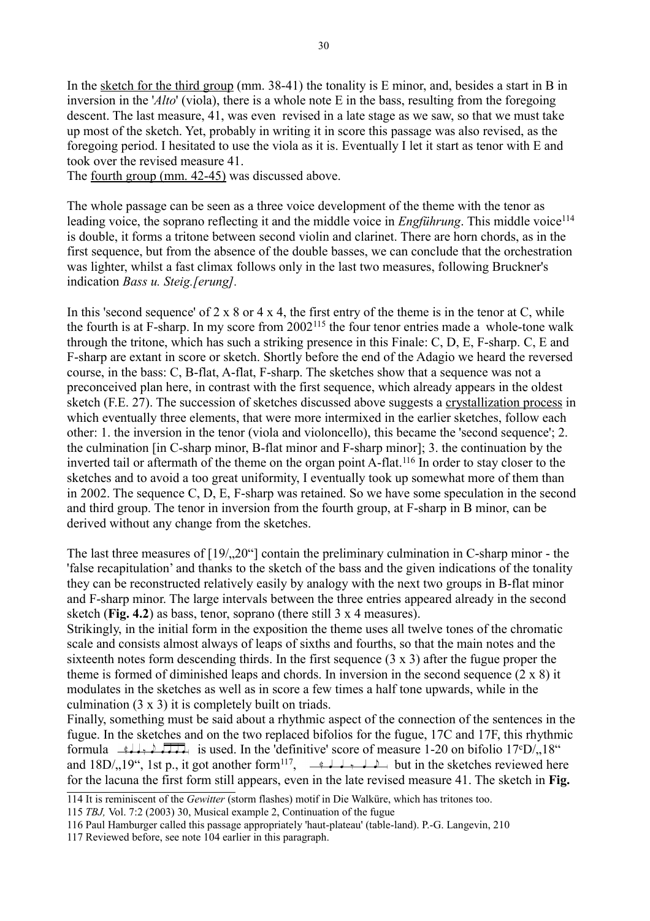In the sketch for the third group (mm. 38-41) the tonality is E minor, and, besides a start in B in inversion in the '*Alto*' (viola), there is a whole note E in the bass, resulting from the foregoing descent. The last measure, 41, was even revised in a late stage as we saw, so that we must take up most of the sketch. Yet, probably in writing it in score this passage was also revised, as the foregoing period. I hesitated to use the viola as it is. Eventually I let it start as tenor with E and took over the revised measure 41.
The fourth group (mm. 42-45) was discussed above.

The whole passage can be seen as a three voice development of the theme with the tenor as leading voice, the soprano reflecting it and the middle voice in *Engführung*. This middle voice[114] is double, it forms a tritone between second violin and clarinet. There are horn chords, as in the first sequence, but from the absence of the double basses, we can conclude that the orchestration was lighter, whilst a fast climax follows only in the last two measures, following Bruckner's indication *Bass u. Steig.[erung]*.

In this 'second sequence' of 2 x 8 or 4 x 4, the first entry of the theme is in the tenor at C, while the fourth is at F-sharp. In my score from 2002[115] the four tenor entries made a whole-tone walk through the tritone, which has such a striking presence in this Finale: C, D, E, F-sharp. C, E and F-sharp are extant in score or sketch. Shortly before the end of the Adagio we heard the reversed course, in the bass: C, B-flat, A-flat, F-sharp. The sketches show that a sequence was not a preconceived plan here, in contrast with the first sequence, which already appears in the oldest sketch (F.E. 27). The succession of sketches discussed above suggests a crystallization process in which eventually three elements, that were more intermixed in the earlier sketches, follow each other: 1. the inversion in the tenor (viola and violoncello), this became the 'second sequence'; 2. the culmination [in C-sharp minor, B-flat minor and F-sharp minor]; 3. the continuation by the inverted tail or aftermath of the theme on the organ point A-flat.[116] In order to stay closer to the sketches and to avoid a too great uniformity, I eventually took up somewhat more of them than in 2002. The sequence C, D, E, F-sharp was retained. So we have some speculation in the second and third group. The tenor in inversion from the fourth group, at F-sharp in B minor, can be derived without any change from the sketches.

The last three measures of [19/„20"] contain the preliminary culmination in C-sharp minor - the 'false recapitulation' and thanks to the sketch of the bass and the given indications of the tonality they can be reconstructed relatively easily by analogy with the next two groups in B-flat minor and F-sharp minor. The large intervals between the three entries appeared already in the second sketch (**Fig. 4.2**) as bass, tenor, soprano (there still 3 x 4 measures).
Strikingly, in the initial form in the exposition the theme uses all twelve tones of the chromatic scale and consists almost always of leaps of sixths and fourths, so that the main notes and the sixteenth notes form descending thirds. In the first sequence (3 x 3) after the fugue proper the theme is formed of diminished leaps and chords. In inversion in the second sequence (2 x 8) it modulates in the sketches as well as in score a few times a half tone upwards, while in the culmination (3 x 3) it is completely built on triads.
Finally, something must be said about a rhythmic aspect of the connection of the sentences in the fugue. In the sketches and on the two replaced bifolios for the fugue, 17C and 17F, this rhythmic formula [rhythm notation] is used. In the 'definitive' score of measure 1-20 on bifolio 17cD/„18" and 18D/„19", 1st p., it got another form[117], [rhythm notation] but in the sketches reviewed here for the lacuna the first form still appears, even in the late revised measure 41. The sketch in **Fig.**

114 It is reminiscent of the *Gewitter* (storm flashes) motif in Die Walküre, which has tritones too.
115 *TBJ,* Vol. 7:2 (2003) 30, Musical example 2, Continuation of the fugue
116 Paul Hamburger called this passage appropriately 'haut-plateau' (table-land). P.-G. Langevin, 210
117 Reviewed before, see note 104 earlier in this paragraph.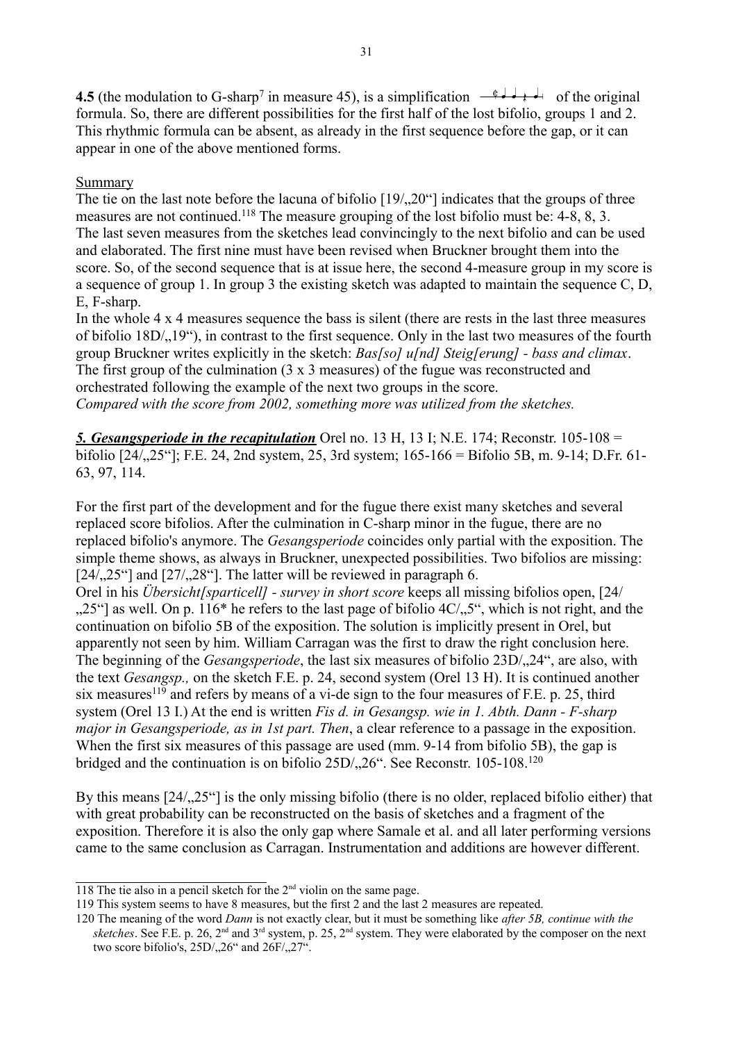**4.5** (the modulation to G-sharp[7] in measure 45), is a simplification of the original formula. So, there are different possibilities for the first half of the lost bifolio, groups 1 and 2. This rhythmic formula can be absent, as already in the first sequence before the gap, or it can appear in one of the above mentioned forms.

Summary

The tie on the last note before the lacuna of bifolio [19/„20"] indicates that the groups of three measures are not continued.[118] The measure grouping of the lost bifolio must be: 4-8, 8, 3. The last seven measures from the sketches lead convincingly to the next bifolio and can be used and elaborated. The first nine must have been revised when Bruckner brought them into the score. So, of the second sequence that is at issue here, the second 4-measure group in my score is a sequence of group 1. In group 3 the existing sketch was adapted to maintain the sequence C, D, E, F-sharp.

In the whole 4 x 4 measures sequence the bass is silent (there are rests in the last three measures of bifolio 18D/„19"), in contrast to the first sequence. Only in the last two measures of the fourth group Bruckner writes explicitly in the sketch: *Bas[so] u[nd] Steig[erung] - bass and climax*. The first group of the culmination (3 x 3 measures) of the fugue was reconstructed and orchestrated following the example of the next two groups in the score.

*Compared with the score from 2002, something more was utilized from the sketches.*

***5. Gesangsperiode in the recapitulation*** Orel no. 13 H, 13 I; N.E. 174; Reconstr. 105-108 = bifolio [24/„25"]; F.E. 24, 2nd system, 25, 3rd system; 165-166 = Bifolio 5B, m. 9-14; D.Fr. 61-63, 97, 114.

For the first part of the development and for the fugue there exist many sketches and several replaced score bifolios. After the culmination in C-sharp minor in the fugue, there are no replaced bifolio's anymore. The *Gesangsperiode* coincides only partial with the exposition. The simple theme shows, as always in Bruckner, unexpected possibilities. Two bifolios are missing: [24/„25"] and [27/„28"]. The latter will be reviewed in paragraph 6.

Orel in his *Übersicht[sparticell] - survey in short score* keeps all missing bifolios open, [24/„25"] as well. On p. 116* he refers to the last page of bifolio 4C/„5", which is not right, and the continuation on bifolio 5B of the exposition. The solution is implicitly present in Orel, but apparently not seen by him. William Carragan was the first to draw the right conclusion here. The beginning of the *Gesangsperiode*, the last six measures of bifolio 23D/„24", are also, with the text *Gesangsp.,* on the sketch F.E. p. 24, second system (Orel 13 H). It is continued another six measures[119] and refers by means of a vi-de sign to the four measures of F.E. p. 25, third system (Orel 13 I.) At the end is written *Fis d. in Gesangsp. wie in 1. Abth. Dann - F-sharp major in Gesangsperiode, as in 1st part. Then*, a clear reference to a passage in the exposition. When the first six measures of this passage are used (mm. 9-14 from bifolio 5B), the gap is bridged and the continuation is on bifolio 25D/„26". See Reconstr. 105-108.[120]

By this means [24/„25"] is the only missing bifolio (there is no older, replaced bifolio either) that with great probability can be reconstructed on the basis of sketches and a fragment of the exposition. Therefore it is also the only gap where Samale et al. and all later performing versions came to the same conclusion as Carragan. Instrumentation and additions are however different.

---

118 The tie also in a pencil sketch for the 2nd violin on the same page.

119 This system seems to have 8 measures, but the first 2 and the last 2 measures are repeated.

120 The meaning of the word *Dann* is not exactly clear, but it must be something like *after 5B, continue with the sketches*. See F.E. p. 26, 2nd and 3rd system, p. 25, 2nd system. They were elaborated by the composer on the next two score bifolio's, 25D/„26" and 26F/„27".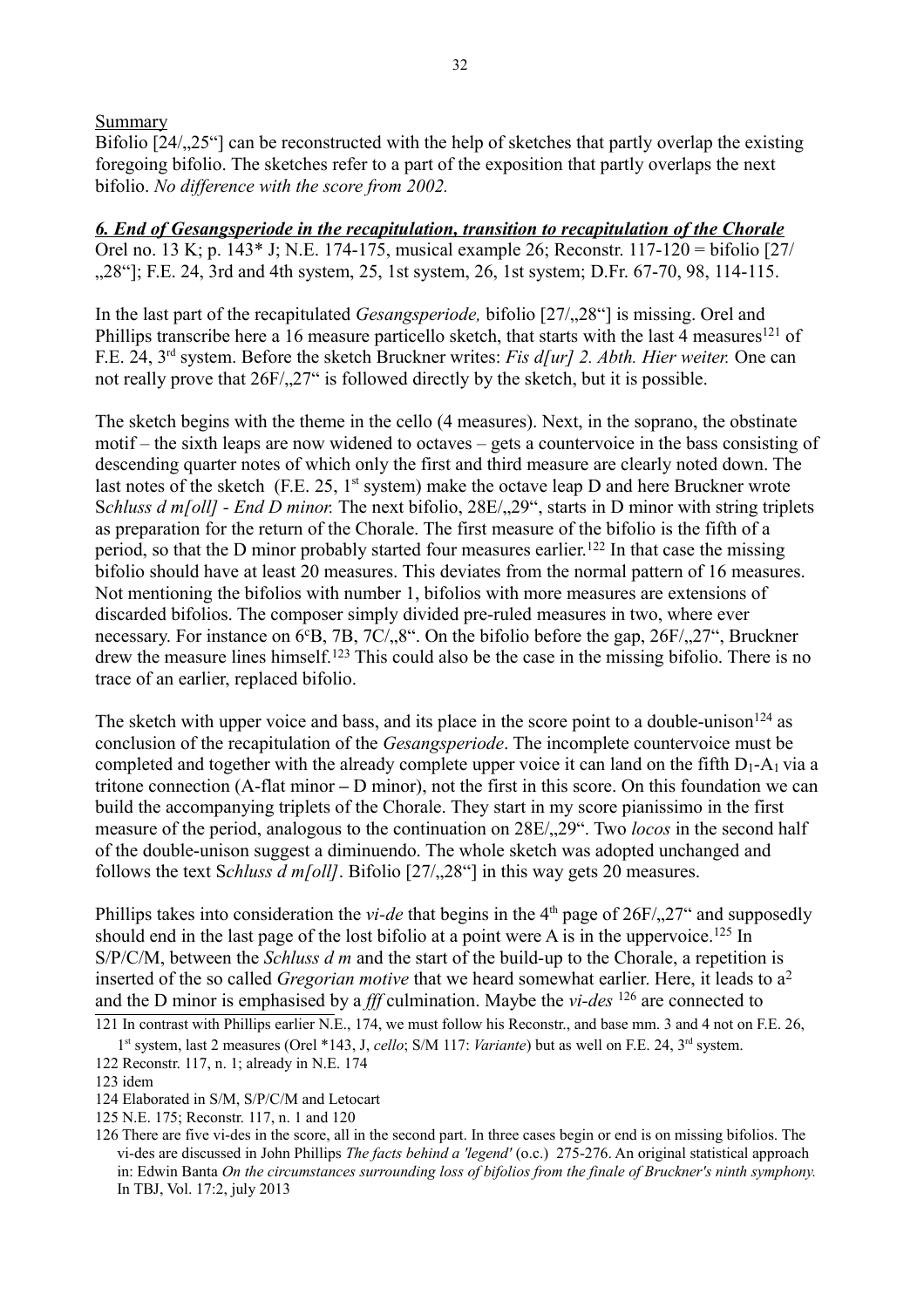Summary

Bifolio [24/„25"] can be reconstructed with the help of sketches that partly overlap the existing foregoing bifolio. The sketches refer to a part of the exposition that partly overlaps the next bifolio. *No difference with the score from 2002.*

***6. End of Gesangsperiode in the recapitulation, transition to recapitulation of the Chorale***

Orel no. 13 K; p. 143* J; N.E. 174-175, musical example 26; Reconstr. 117-120 = bifolio [27/„28"]; F.E. 24, 3rd and 4th system, 25, 1st system, 26, 1st system; D.Fr. 67-70, 98, 114-115.

In the last part of the recapitulated *Gesangsperiode,* bifolio [27/„28"] is missing. Orel and Phillips transcribe here a 16 measure particello sketch, that starts with the last 4 measures[121] of F.E. 24, 3rd system. Before the sketch Bruckner writes: *Fis d[ur] 2. Abth. Hier weiter.* One can not really prove that 26F/„27" is followed directly by the sketch, but it is possible.

The sketch begins with the theme in the cello (4 measures). Next, in the soprano, the obstinate motif – the sixth leaps are now widened to octaves – gets a countervoice in the bass consisting of descending quarter notes of which only the first and third measure are clearly noted down. The last notes of the sketch (F.E. 25, 1st system) make the octave leap D and here Bruckner wrote S*chluss d m[oll] - End D minor.* The next bifolio, 28E/„29", starts in D minor with string triplets as preparation for the return of the Chorale. The first measure of the bifolio is the fifth of a period, so that the D minor probably started four measures earlier.[122] In that case the missing bifolio should have at least 20 measures. This deviates from the normal pattern of 16 measures. Not mentioning the bifolios with number 1, bifolios with more measures are extensions of discarded bifolios. The composer simply divided pre-ruled measures in two, where ever necessary. For instance on 6cB, 7B, 7C/„8". On the bifolio before the gap, 26F/„27", Bruckner drew the measure lines himself.[123] This could also be the case in the missing bifolio. There is no trace of an earlier, replaced bifolio.

The sketch with upper voice and bass, and its place in the score point to a double-unison[124] as conclusion of the recapitulation of the *Gesangsperiode*. The incomplete countervoice must be completed and together with the already complete upper voice it can land on the fifth $D_1$-$A_1$ via a tritone connection (A-flat minor – D minor), not the first in this score. On this foundation we can build the accompanying triplets of the Chorale. They start in my score pianissimo in the first measure of the period, analogous to the continuation on 28E/„29". Two *locos* in the second half of the double-unison suggest a diminuendo. The whole sketch was adopted unchanged and follows the text S*chluss d m[oll]*. Bifolio [27/„28"] in this way gets 20 measures.

Phillips takes into consideration the *vi-de* that begins in the 4th page of 26F/„27" and supposedly should end in the last page of the lost bifolio at a point were A is in the uppervoice.[125] In S/P/C/M, between the *Schluss d m* and the start of the build-up to the Chorale, a repetition is inserted of the so called *Gregorian motive* that we heard somewhat earlier. Here, it leads to a2 and the D minor is emphasised by a *fff* culmination. Maybe the *vi-des* [126] are connected to

---

121 In contrast with Phillips earlier N.E., 174, we must follow his Reconstr., and base mm. 3 and 4 not on F.E. 26, 1st system, last 2 measures (Orel *143, J, *cello*; S/M 117: *Variante*) but as well on F.E. 24, 3rd system.

122 Reconstr. 117, n. 1; already in N.E. 174

123 idem

124 Elaborated in S/M, S/P/C/M and Letocart

125 N.E. 175; Reconstr. 117, n. 1 and 120

126 There are five vi-des in the score, all in the second part. In three cases begin or end is on missing bifolios. The vi-des are discussed in John Phillips *The facts behind a 'legend'* (o.c.) 275-276. An original statistical approach in: Edwin Banta *On the circumstances surrounding loss of bifolios from the finale of Bruckner's ninth symphony.* In TBJ, Vol. 17:2, july 2013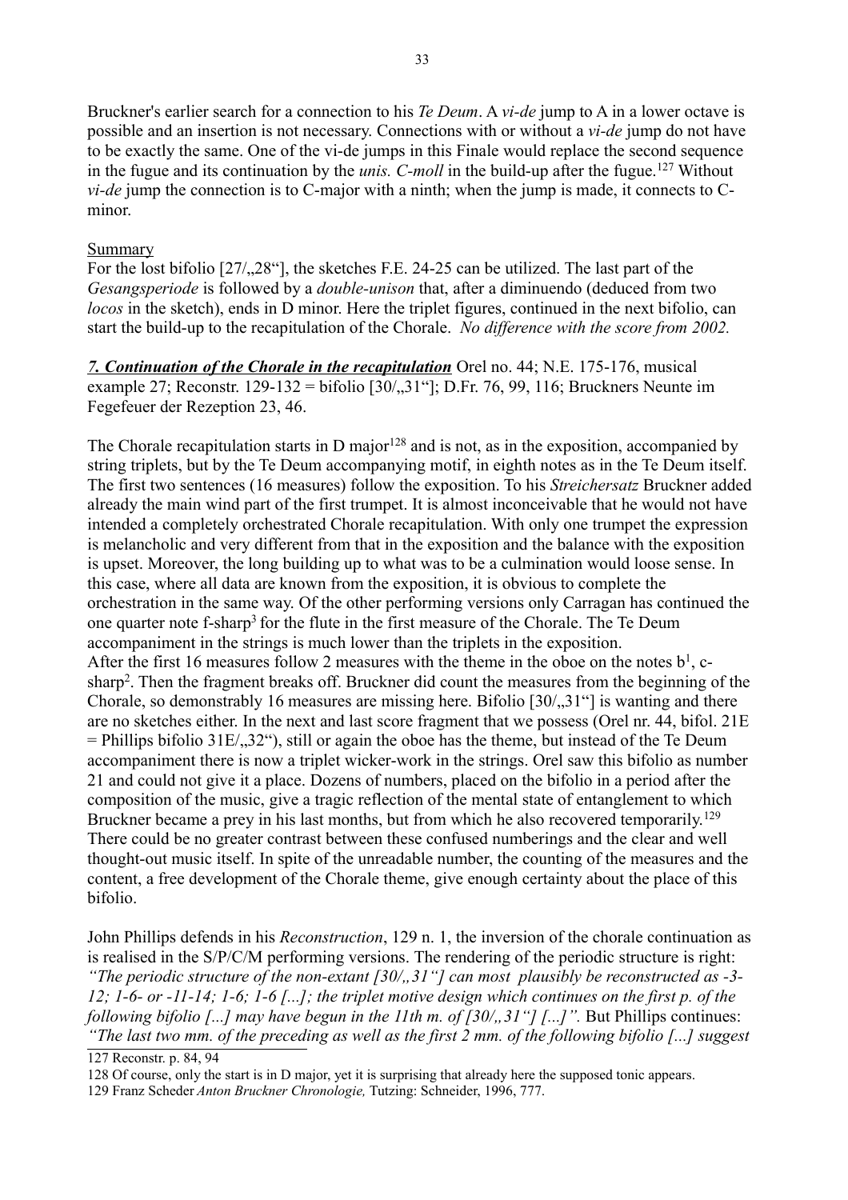Bruckner's earlier search for a connection to his *Te Deum*. A *vi-de* jump to A in a lower octave is possible and an insertion is not necessary. Connections with or without a *vi-de* jump do not have to be exactly the same. One of the vi-de jumps in this Finale would replace the second sequence in the fugue and its continuation by the *unis. C-moll* in the build-up after the fugue.[127] Without *vi-de* jump the connection is to C-major with a ninth; when the jump is made, it connects to C-minor.

Summary

For the lost bifolio [27/„28"], the sketches F.E. 24-25 can be utilized. The last part of the *Gesangsperiode* is followed by a *double-unison* that, after a diminuendo (deduced from two *locos* in the sketch), ends in D minor. Here the triplet figures, continued in the next bifolio, can start the build-up to the recapitulation of the Chorale. *No difference with the score from 2002.*

***7. Continuation of the Chorale in the recapitulation*** Orel no. 44; N.E. 175-176, musical example 27; Reconstr. 129-132 = bifolio [30/„31"]; D.Fr. 76, 99, 116; Bruckners Neunte im Fegefeuer der Rezeption 23, 46.

The Chorale recapitulation starts in D major[128] and is not, as in the exposition, accompanied by string triplets, but by the Te Deum accompanying motif, in eighth notes as in the Te Deum itself. The first two sentences (16 measures) follow the exposition. To his *Streichersatz* Bruckner added already the main wind part of the first trumpet. It is almost inconceivable that he would not have intended a completely orchestrated Chorale recapitulation. With only one trumpet the expression is melancholic and very different from that in the exposition and the balance with the exposition is upset. Moreover, the long building up to what was to be a culmination would loose sense. In this case, where all data are known from the exposition, it is obvious to complete the orchestration in the same way. Of the other performing versions only Carragan has continued the one quarter note f-sharp$^3$ for the flute in the first measure of the Chorale. The Te Deum accompaniment in the strings is much lower than the triplets in the exposition.
After the first 16 measures follow 2 measures with the theme in the oboe on the notes b$^1$, c-sharp$^2$. Then the fragment breaks off. Bruckner did count the measures from the beginning of the Chorale, so demonstrably 16 measures are missing here. Bifolio [30/„31"] is wanting and there are no sketches either. In the next and last score fragment that we possess (Orel nr. 44, bifol. 21E = Phillips bifolio 31E/„32"), still or again the oboe has the theme, but instead of the Te Deum accompaniment there is now a triplet wicker-work in the strings. Orel saw this bifolio as number 21 and could not give it a place. Dozens of numbers, placed on the bifolio in a period after the composition of the music, give a tragic reflection of the mental state of entanglement to which Bruckner became a prey in his last months, but from which he also recovered temporarily.[129] There could be no greater contrast between these confused numberings and the clear and well thought-out music itself. In spite of the unreadable number, the counting of the measures and the content, a free development of the Chorale theme, give enough certainty about the place of this bifolio.

John Phillips defends in his *Reconstruction*, 129 n. 1, the inversion of the chorale continuation as is realised in the S/P/C/M performing versions. The rendering of the periodic structure is right: *"The periodic structure of the non-extant [30/„31"] can most plausibly be reconstructed as -3-12; 1-6- or -11-14; 1-6; 1-6 [...]; the triplet motive design which continues on the first p. of the following bifolio [...] may have begun in the 11th m. of [30/„31"] [...]".* But Phillips continues: *"The last two mm. of the preceding as well as the first 2 mm. of the following bifolio [...] suggest*

127 Reconstr. p. 84, 94

128 Of course, only the start is in D major, yet it is surprising that already here the supposed tonic appears.

129 Franz Scheder *Anton Bruckner Chronologie,* Tutzing: Schneider, 1996, 777.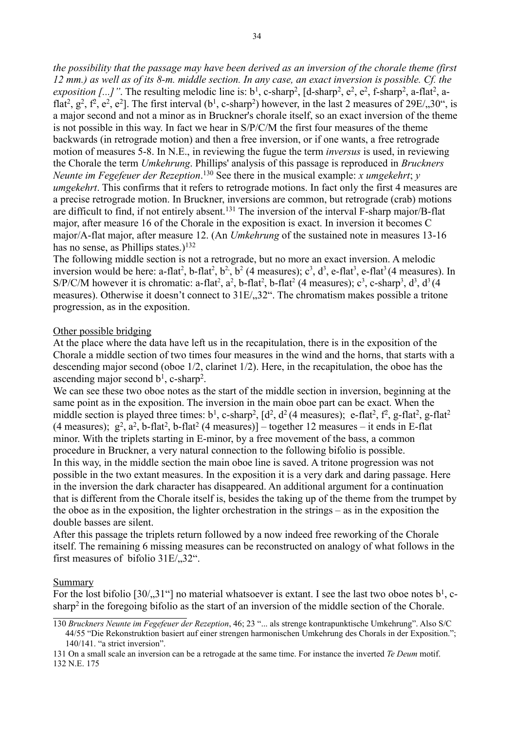*the possibility that the passage may have been derived as an inversion of the chorale theme (first 12 mm.) as well as of its 8-m. middle section. In any case, an exact inversion is possible. Cf. the exposition [...]"*. The resulting melodic line is: $b^1$, c-sharp$^2$, [d-sharp$^2$, $e^2$, $e^2$, f-sharp$^2$, a-flat$^2$, a-flat$^2$, $g^2$, $f^2$, $e^2$, $e^2$]. The first interval ($b^1$, c-sharp$^2$) however, in the last 2 measures of 29E/„30", is a major second and not a minor as in Bruckner's chorale itself, so an exact inversion of the theme is not possible in this way. In fact we hear in S/P/C/M the first four measures of the theme backwards (in retrograde motion) and then a free inversion, or if one wants, a free retrograde motion of measures 5-8. In N.E., in reviewing the fugue the term *inversus* is used, in reviewing the Chorale the term *Umkehrung*. Phillips' analysis of this passage is reproduced in *Bruckners Neunte im Fegefeuer der Rezeption*.[130] See there in the musical example: *x umgekehrt*; *y umgekehrt*. This confirms that it refers to retrograde motions. In fact only the first 4 measures are a precise retrograde motion. In Bruckner, inversions are common, but retrograde (crab) motions are difficult to find, if not entirely absent.[131] The inversion of the interval F-sharp major/B-flat major, after measure 16 of the Chorale in the exposition is exact. In inversion it becomes C major/A-flat major, after measure 12. (An *Umkehrung* of the sustained note in measures 13-16 has no sense, as Phillips states.)[132]

The following middle section is not a retrograde, but no more an exact inversion. A melodic inversion would be here: a-flat$^2$, b-flat$^2$, $b^2$, $b^2$ (4 measures); $c^3$, $d^3$, e-flat$^3$, e-flat$^3$ (4 measures). In S/P/C/M however it is chromatic: a-flat$^2$, $a^2$, b-flat$^2$, b-flat$^2$ (4 measures); $c^3$, c-sharp$^3$, $d^3$, $d^3$ (4 measures). Otherwise it doesn't connect to 31E/„32". The chromatism makes possible a tritone progression, as in the exposition.

Other possible bridging

At the place where the data have left us in the recapitulation, there is in the exposition of the Chorale a middle section of two times four measures in the wind and the horns, that starts with a descending major second (oboe 1/2, clarinet 1/2). Here, in the recapitulation, the oboe has the ascending major second $b^1$, c-sharp$^2$.

We can see these two oboe notes as the start of the middle section in inversion, beginning at the same point as in the exposition. The inversion in the main oboe part can be exact. When the middle section is played three times: $b^1$, c-sharp$^2$, [$d^2$, $d^2$ (4 measures); e-flat$^2$, $f^2$, g-flat$^2$, g-flat$^2$ (4 measures); $g^2$, $a^2$, b-flat$^2$, b-flat$^2$ (4 measures)] – together 12 measures – it ends in E-flat minor. With the triplets starting in E-minor, by a free movement of the bass, a common procedure in Bruckner, a very natural connection to the following bifolio is possible.

In this way, in the middle section the main oboe line is saved. A tritone progression was not possible in the two extant measures. In the exposition it is a very dark and daring passage. Here in the inversion the dark character has disappeared. An additional argument for a continuation that is different from the Chorale itself is, besides the taking up of the theme from the trumpet by the oboe as in the exposition, the lighter orchestration in the strings – as in the exposition the double basses are silent.

After this passage the triplets return followed by a now indeed free reworking of the Chorale itself. The remaining 6 missing measures can be reconstructed on analogy of what follows in the first measures of bifolio 31E/„32".

Summary

For the lost bifolio [30/„31"] no material whatsoever is extant. I see the last two oboe notes $b^1$, c-sharp$^2$ in the foregoing bifolio as the start of an inversion of the middle section of the Chorale.

---

130 *Bruckners Neunte im Fegefeuer der Rezeption*, 46; 23 "... als strenge kontrapunktische Umkehrung". Also S/C 44/55 "Die Rekonstruktion basiert auf einer strengen harmonischen Umkehrung des Chorals in der Exposition."; 140/141. "a strict inversion".

131 On a small scale an inversion can be a retrogade at the same time. For instance the inverted *Te Deum* motif.

132 N.E. 175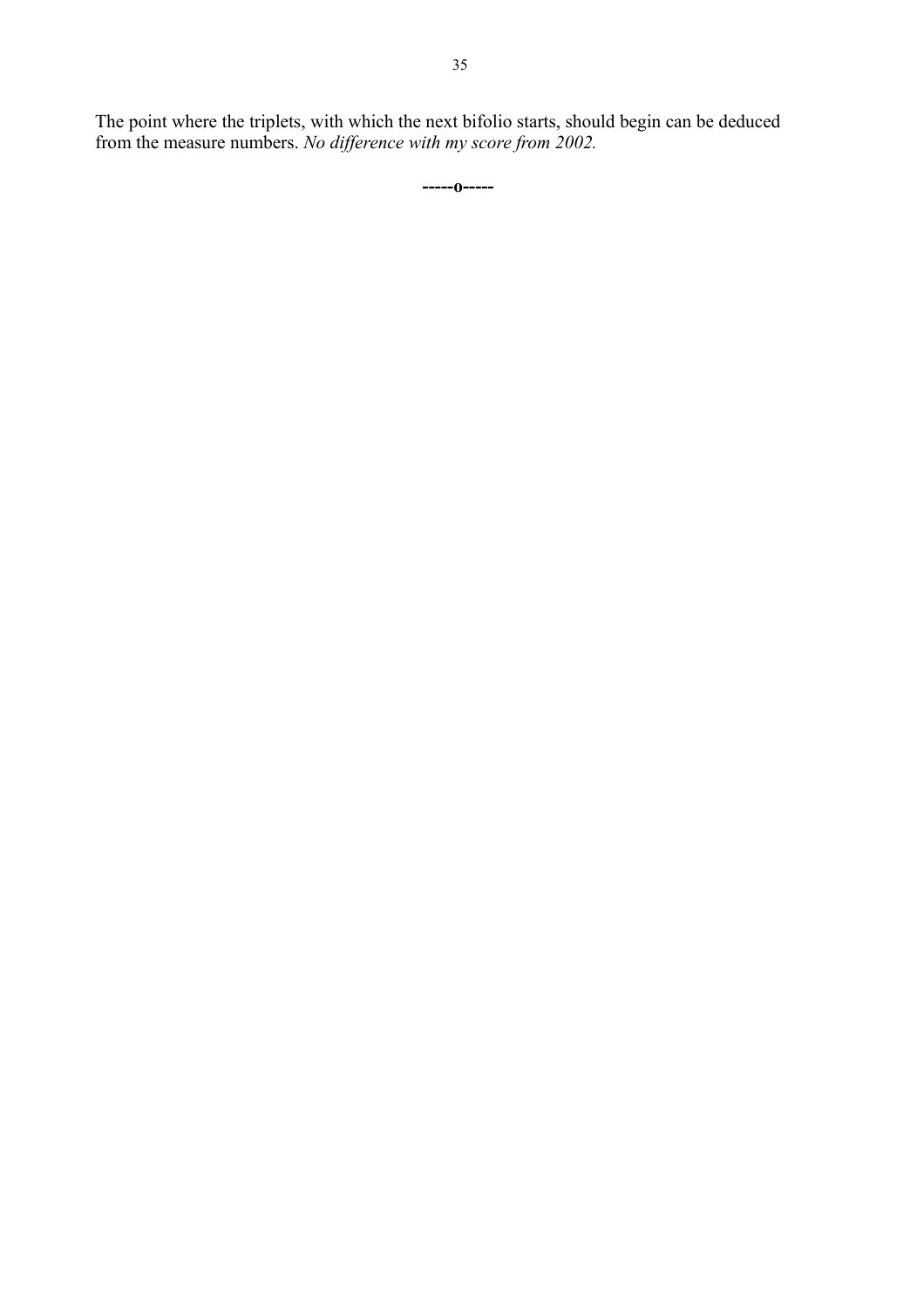The point where the triplets, with which the next bifolio starts, should begin can be deduced from the measure numbers. *No difference with my score from 2002.*

**-----o-----**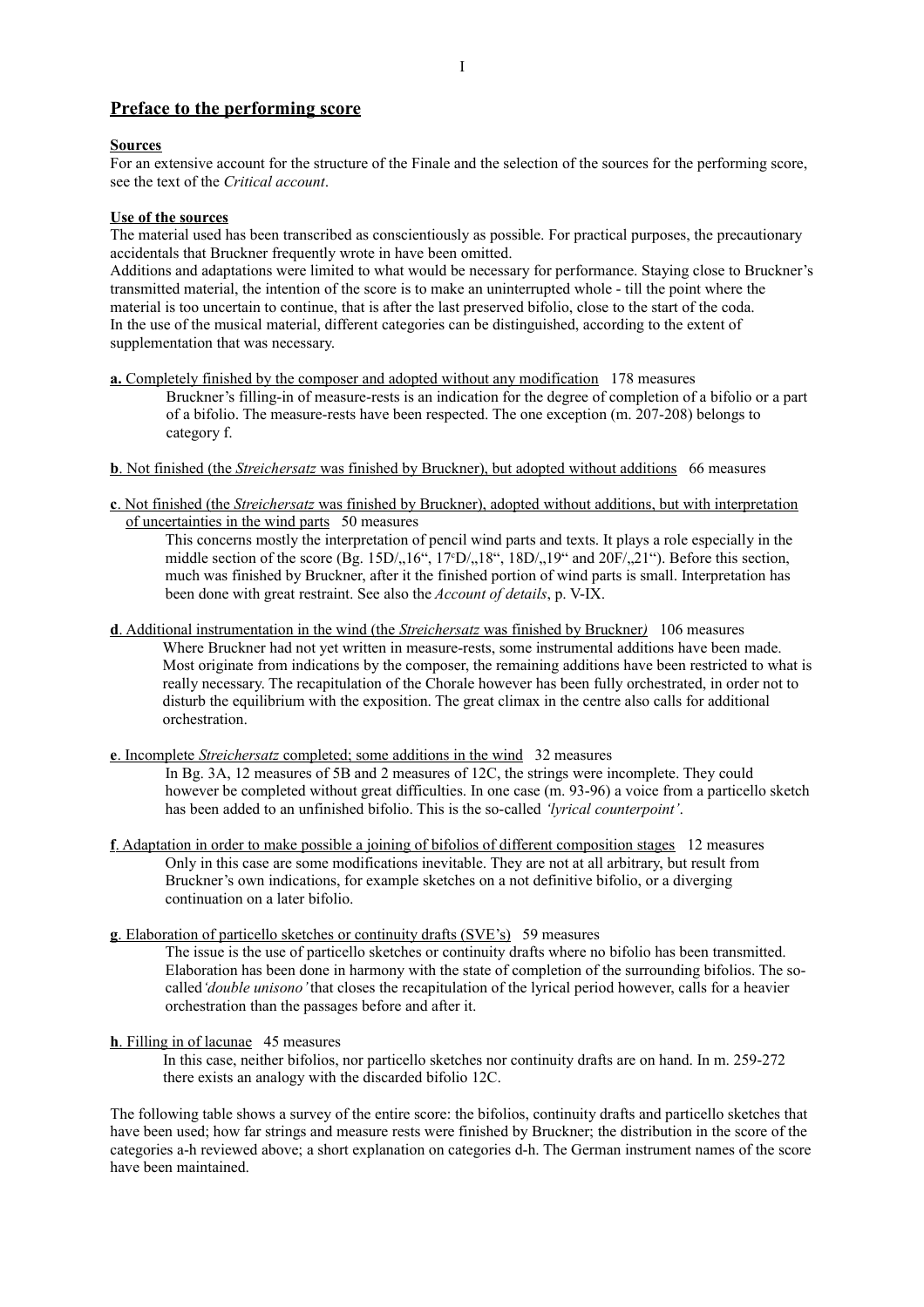## Preface to the performing score

### Sources

For an extensive account for the structure of the Finale and the selection of the sources for the performing score, see the text of the *Critical account*.

### Use of the sources

The material used has been transcribed as conscientiously as possible. For practical purposes, the precautionary accidentals that Bruckner frequently wrote in have been omitted.

Additions and adaptations were limited to what would be necessary for performance. Staying close to Bruckner's transmitted material, the intention of the score is to make an uninterrupted whole - till the point where the material is too uncertain to continue, that is after the last preserved bifolio, close to the start of the coda.

In the use of the musical material, different categories can be distinguished, according to the extent of supplementation that was necessary.

**a.** Completely finished by the composer and adopted without any modification 178 measures

Bruckner's filling-in of measure-rests is an indication for the degree of completion of a bifolio or a part of a bifolio. The measure-rests have been respected. The one exception (m. 207-208) belongs to category f.

**b**. Not finished (the *Streichersatz* was finished by Bruckner), but adopted without additions 66 measures

**c**. Not finished (the *Streichersatz* was finished by Bruckner), adopted without additions, but with interpretation of uncertainties in the wind parts 50 measures

This concerns mostly the interpretation of pencil wind parts and texts. It plays a role especially in the middle section of the score (Bg. 15D/„16", 17cD/„18", 18D/„19" and 20F/„21"). Before this section, much was finished by Bruckner, after it the finished portion of wind parts is small. Interpretation has been done with great restraint. See also the *Account of details*, p. V-IX.

**d**. Additional instrumentation in the wind (the *Streichersatz* was finished by Bruckner*)* 106 measures

Where Bruckner had not yet written in measure-rests, some instrumental additions have been made. Most originate from indications by the composer, the remaining additions have been restricted to what is really necessary. The recapitulation of the Chorale however has been fully orchestrated, in order not to disturb the equilibrium with the exposition. The great climax in the centre also calls for additional orchestration.

**e**. Incomplete *Streichersatz* completed; some additions in the wind 32 measures

In Bg. 3A, 12 measures of 5B and 2 measures of 12C, the strings were incomplete. They could however be completed without great difficulties. In one case (m. 93-96) a voice from a particello sketch has been added to an unfinished bifolio. This is the so-called *'lyrical counterpoint'*.

**f**. Adaptation in order to make possible a joining of bifolios of different composition stages 12 measures

Only in this case are some modifications inevitable. They are not at all arbitrary, but result from Bruckner's own indications, for example sketches on a not definitive bifolio, or a diverging continuation on a later bifolio.

**g**. Elaboration of particello sketches or continuity drafts (SVE's) 59 measures

The issue is the use of particello sketches or continuity drafts where no bifolio has been transmitted. Elaboration has been done in harmony with the state of completion of the surrounding bifolios. The so-called *'double unisono'* that closes the recapitulation of the lyrical period however, calls for a heavier orchestration than the passages before and after it.

**h**. Filling in of lacunae 45 measures

In this case, neither bifolios, nor particello sketches nor continuity drafts are on hand. In m. 259-272 there exists an analogy with the discarded bifolio 12C.

The following table shows a survey of the entire score: the bifolios, continuity drafts and particello sketches that have been used; how far strings and measure rests were finished by Bruckner; the distribution in the score of the categories a-h reviewed above; a short explanation on categories d-h. The German instrument names of the score have been maintained.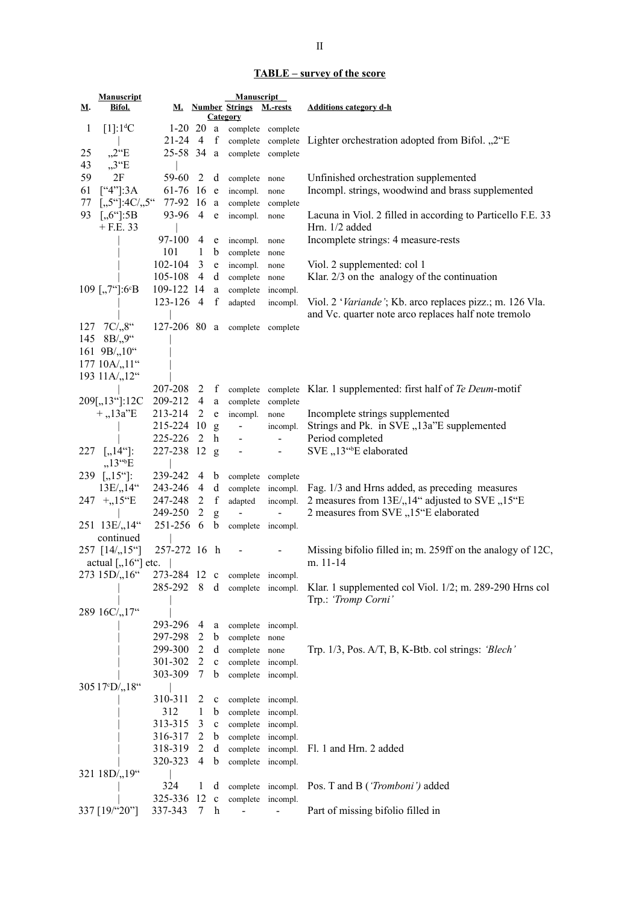## TABLE – survey of the score

| M. | Manuscript Bifol. | M. | Number | Category | Manuscript Strings | Manuscript M.-rests | Additions category d-h |
|---|---|---|---|---|---|---|---|
| 1 | [1]:1dC | 1-20 | 20 | a | complete | complete | |
| | \| | 21-24 | 4 | f | complete | complete | Lighter orchestration adopted from Bifol. „2“E |
| 25 | „2“E | 25-58 | 34 | a | complete | complete | |
| 43 | „3“E | \| | | | | | |
| 59 | 2F | 59-60 | 2 | d | complete | none | Unfinished orchestration supplemented |
| 61 | [“4”]:3A | 61-76 | 16 | e | incompl. | none | Incompl. strings, woodwind and brass supplemented |
| 77 | [„5“]:4C/„5“ | 77-92 | 16 | a | complete | complete | |
| 93 | [„6“]:5B + F.E. 33 | 93-96 | 4 | e | incompl. | none | Lacuna in Viol. 2 filled in according to Particello F.E. 33 Hrn. 1/2 added |
| | \| | 97-100 | 4 | e | incompl. | none | Incomplete strings: 4 measure-rests |
| | \| | 101 | 1 | b | complete | none | |
| | \| | 102-104 | 3 | e | incompl. | none | Viol. 2 supplemented: col 1 |
| | \| | 105-108 | 4 | d | complete | none | Klar. 2/3 on the analogy of the continuation |
| 109 | [„7“]:6cB | 109-122 | 14 | a | complete | incompl. | |
| | \| | 123-126 | 4 | f | adapted | incompl. | Viol. 2 '*Variande*'; Kb. arco replaces pizz.; m. 126 Vla. and Vc. quarter note arco replaces half note tremolo |
| 127 | 7C/„8“ | 127-206 | 80 | a | complete | complete | |
| 145 | 8B/„9“ | \| | | | | | |
| 161 | 9B/„10“ | \| | | | | | |
| 177 | 10A/„11“ | \| | | | | | |
| 193 | 11A/„12“ | \| | | | | | |
| | \| | 207-208 | 2 | f | complete | complete | Klar. 1 supplemented: first half of *Te Deum*-motif |
| 209 | [„13“]:12C + „13a”E | 209-212 | 4 | a | complete | complete | |
| | | 213-214 | 2 | e | incompl. | none | Incomplete strings supplemented |
| | \| | 215-224 | 10 | g | - | incompl. | Strings and Pk. in SVE „13a”E supplemented |
| | \| | 225-226 | 2 | h | - | - | Period completed |
| 227 | [„14“]: „13“bE | 227-238 | 12 | g | - | - | SVE „13“bE elaborated |
| 239 | [„15“]: 13E/„14“ | 239-242 | 4 | b | complete | complete | |
| | | 243-246 | 4 | d | complete | incompl. | Fag. 1/3 and Hrns added, as preceding measures |
| 247 | +„15“E | 247-248 | 2 | f | adapted | incompl. | 2 measures from 13E/„14“ adjusted to SVE „15“E |
| | \| | 249-250 | 2 | g | - | - | 2 measures from SVE „15“E elaborated |
| 251 | 13E/„14“ continued | 251-256 | 6 | b | complete | incompl. | |
| 257 | [14/„15“] actual [„16“] etc. | 257-272 | 16 | h | - | - | Missing bifolio filled in; m. 259ff on the analogy of 12C, m. 11-14 |
| 273 | 15D/„16“ | 273-284 | 12 | c | complete | incompl. | |
| | \| | 285-292 | 8 | d | complete | incompl. | Klar. 1 supplemented col Viol. 1/2; m. 289-290 Hrns col Trp.: *'Tromp Corni'* |
| 289 | 16C/„17“ | \| | | | | | |
| | \| | 293-296 | 4 | a | complete | incompl. | |
| | \| | 297-298 | 2 | b | complete | none | |
| | \| | 299-300 | 2 | d | complete | none | Trp. 1/3, Pos. A/T, B, K-Btb. col strings: *'Blech'* |
| | \| | 301-302 | 2 | c | complete | incompl. | |
| | \| | 303-309 | 7 | b | complete | incompl. | |
| 305 | 17cD/„18“ | \| | | | | | |
| | \| | 310-311 | 2 | c | complete | incompl. | |
| | \| | 312 | 1 | b | complete | incompl. | |
| | \| | 313-315 | 3 | c | complete | incompl. | |
| | \| | 316-317 | 2 | b | complete | incompl. | |
| | \| | 318-319 | 2 | d | complete | incompl. | Fl. 1 and Hrn. 2 added |
| | \| | 320-323 | 4 | b | complete | incompl. | |
| 321 | 18D/„19“ | \| | | | | | |
| | \| | 324 | 1 | d | complete | incompl. | Pos. T and B (*'Tromboni'*) added |
| | \| | 325-336 | 12 | c | complete | incompl. | |
| 337 | [19/“20”] | 337-343 | 7 | h | - | - | Part of missing bifolio filled in |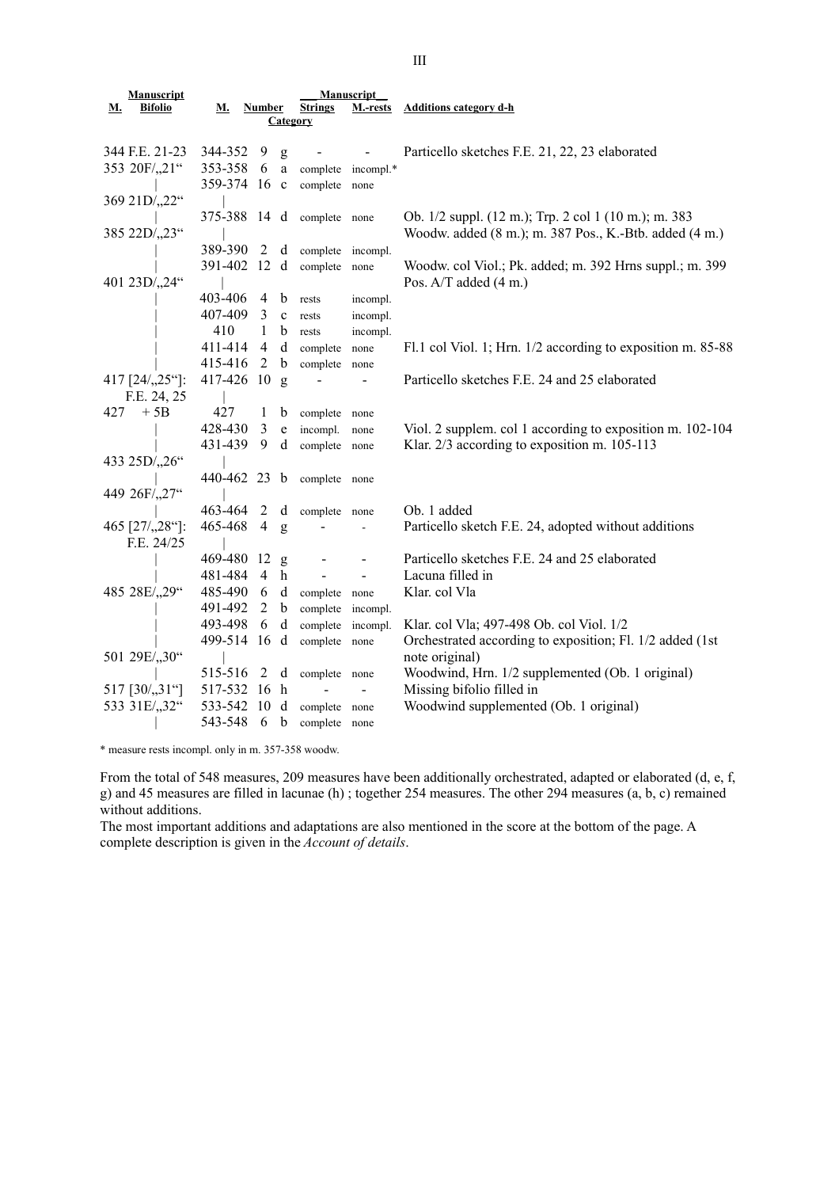| Manuscript | | | | | Manuscript | | |
|---|---|---|---|---|---|---|---|
| M. | Bifolio | M. | Number | Category | Strings | M.-rests | Additions category d-h |
| 344 | F.E. 21-23 | 344-352 | 9 | g | - | - | Particello sketches F.E. 21, 22, 23 elaborated |
| 353 | 20F/„21“ | 353-358 | 6 | a | complete | incompl.* | |
| \| | | 359-374 | 16 | c | complete | none | |
| 369 | 21D/„22“ | \| | | | | | |
| \| | | 375-388 | 14 | d | complete | none | Ob. 1/2 suppl. (12 m.); Trp. 2 col 1 (10 m.); m. 383 |
| 385 | 22D/„23“ | \| | | | | | Woodw. added (8 m.); m. 387 Pos., K.-Btb. added (4 m.) |
| \| | | 389-390 | 2 | d | complete | incompl. | |
| \| | | 391-402 | 12 | d | complete | none | Woodw. col Viol.; Pk. added; m. 392 Hrns suppl.; m. 399 |
| 401 | 23D/„24“ | \| | | | | | Pos. A/T added (4 m.) |
| \| | | 403-406 | 4 | b | rests | incompl. | |
| \| | | 407-409 | 3 | c | rests | incompl. | |
| \| | | 410 | 1 | b | rests | incompl. | |
| \| | | 411-414 | 4 | d | complete | none | Fl.1 col Viol. 1; Hrn. 1/2 according to exposition m. 85-88 |
| \| | | 415-416 | 2 | b | complete | none | |
| 417 | [24/„25“]: F.E. 24, 25 | 417-426 | 10 | g | - | - | Particello sketches F.E. 24 and 25 elaborated |
| 427 | + 5B | 427 | 1 | b | complete | none | |
| \| | | 428-430 | 3 | e | incompl. | none | Viol. 2 supplem. col 1 according to exposition m. 102-104 |
| \| | | 431-439 | 9 | d | complete | none | Klar. 2/3 according to exposition m. 105-113 |
| 433 | 25D/„26“ | \| | | | | | |
| \| | | 440-462 | 23 | b | complete | none | |
| 449 | 26F/„27“ | \| | | | | | |
| \| | | 463-464 | 2 | d | complete | none | Ob. 1 added |
| 465 | [27/„28“]: F.E. 24/25 | 465-468 | 4 | g | - | - | Particello sketch F.E. 24, adopted without additions |
| \| | | 469-480 | 12 | g | - | - | Particello sketches F.E. 24 and 25 elaborated |
| \| | | 481-484 | 4 | h | - | - | Lacuna filled in |
| 485 | 28E/„29“ | 485-490 | 6 | d | complete | none | Klar. col Vla |
| \| | | 491-492 | 2 | b | complete | incompl. | |
| \| | | 493-498 | 6 | d | complete | incompl. | Klar. col Vla; 497-498 Ob. col Viol. 1/2 |
| \| | | 499-514 | 16 | d | complete | none | Orchestrated according to exposition; Fl. 1/2 added (1st |
| 501 | 29E/„30“ | \| | | | | | note original) |
| \| | | 515-516 | 2 | d | complete | none | Woodwind, Hrn. 1/2 supplemented (Ob. 1 original) |
| 517 | [30/„31“] | 517-532 | 16 | h | - | - | Missing bifolio filled in |
| 533 | 31E/„32“ | 533-542 | 10 | d | complete | none | Woodwind supplemented (Ob. 1 original) |
| \| | | 543-548 | 6 | b | complete | none | |

\* measure rests incompl. only in m. 357-358 woodw.

From the total of 548 measures, 209 measures have been additionally orchestrated, adapted or elaborated (d, e, f, g) and 45 measures are filled in lacunae (h) ; together 254 measures. The other 294 measures (a, b, c) remained without additions.

The most important additions and adaptations are also mentioned in the score at the bottom of the page. A complete description is given in the *Account of details*.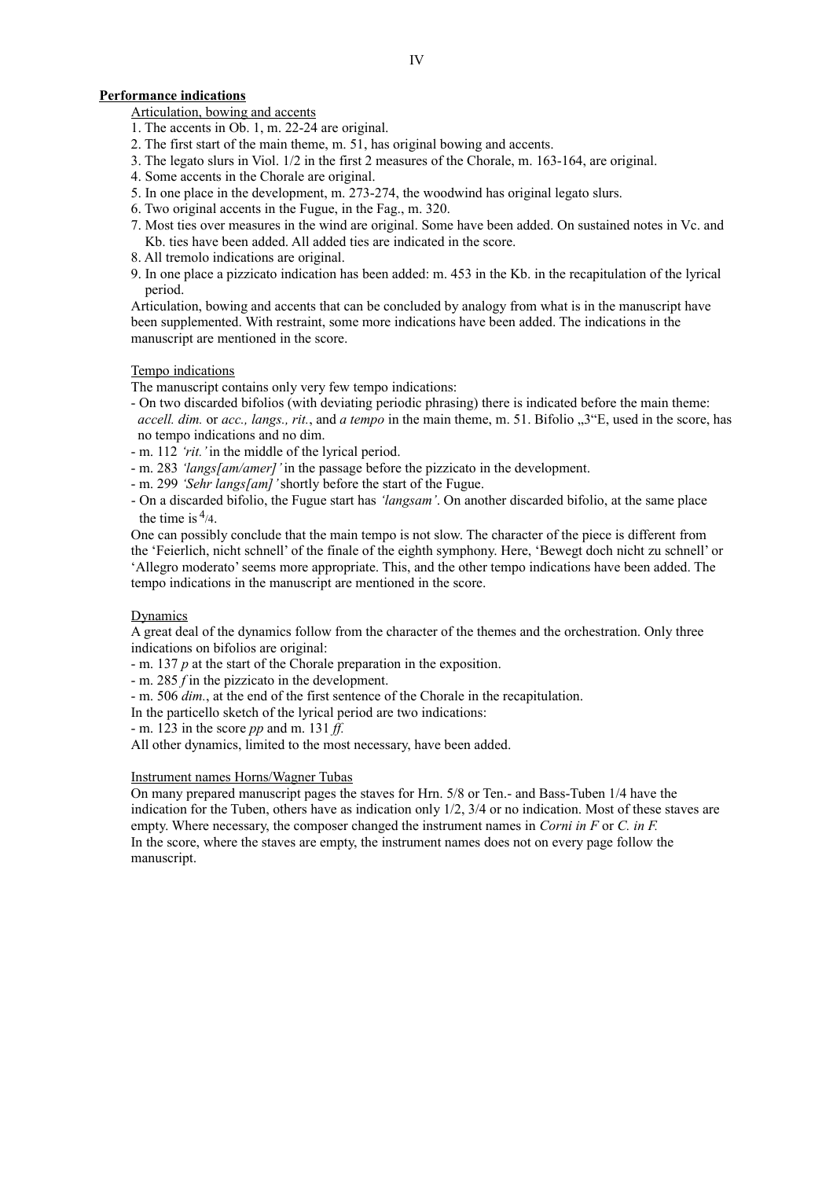## Performance indications

Articulation, bowing and accents

1. The accents in Ob. 1, m. 22-24 are original.
2. The first start of the main theme, m. 51, has original bowing and accents.
3. The legato slurs in Viol. 1/2 in the first 2 measures of the Chorale, m. 163-164, are original.
4. Some accents in the Chorale are original.
5. In one place in the development, m. 273-274, the woodwind has original legato slurs.
6. Two original accents in the Fugue, in the Fag., m. 320.
7. Most ties over measures in the wind are original. Some have been added. On sustained notes in Vc. and Kb. ties have been added. All added ties are indicated in the score.
8. All tremolo indications are original.
9. In one place a pizzicato indication has been added: m. 453 in the Kb. in the recapitulation of the lyrical period.

Articulation, bowing and accents that can be concluded by analogy from what is in the manuscript have been supplemented. With restraint, some more indications have been added. The indications in the manuscript are mentioned in the score.

Tempo indications

The manuscript contains only very few tempo indications:

- On two discarded bifolios (with deviating periodic phrasing) there is indicated before the main theme: *accell. dim.* or *acc., langs., rit.*, and *a tempo* in the main theme, m. 51. Bifolio „3"E, used in the score, has no tempo indications and no dim.
- m. 112 *'rit.'* in the middle of the lyrical period.
- m. 283 *'langs[am/amer]'* in the passage before the pizzicato in the development.
- m. 299 *'Sehr langs[am]'* shortly before the start of the Fugue.
- On a discarded bifolio, the Fugue start has *'langsam'*. On another discarded bifolio, at the same place the time is $^{4}/_{4}$.

One can possibly conclude that the main tempo is not slow. The character of the piece is different from the 'Feierlich, nicht schnell' of the finale of the eighth symphony. Here, 'Bewegt doch nicht zu schnell' or 'Allegro moderato' seems more appropriate. This, and the other tempo indications have been added. The tempo indications in the manuscript are mentioned in the score.

Dynamics

A great deal of the dynamics follow from the character of the themes and the orchestration. Only three indications on bifolios are original:

- m. 137 *p* at the start of the Chorale preparation in the exposition.
- m. 285 *f* in the pizzicato in the development.
- m. 506 *dim.*, at the end of the first sentence of the Chorale in the recapitulation.

In the particello sketch of the lyrical period are two indications:

- m. 123 in the score *pp* and m. 131 *ff.*

All other dynamics, limited to the most necessary, have been added.

Instrument names Horns/Wagner Tubas

On many prepared manuscript pages the staves for Hrn. 5/8 or Ten.- and Bass-Tuben 1/4 have the indication for the Tuben, others have as indication only 1/2, 3/4 or no indication. Most of these staves are empty. Where necessary, the composer changed the instrument names in *Corni in F* or *C. in F.*
In the score, where the staves are empty, the instrument names does not on every page follow the manuscript.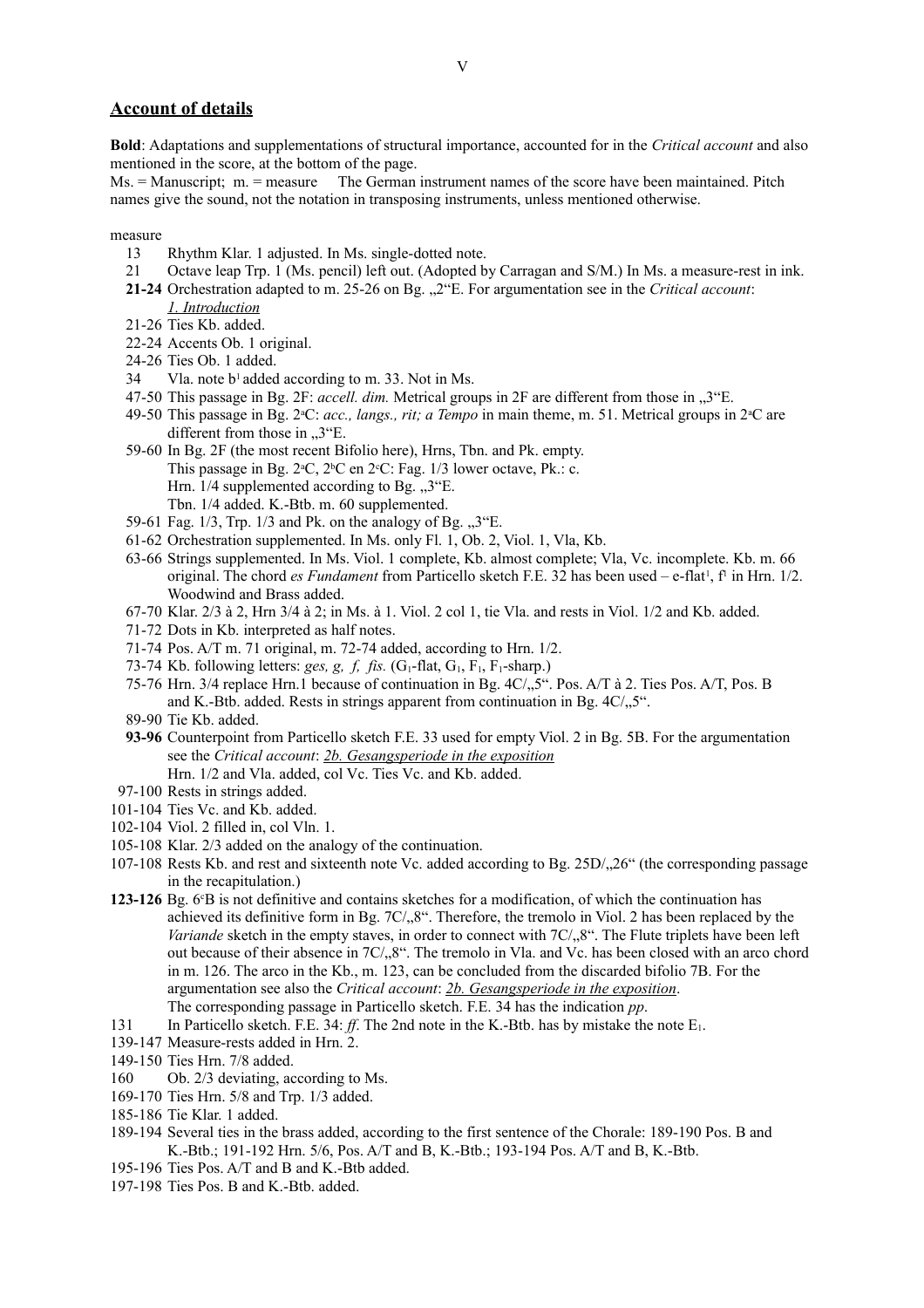## Account of details

**Bold**: Adaptations and supplementations of structural importance, accounted for in the *Critical account* and also mentioned in the score, at the bottom of the page.

Ms. = Manuscript; m. = measure The German instrument names of the score have been maintained. Pitch names give the sound, not the notation in transposing instruments, unless mentioned otherwise.

measure

- 13 Rhythm Klar. 1 adjusted. In Ms. single-dotted note.
- 21 Octave leap Trp. 1 (Ms. pencil) left out. (Adopted by Carragan and S/M.) In Ms. a measure-rest in ink.
- **21-24** Orchestration adapted to m. 25-26 on Bg. „2“E. For argumentation see in the *Critical account*: *1. Introduction*
- 21-26 Ties Kb. added.
- 22-24 Accents Ob. 1 original.
- 24-26 Ties Ob. 1 added.
- 34 Vla. note $b^1$ added according to m. 33. Not in Ms.
- 47-50 This passage in Bg. 2F: *accell. dim.* Metrical groups in 2F are different from those in „3“E.
- 49-50 This passage in Bg. $2^a$C: *acc., langs., rit; a Tempo* in main theme, m. 51. Metrical groups in $2^a$C are different from those in „3“E.
- 59-60 In Bg. 2F (the most recent Bifolio here), Hrns, Tbn. and Pk. empty.
  This passage in Bg. $2^a$C, $2^b$C en $2^c$C: Fag. 1/3 lower octave, Pk.: c.
  Hrn. 1/4 supplemented according to Bg. „3“E.
  Tbn. 1/4 added. K.-Btb. m. 60 supplemented.
- 59-61 Fag. 1/3, Trp. 1/3 and Pk. on the analogy of Bg. „3“E.
- 61-62 Orchestration supplemented. In Ms. only Fl. 1, Ob. 2, Viol. 1, Vla, Kb.
- 63-66 Strings supplemented. In Ms. Viol. 1 complete, Kb. almost complete; Vla, Vc. incomplete. Kb. m. 66 original. The chord *es Fundament* from Particello sketch F.E. 32 has been used – e-flat$^1$, $f^1$ in Hrn. 1/2. Woodwind and Brass added.
- 67-70 Klar. 2/3 à 2, Hrn 3/4 à 2; in Ms. à 1. Viol. 2 col 1, tie Vla. and rests in Viol. 1/2 and Kb. added.
- 71-72 Dots in Kb. interpreted as half notes.
- 71-74 Pos. A/T m. 71 original, m. 72-74 added, according to Hrn. 1/2.
- 73-74 Kb. following letters: *ges, g, f, fis.* ($G_1$-flat, $G_1$, $F_1$, $F_1$-sharp.)
- 75-76 Hrn. 3/4 replace Hrn.1 because of continuation in Bg. 4C/„5“. Pos. A/T à 2. Ties Pos. A/T, Pos. B and K.-Btb. added. Rests in strings apparent from continuation in Bg. 4C/„5“.
- 89-90 Tie Kb. added.
- **93-96** Counterpoint from Particello sketch F.E. 33 used for empty Viol. 2 in Bg. 5B. For the argumentation see the *Critical account*: *2b. Gesangsperiode in the exposition*
  Hrn. 1/2 and Vla. added, col Vc. Ties Vc. and Kb. added.
- 97-100 Rests in strings added.
- 101-104 Ties Vc. and Kb. added.
- 102-104 Viol. 2 filled in, col Vln. 1.
- 105-108 Klar. 2/3 added on the analogy of the continuation.
- 107-108 Rests Kb. and rest and sixteenth note Vc. added according to Bg. 25D/„26“ (the corresponding passage in the recapitulation.)
- **123-126** Bg. $6^c$B is not definitive and contains sketches for a modification, of which the continuation has achieved its definitive form in Bg. 7C/„8“. Therefore, the tremolo in Viol. 2 has been replaced by the *Variande* sketch in the empty staves, in order to connect with 7C/„8“. The Flute triplets have been left out because of their absence in 7C/„8“. The tremolo in Vla. and Vc. has been closed with an arco chord in m. 126. The arco in the Kb., m. 123, can be concluded from the discarded bifolio 7B. For the argumentation see also the *Critical account*: *2b. Gesangsperiode in the exposition*.
  The corresponding passage in Particello sketch. F.E. 34 has the indication *pp*.
- 131 In Particello sketch. F.E. 34: *ff*. The 2nd note in the K.-Btb. has by mistake the note $E_1$.
- 139-147 Measure-rests added in Hrn. 2.
- 149-150 Ties Hrn. 7/8 added.
- 160 Ob. 2/3 deviating, according to Ms.
- 169-170 Ties Hrn. 5/8 and Trp. 1/3 added.
- 185-186 Tie Klar. 1 added.
- 189-194 Several ties in the brass added, according to the first sentence of the Chorale: 189-190 Pos. B and K.-Btb.; 191-192 Hrn. 5/6, Pos. A/T and B, K.-Btb.; 193-194 Pos. A/T and B, K.-Btb.
- 195-196 Ties Pos. A/T and B and K.-Btb added.
- 197-198 Ties Pos. B and K.-Btb. added.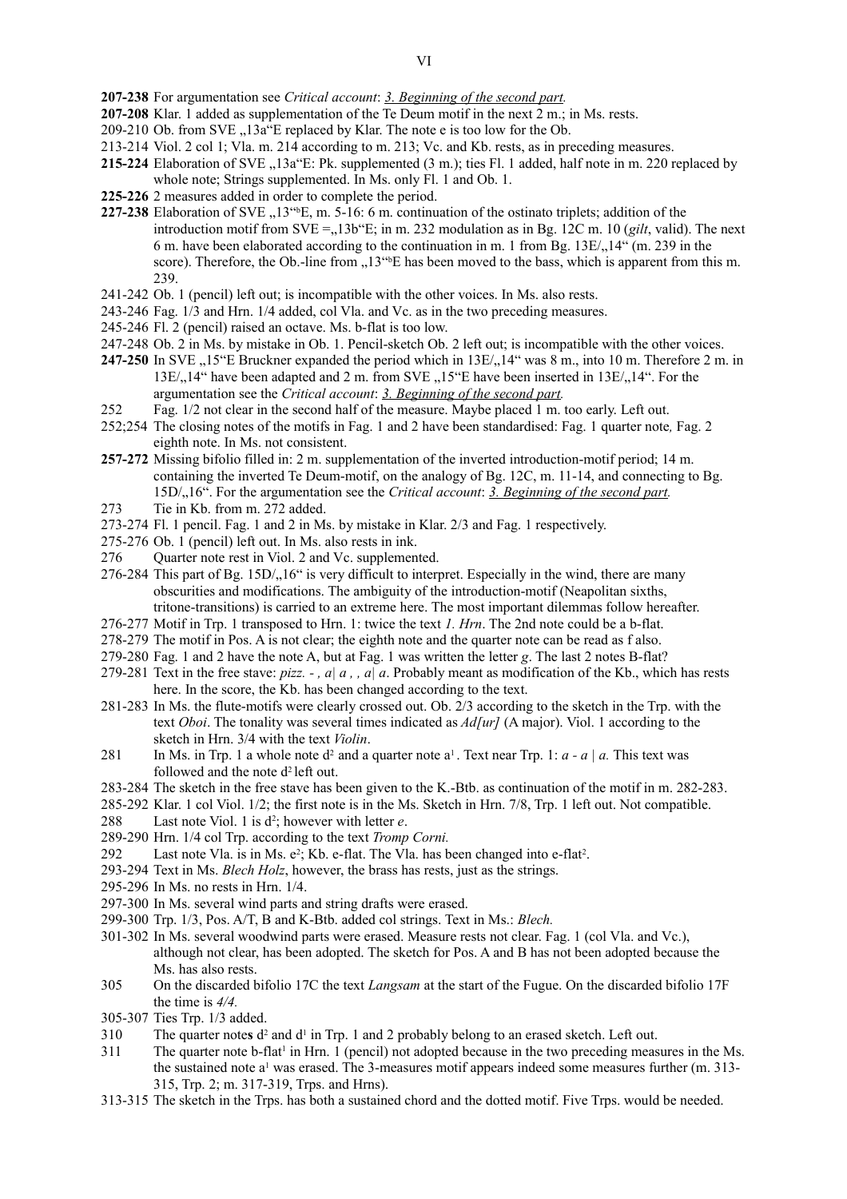**207-238** For argumentation see *Critical account*: *3. Beginning of the second part.*

**207-208** Klar. 1 added as supplementation of the Te Deum motif in the next 2 m.; in Ms. rests.

209-210 Ob. from SVE „13a“E replaced by Klar. The note e is too low for the Ob.

213-214 Viol. 2 col 1; Vla. m. 214 according to m. 213; Vc. and Kb. rests, as in preceding measures.

**215-224** Elaboration of SVE „13a“E: Pk. supplemented (3 m.); ties Fl. 1 added, half note in m. 220 replaced by whole note; Strings supplemented. In Ms. only Fl. 1 and Ob. 1.

**225-226** 2 measures added in order to complete the period.

**227-238** Elaboration of SVE „13“bE, m. 5-16: 6 m. continuation of the ostinato triplets; addition of the introduction motif from SVE =„13b“E; in m. 232 modulation as in Bg. 12C m. 10 (*gilt*, valid). The next 6 m. have been elaborated according to the continuation in m. 1 from Bg. 13E/„14“ (m. 239 in the score). Therefore, the Ob.-line from „13“bE has been moved to the bass, which is apparent from this m. 239.

241-242 Ob. 1 (pencil) left out; is incompatible with the other voices. In Ms. also rests.

243-246 Fag. 1/3 and Hrn. 1/4 added, col Vla. and Vc. as in the two preceding measures.

245-246 Fl. 2 (pencil) raised an octave. Ms. b-flat is too low.

247-248 Ob. 2 in Ms. by mistake in Ob. 1. Pencil-sketch Ob. 2 left out; is incompatible with the other voices.

**247-250** In SVE „15“E Bruckner expanded the period which in 13E/„14“ was 8 m., into 10 m. Therefore 2 m. in 13E/„14“ have been adapted and 2 m. from SVE „15“E have been inserted in 13E/„14“. For the argumentation see the *Critical account*: *3. Beginning of the second part.*

252 Fag. 1/2 not clear in the second half of the measure. Maybe placed 1 m. too early. Left out.

252;254 The closing notes of the motifs in Fag. 1 and 2 have been standardised: Fag. 1 quarter note*,* Fag. 2 eighth note. In Ms. not consistent.

**257-272** Missing bifolio filled in: 2 m. supplementation of the inverted introduction-motif period; 14 m. containing the inverted Te Deum-motif, on the analogy of Bg. 12C, m. 11-14, and connecting to Bg. 15D/„16“. For the argumentation see the *Critical account*: *3. Beginning of the second part.*

273 Tie in Kb. from m. 272 added.

273-274 Fl. 1 pencil. Fag. 1 and 2 in Ms. by mistake in Klar. 2/3 and Fag. 1 respectively.

275-276 Ob. 1 (pencil) left out. In Ms. also rests in ink.

276 Quarter note rest in Viol. 2 and Vc. supplemented.

276-284 This part of Bg. 15D/„16“ is very difficult to interpret. Especially in the wind, there are many obscurities and modifications. The ambiguity of the introduction-motif (Neapolitan sixths, tritone-transitions) is carried to an extreme here. The most important dilemmas follow hereafter.

276-277 Motif in Trp. 1 transposed to Hrn. 1: twice the text *1. Hrn*. The 2nd note could be a b-flat.

278-279 The motif in Pos. A is not clear; the eighth note and the quarter note can be read as f also.

279-280 Fag. 1 and 2 have the note A, but at Fag. 1 was written the letter *g*. The last 2 notes B-flat?

279-281 Text in the free stave: *pizz. - , a| a , , a| a*. Probably meant as modification of the Kb., which has rests here. In the score, the Kb. has been changed according to the text.

281-283 In Ms. the flute-motifs were clearly crossed out. Ob. 2/3 according to the sketch in the Trp. with the text *Oboi*. The tonality was several times indicated as *Ad[ur]* (A major). Viol. 1 according to the sketch in Hrn. 3/4 with the text *Violin*.

281 In Ms. in Trp. 1 a whole note $d^2$ and a quarter note $a^1$. Text near Trp. 1: *a - a | a.* This text was followed and the note $d^2$ left out.

283-284 The sketch in the free stave has been given to the K.-Btb. as continuation of the motif in m. 282-283.

285-292 Klar. 1 col Viol. 1/2; the first note is in the Ms. Sketch in Hrn. 7/8, Trp. 1 left out. Not compatible.

288 Last note Viol. 1 is $d^2$; however with letter *e*.

289-290 Hrn. 1/4 col Trp. according to the text *Tromp Corni.*

292 Last note Vla. is in Ms. $e^2$; Kb. e-flat. The Vla. has been changed into e-flat$^2$.

293-294 Text in Ms. *Blech Holz*, however, the brass has rests, just as the strings.

295-296 In Ms. no rests in Hrn. 1/4.

297-300 In Ms. several wind parts and string drafts were erased.

299-300 Trp. 1/3, Pos. A/T, B and K-Btb. added col strings. Text in Ms.: *Blech.*

301-302 In Ms. several woodwind parts were erased. Measure rests not clear. Fag. 1 (col Vla. and Vc.), although not clear, has been adopted. The sketch for Pos. A and B has not been adopted because the Ms. has also rests.

305 On the discarded bifolio 17C the text *Langsam* at the start of the Fugue. On the discarded bifolio 17F the time is *4/4.*

305-307 Ties Trp. 1/3 added.

310 The quarter note**s** $d^2$ and $d^1$ in Trp. 1 and 2 probably belong to an erased sketch. Left out.

311 The quarter note b-flat$^1$ in Hrn. 1 (pencil) not adopted because in the two preceding measures in the Ms. the sustained note $a^1$ was erased. The 3-measures motif appears indeed some measures further (m. 313-315, Trp. 2; m. 317-319, Trps. and Hrns).

313-315 The sketch in the Trps. has both a sustained chord and the dotted motif. Five Trps. would be needed.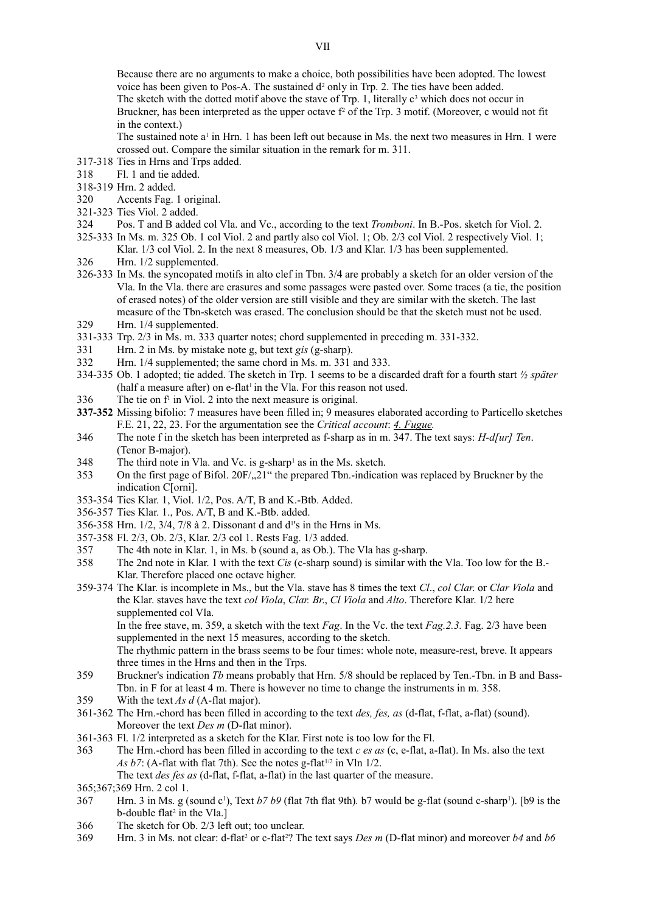Because there are no arguments to make a choice, both possibilities have been adopted. The lowest voice has been given to Pos-A. The sustained d² only in Trp. 2. The ties have been added.
The sketch with the dotted motif above the stave of Trp. 1, literally c³ which does not occur in Bruckner, has been interpreted as the upper octave f² of the Trp. 3 motif. (Moreover, c would not fit in the context.)
The sustained note a¹ in Hrn. 1 has been left out because in Ms. the next two measures in Hrn. 1 were crossed out. Compare the similar situation in the remark for m. 311.

317-318 Ties in Hrns and Trps added.

318 Fl. 1 and tie added.

318-319 Hrn. 2 added.

320 Accents Fag. 1 original.

321-323 Ties Viol. 2 added.

324 Pos. T and B added col Vla. and Vc., according to the text *Tromboni*. In B.-Pos. sketch for Viol. 2.

325-333 In Ms. m. 325 Ob. 1 col Viol. 2 and partly also col Viol. 1; Ob. 2/3 col Viol. 2 respectively Viol. 1; Klar. 1/3 col Viol. 2. In the next 8 measures, Ob. 1/3 and Klar. 1/3 has been supplemented.

326 Hrn. 1/2 supplemented.

326-333 In Ms. the syncopated motifs in alto clef in Tbn. 3/4 are probably a sketch for an older version of the Vla. In the Vla. there are erasures and some passages were pasted over. Some traces (a tie, the position of erased notes) of the older version are still visible and they are similar with the sketch. The last measure of the Tbn-sketch was erased. The conclusion should be that the sketch must not be used.

329 Hrn. 1/4 supplemented.

331-333 Trp. 2/3 in Ms. m. 333 quarter notes; chord supplemented in preceding m. 331-332.

331 Hrn. 2 in Ms. by mistake note g, but text *gis* (g-sharp).

332 Hrn. 1/4 supplemented; the same chord in Ms. m. 331 and 333.

334-335 Ob. 1 adopted; tie added. The sketch in Trp. 1 seems to be a discarded draft for a fourth start *½ später* (half a measure after) on e-flat¹ in the Vla. For this reason not used.

336 The tie on f¹ in Viol. 2 into the next measure is original.

**337-352** Missing bifolio: 7 measures have been filled in; 9 measures elaborated according to Particello sketches F.E. 21, 22, 23. For the argumentation see the *Critical account*: *4. Fugue.*

346 The note f in the sketch has been interpreted as f-sharp as in m. 347. The text says: *H-d[ur] Ten*. (Tenor B-major).

348 The third note in Vla. and Vc. is g-sharp¹ as in the Ms. sketch.

353 On the first page of Bifol. 20F/„21" the prepared Tbn.-indication was replaced by Bruckner by the indication C[orni].

353-354 Ties Klar. 1, Viol. 1/2, Pos. A/T, B and K.-Btb. Added.

356-357 Ties Klar. 1., Pos. A/T, B and K.-Btb. added.

356-358 Hrn. 1/2, 3/4, 7/8 à 2. Dissonant d and d¹'s in the Hrns in Ms.

357-358 Fl. 2/3, Ob. 2/3, Klar. 2/3 col 1. Rests Fag. 1/3 added.

357 The 4th note in Klar. 1, in Ms. b (sound a, as Ob.). The Vla has g-sharp.

358 The 2nd note in Klar. 1 with the text *Cis* (c-sharp sound) is similar with the Vla. Too low for the B.-Klar. Therefore placed one octave higher.

359-374 The Klar. is incomplete in Ms., but the Vla. stave has 8 times the text *Cl*., *col Clar.* or *Clar Viola* and the Klar. staves have the text *col Viola*, *Clar. Br.*, *Cl Viola* and *Alto*. Therefore Klar. 1/2 here supplemented col Vla.
In the free stave, m. 359, a sketch with the text *Fag*. In the Vc. the text *Fag.2.3.* Fag. 2/3 have been supplemented in the next 15 measures, according to the sketch.
The rhythmic pattern in the brass seems to be four times: whole note, measure-rest, breve. It appears three times in the Hrns and then in the Trps.

359 Bruckner's indication *Tb* means probably that Hrn. 5/8 should be replaced by Ten.-Tbn. in B and Bass-Tbn. in F for at least 4 m. There is however no time to change the instruments in m. 358.

359 With the text *As d* (A-flat major).

361-362 The Hrn.-chord has been filled in according to the text *des, fes, as* (d-flat, f-flat, a-flat) (sound). Moreover the text *Des m* (D-flat minor).

361-363 Fl. 1/2 interpreted as a sketch for the Klar. First note is too low for the Fl.

363 The Hrn.-chord has been filled in according to the text *c es as* (c, e-flat, a-flat). In Ms. also the text *As b7*: (A-flat with flat 7th). See the notes g-flat¹/² in Vln 1/2.
The text *des fes as* (d-flat, f-flat, a-flat) in the last quarter of the measure.

365;367;369 Hrn. 2 col 1.

367 Hrn. 3 in Ms. g (sound c¹), Text *b7 b9* (flat 7th flat 9th)*.* b7 would be g-flat (sound c-sharp¹). [b9 is the b-double flat² in the Vla.]

366 The sketch for Ob. 2/3 left out; too unclear.

369 Hrn. 3 in Ms. not clear: d-flat² or c-flat²? The text says *Des m* (D-flat minor) and moreover *b4* and *b6*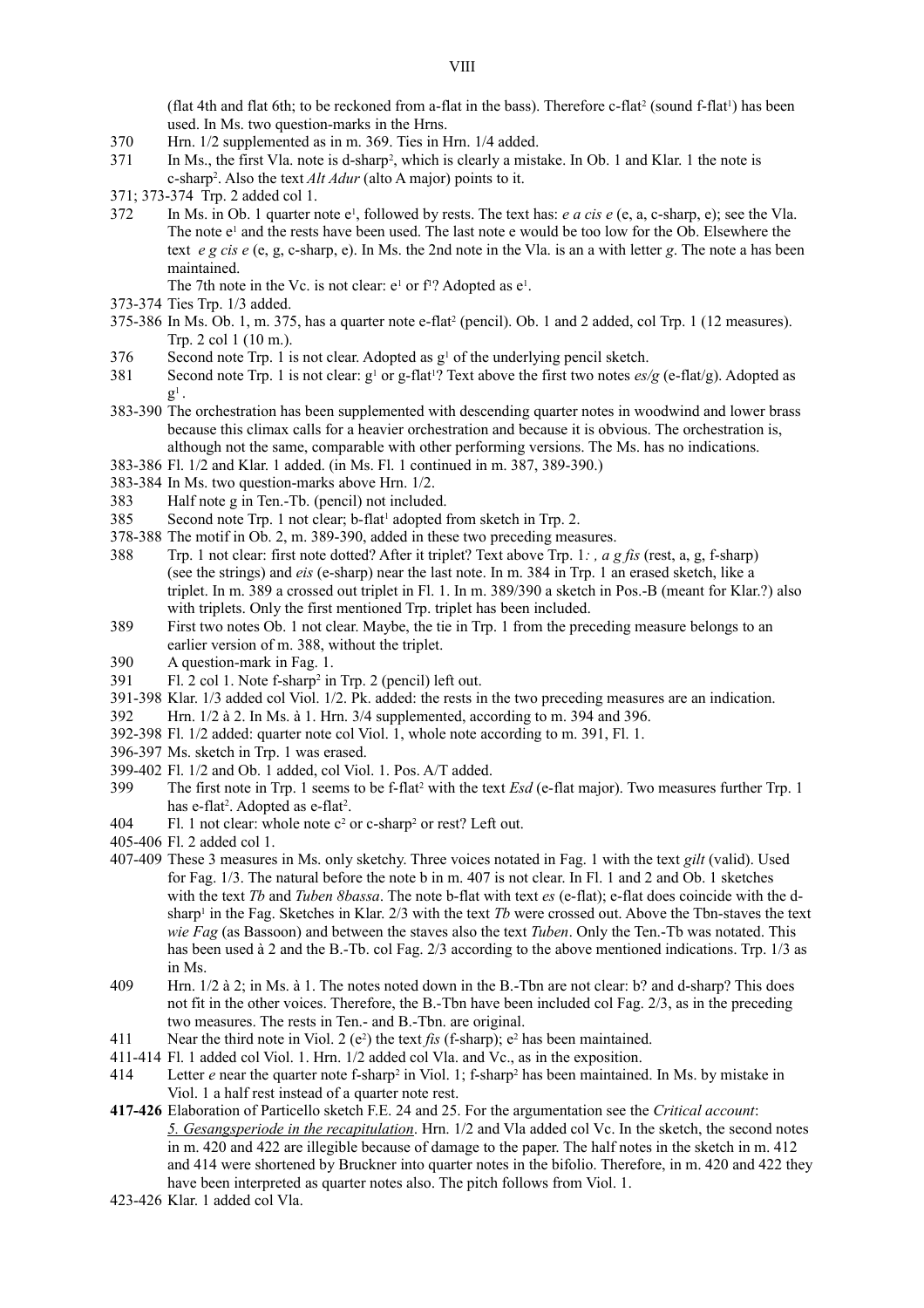(flat 4th and flat 6th; to be reckoned from a-flat in the bass). Therefore c-flat$^2$ (sound f-flat$^1$) has been used. In Ms. two question-marks in the Hrns.

370 Hrn. 1/2 supplemented as in m. 369. Ties in Hrn. 1/4 added.

371 In Ms., the first Vla. note is d-sharp$^2$, which is clearly a mistake. In Ob. 1 and Klar. 1 the note is c-sharp$^2$. Also the text *Alt Adur* (alto A major) points to it.

371; 373-374 Trp. 2 added col 1.

372 In Ms. in Ob. 1 quarter note e$^1$, followed by rests. The text has: *e a cis e* (e, a, c-sharp, e); see the Vla. The note e$^1$ and the rests have been used. The last note e would be too low for the Ob. Elsewhere the text *e g cis e* (e, g, c-sharp, e). In Ms. the 2nd note in the Vla. is an a with letter *g*. The note a has been maintained.
The 7th note in the Vc. is not clear: e$^1$ or f$^1$? Adopted as e$^1$.

373-374 Ties Trp. 1/3 added.

375-386 In Ms. Ob. 1, m. 375, has a quarter note e-flat$^2$ (pencil). Ob. 1 and 2 added, col Trp. 1 (12 measures). Trp. 2 col 1 (10 m.).

376 Second note Trp. 1 is not clear. Adopted as g$^1$ of the underlying pencil sketch.

381 Second note Trp. 1 is not clear: g$^1$ or g-flat$^1$? Text above the first two notes *es/g* (e-flat/g). Adopted as g$^1$.

383-390 The orchestration has been supplemented with descending quarter notes in woodwind and lower brass because this climax calls for a heavier orchestration and because it is obvious. The orchestration is, although not the same, comparable with other performing versions. The Ms. has no indications.

383-386 Fl. 1/2 and Klar. 1 added. (in Ms. Fl. 1 continued in m. 387, 389-390.)

383-384 In Ms. two question-marks above Hrn. 1/2.

383 Half note g in Ten.-Tb. (pencil) not included.

385 Second note Trp. 1 not clear; b-flat$^1$ adopted from sketch in Trp. 2.

378-388 The motif in Ob. 2, m. 389-390, added in these two preceding measures.

388 Trp. 1 not clear: first note dotted? After it triplet? Text above Trp. 1*: , a g fis* (rest, a, g, f-sharp) (see the strings) and *eis* (e-sharp) near the last note. In m. 384 in Trp. 1 an erased sketch, like a triplet. In m. 389 a crossed out triplet in Fl. 1. In m. 389/390 a sketch in Pos.-B (meant for Klar.?) also with triplets. Only the first mentioned Trp. triplet has been included.

389 First two notes Ob. 1 not clear. Maybe, the tie in Trp. 1 from the preceding measure belongs to an earlier version of m. 388, without the triplet.

390 A question-mark in Fag. 1.

391 Fl. 2 col 1. Note f-sharp$^2$ in Trp. 2 (pencil) left out.

391-398 Klar. 1/3 added col Viol. 1/2. Pk. added: the rests in the two preceding measures are an indication.

392 Hrn. 1/2 à 2. In Ms. à 1. Hrn. 3/4 supplemented, according to m. 394 and 396.

392-398 Fl. 1/2 added: quarter note col Viol. 1, whole note according to m. 391, Fl. 1.

396-397 Ms. sketch in Trp. 1 was erased.

399-402 Fl. 1/2 and Ob. 1 added, col Viol. 1. Pos. A/T added.

399 The first note in Trp. 1 seems to be f-flat$^2$ with the text *Esd* (e-flat major). Two measures further Trp. 1 has e-flat$^2$. Adopted as e-flat$^2$.

404 Fl. 1 not clear: whole note c$^2$ or c-sharp$^2$ or rest? Left out.

405-406 Fl. 2 added col 1.

407-409 These 3 measures in Ms. only sketchy. Three voices notated in Fag. 1 with the text *gilt* (valid). Used for Fag. 1/3. The natural before the note b in m. 407 is not clear. In Fl. 1 and 2 and Ob. 1 sketches with the text *Tb* and *Tuben 8bassa*. The note b-flat with text *es* (e-flat); e-flat does coincide with the d-sharp$^1$ in the Fag. Sketches in Klar. 2/3 with the text *Tb* were crossed out. Above the Tbn-staves the text *wie Fag* (as Bassoon) and between the staves also the text *Tuben*. Only the Ten.-Tb was notated. This has been used à 2 and the B.-Tb. col Fag. 2/3 according to the above mentioned indications. Trp. 1/3 as in Ms.

409 Hrn. 1/2 à 2; in Ms. à 1. The notes noted down in the B.-Tbn are not clear: b? and d-sharp? This does not fit in the other voices. Therefore, the B.-Tbn have been included col Fag. 2/3, as in the preceding two measures. The rests in Ten.- and B.-Tbn. are original.

411 Near the third note in Viol. 2 (e$^2$) the text *fis* (f-sharp); e$^2$ has been maintained.

411-414 Fl. 1 added col Viol. 1. Hrn. 1/2 added col Vla. and Vc., as in the exposition.

414 Letter *e* near the quarter note f-sharp$^2$ in Viol. 1; f-sharp$^2$ has been maintained. In Ms. by mistake in Viol. 1 a half rest instead of a quarter note rest.

**417-426** Elaboration of Particello sketch F.E. 24 and 25. For the argumentation see the *Critical account*: *5. Gesangsperiode in the recapitulation*. Hrn. 1/2 and Vla added col Vc. In the sketch, the second notes in m. 420 and 422 are illegible because of damage to the paper. The half notes in the sketch in m. 412 and 414 were shortened by Bruckner into quarter notes in the bifolio. Therefore, in m. 420 and 422 they have been interpreted as quarter notes also. The pitch follows from Viol. 1.

423-426 Klar. 1 added col Vla.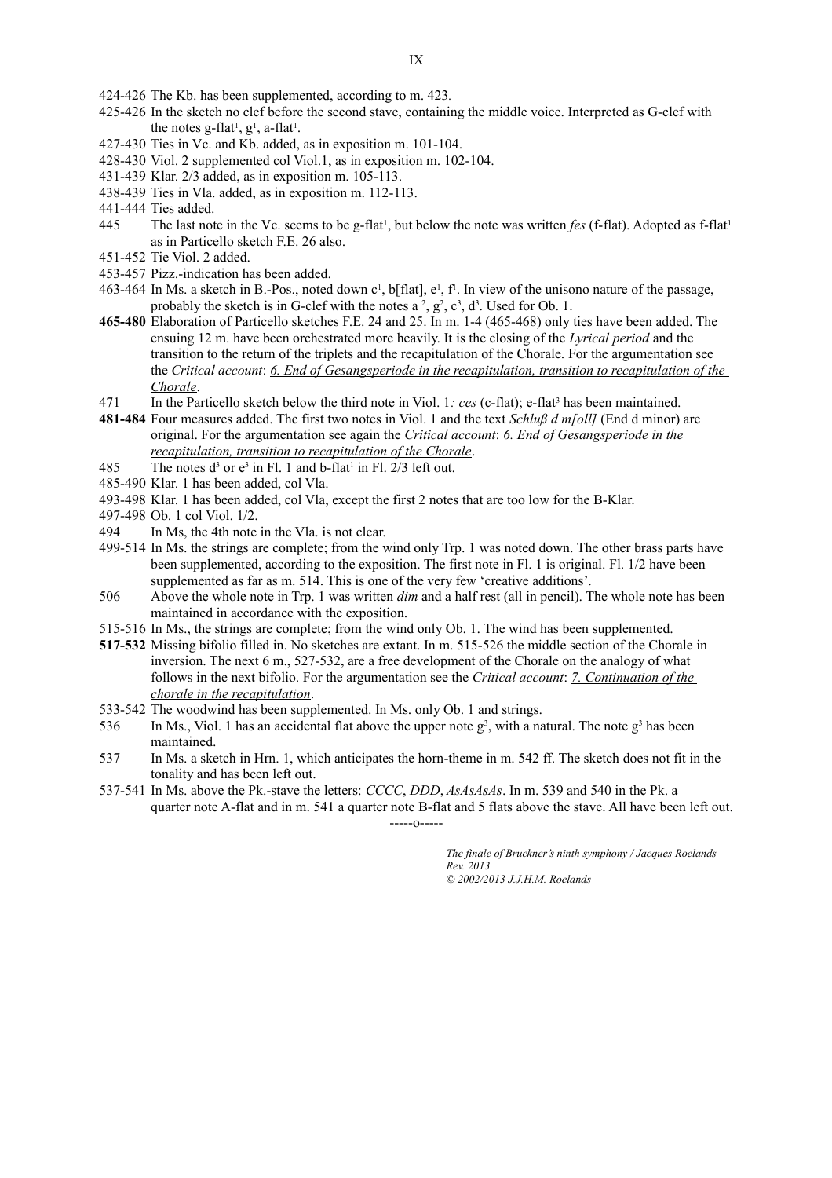424-426 The Kb. has been supplemented, according to m. 423.

425-426 In the sketch no clef before the second stave, containing the middle voice. Interpreted as G-clef with the notes g-flat[1], g[1], a-flat[1].

427-430 Ties in Vc. and Kb. added, as in exposition m. 101-104.

428-430 Viol. 2 supplemented col Viol.1, as in exposition m. 102-104.

431-439 Klar. 2/3 added, as in exposition m. 105-113.

438-439 Ties in Vla. added, as in exposition m. 112-113.

441-444 Ties added.

445 The last note in the Vc. seems to be g-flat[1], but below the note was written *fes* (f-flat). Adopted as f-flat[1] as in Particello sketch F.E. 26 also.

451-452 Tie Viol. 2 added.

453-457 Pizz.-indication has been added.

463-464 In Ms. a sketch in B.-Pos., noted down c[1], b[flat], e[1], f[1]. In view of the unisono nature of the passage, probably the sketch is in G-clef with the notes a [2], g[2], c[3], d[3]. Used for Ob. 1.

**465-480** Elaboration of Particello sketches F.E. 24 and 25. In m. 1-4 (465-468) only ties have been added. The ensuing 12 m. have been orchestrated more heavily. It is the closing of the *Lyrical period* and the transition to the return of the triplets and the recapitulation of the Chorale. For the argumentation see the *Critical account*: *6. End of Gesangsperiode in the recapitulation, transition to recapitulation of the Chorale*.

471 In the Particello sketch below the third note in Viol. 1*: ces* (c-flat); e-flat[3] has been maintained.

**481-484** Four measures added. The first two notes in Viol. 1 and the text *Schluß d m[oll]* (End d minor) are original. For the argumentation see again the *Critical account*: *6. End of Gesangsperiode in the recapitulation, transition to recapitulation of the Chorale*.

485 The notes d[3] or e[3] in Fl. 1 and b-flat[1] in Fl. 2/3 left out.

485-490 Klar. 1 has been added, col Vla.

493-498 Klar. 1 has been added, col Vla, except the first 2 notes that are too low for the B-Klar.

497-498 Ob. 1 col Viol. 1/2.

494 In Ms, the 4th note in the Vla. is not clear.

499-514 In Ms. the strings are complete; from the wind only Trp. 1 was noted down. The other brass parts have been supplemented, according to the exposition. The first note in Fl. 1 is original. Fl. 1/2 have been supplemented as far as m. 514. This is one of the very few 'creative additions'.

506 Above the whole note in Trp. 1 was written *dim* and a half rest (all in pencil). The whole note has been maintained in accordance with the exposition.

515-516 In Ms., the strings are complete; from the wind only Ob. 1. The wind has been supplemented.

**517-532** Missing bifolio filled in. No sketches are extant. In m. 515-526 the middle section of the Chorale in inversion. The next 6 m., 527-532, are a free development of the Chorale on the analogy of what follows in the next bifolio. For the argumentation see the *Critical account*: *7. Continuation of the chorale in the recapitulation*.

533-542 The woodwind has been supplemented. In Ms. only Ob. 1 and strings.

536 In Ms., Viol. 1 has an accidental flat above the upper note g[3], with a natural. The note g[3] has been maintained.

537 In Ms. a sketch in Hrn. 1, which anticipates the horn-theme in m. 542 ff. The sketch does not fit in the tonality and has been left out.

537-541 In Ms. above the Pk.-stave the letters: *CCCC*, *DDD*, *AsAsAsAs*. In m. 539 and 540 in the Pk. a quarter note A-flat and in m. 541 a quarter note B-flat and 5 flats above the stave. All have been left out.

-----o-----

*The finale of Bruckner's ninth symphony / Jacques Roelands*
*Rev. 2013*
*© 2002/2013 J.J.H.M. Roelands*